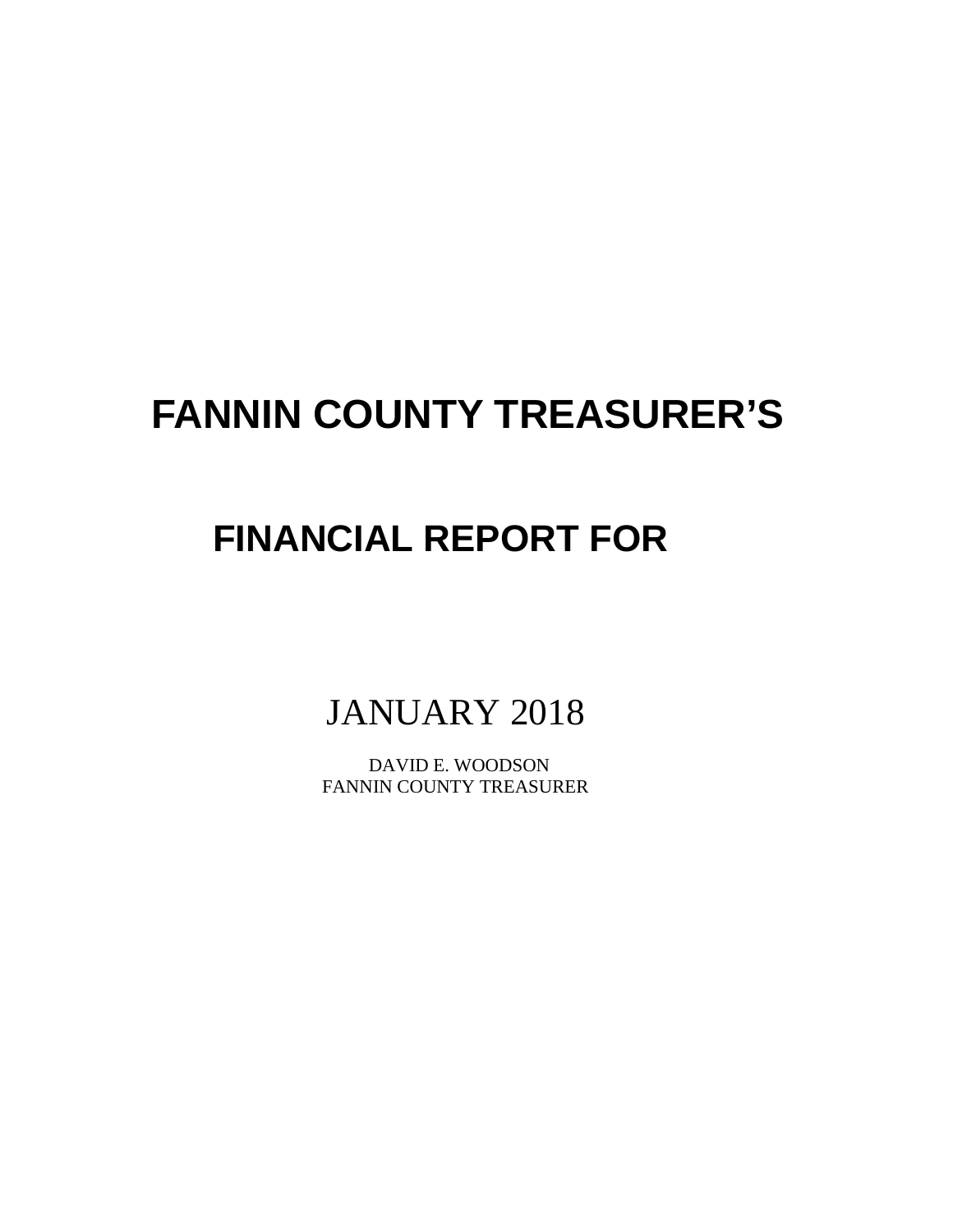# FANNIN COUNTY TREASURER'S

# FINANCIAL REPORT FOR

JANUARY 2018

DAVID E. WOODSON
FANNIN COUNTY TREASURER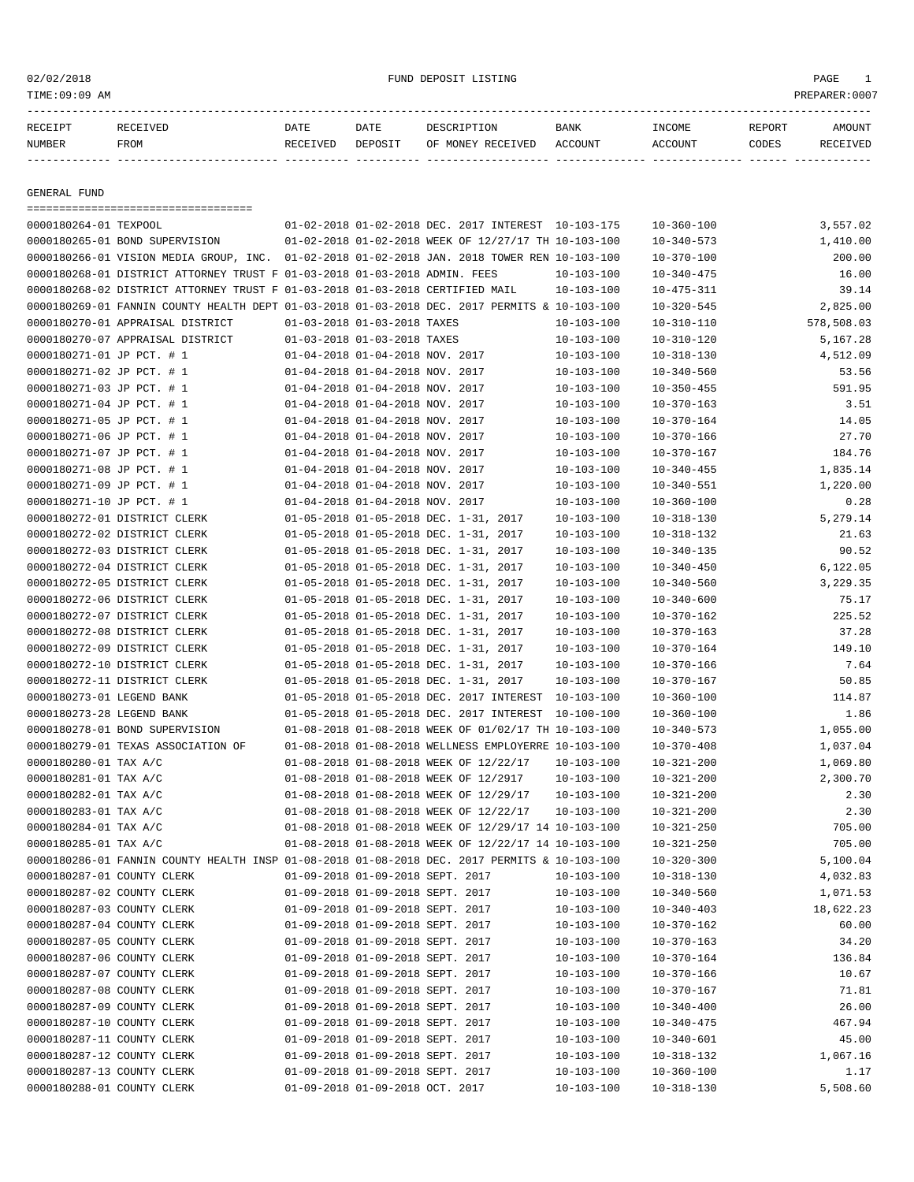FUND DEPOSIT LISTING

| RECEIPT NUMBER | RECEIVED FROM | DATE RECEIVED | DATE DEPOSIT | DESCRIPTION OF MONEY RECEIVED | BANK ACCOUNT | INCOME ACCOUNT | REPORT CODES | AMOUNT RECEIVED |
|---|---|---|---|---|---|---|---|---|

## GENERAL FUND

| RECEIPT NUMBER | RECEIVED FROM | DATE RECEIVED | DATE DEPOSIT | DESCRIPTION OF MONEY RECEIVED | BANK ACCOUNT | INCOME ACCOUNT | REPORT CODES | AMOUNT RECEIVED |
|---|---|---|---|---|---|---|---|---|
| 0000180264-01 | TEXPOOL | 01-02-2018 | 01-02-2018 | DEC. 2017 INTEREST | 10-103-175 | 10-360-100 | | 3,557.02 |
| 0000180265-01 | BOND SUPERVISION | 01-02-2018 | 01-02-2018 | WEEK OF 12/27/17 TH | 10-103-100 | 10-340-573 | | 1,410.00 |
| 0000180266-01 | VISION MEDIA GROUP, INC. | 01-02-2018 | 01-02-2018 | JAN. 2018 TOWER REN | 10-103-100 | 10-370-100 | | 200.00 |
| 0000180268-01 | DISTRICT ATTORNEY TRUST F | 01-03-2018 | 01-03-2018 | ADMIN. FEES | 10-103-100 | 10-340-475 | | 16.00 |
| 0000180268-02 | DISTRICT ATTORNEY TRUST F | 01-03-2018 | 01-03-2018 | CERTIFIED MAIL | 10-103-100 | 10-475-311 | | 39.14 |
| 0000180269-01 | FANNIN COUNTY HEALTH DEPT | 01-03-2018 | 01-03-2018 | DEC. 2017 PERMITS & | 10-103-100 | 10-320-545 | | 2,825.00 |
| 0000180270-01 | APPRAISAL DISTRICT | 01-03-2018 | 01-03-2018 | TAXES | 10-103-100 | 10-310-110 | | 578,508.03 |
| 0000180270-07 | APPRAISAL DISTRICT | 01-03-2018 | 01-03-2018 | TAXES | 10-103-100 | 10-310-120 | | 5,167.28 |
| 0000180271-01 | JP PCT. # 1 | 01-04-2018 | 01-04-2018 | NOV. 2017 | 10-103-100 | 10-318-130 | | 4,512.09 |
| 0000180271-02 | JP PCT. # 1 | 01-04-2018 | 01-04-2018 | NOV. 2017 | 10-103-100 | 10-340-560 | | 53.56 |
| 0000180271-03 | JP PCT. # 1 | 01-04-2018 | 01-04-2018 | NOV. 2017 | 10-103-100 | 10-350-455 | | 591.95 |
| 0000180271-04 | JP PCT. # 1 | 01-04-2018 | 01-04-2018 | NOV. 2017 | 10-103-100 | 10-370-163 | | 3.51 |
| 0000180271-05 | JP PCT. # 1 | 01-04-2018 | 01-04-2018 | NOV. 2017 | 10-103-100 | 10-370-164 | | 14.05 |
| 0000180271-06 | JP PCT. # 1 | 01-04-2018 | 01-04-2018 | NOV. 2017 | 10-103-100 | 10-370-166 | | 27.70 |
| 0000180271-07 | JP PCT. # 1 | 01-04-2018 | 01-04-2018 | NOV. 2017 | 10-103-100 | 10-370-167 | | 184.76 |
| 0000180271-08 | JP PCT. # 1 | 01-04-2018 | 01-04-2018 | NOV. 2017 | 10-103-100 | 10-340-455 | | 1,835.14 |
| 0000180271-09 | JP PCT. # 1 | 01-04-2018 | 01-04-2018 | NOV. 2017 | 10-103-100 | 10-340-551 | | 1,220.00 |
| 0000180271-10 | JP PCT. # 1 | 01-04-2018 | 01-04-2018 | NOV. 2017 | 10-103-100 | 10-360-100 | | 0.28 |
| 0000180272-01 | DISTRICT CLERK | 01-05-2018 | 01-05-2018 | DEC. 1-31, 2017 | 10-103-100 | 10-318-130 | | 5,279.14 |
| 0000180272-02 | DISTRICT CLERK | 01-05-2018 | 01-05-2018 | DEC. 1-31, 2017 | 10-103-100 | 10-318-132 | | 21.63 |
| 0000180272-03 | DISTRICT CLERK | 01-05-2018 | 01-05-2018 | DEC. 1-31, 2017 | 10-103-100 | 10-340-135 | | 90.52 |
| 0000180272-04 | DISTRICT CLERK | 01-05-2018 | 01-05-2018 | DEC. 1-31, 2017 | 10-103-100 | 10-340-450 | | 6,122.05 |
| 0000180272-05 | DISTRICT CLERK | 01-05-2018 | 01-05-2018 | DEC. 1-31, 2017 | 10-103-100 | 10-340-560 | | 3,229.35 |
| 0000180272-06 | DISTRICT CLERK | 01-05-2018 | 01-05-2018 | DEC. 1-31, 2017 | 10-103-100 | 10-340-600 | | 75.17 |
| 0000180272-07 | DISTRICT CLERK | 01-05-2018 | 01-05-2018 | DEC. 1-31, 2017 | 10-103-100 | 10-370-162 | | 225.52 |
| 0000180272-08 | DISTRICT CLERK | 01-05-2018 | 01-05-2018 | DEC. 1-31, 2017 | 10-103-100 | 10-370-163 | | 37.28 |
| 0000180272-09 | DISTRICT CLERK | 01-05-2018 | 01-05-2018 | DEC. 1-31, 2017 | 10-103-100 | 10-370-164 | | 149.10 |
| 0000180272-10 | DISTRICT CLERK | 01-05-2018 | 01-05-2018 | DEC. 1-31, 2017 | 10-103-100 | 10-370-166 | | 7.64 |
| 0000180272-11 | DISTRICT CLERK | 01-05-2018 | 01-05-2018 | DEC. 1-31, 2017 | 10-103-100 | 10-370-167 | | 50.85 |
| 0000180273-01 | LEGEND BANK | 01-05-2018 | 01-05-2018 | DEC. 2017 INTEREST | 10-103-100 | 10-360-100 | | 114.87 |
| 0000180273-28 | LEGEND BANK | 01-05-2018 | 01-05-2018 | DEC. 2017 INTEREST | 10-100-100 | 10-360-100 | | 1.86 |
| 0000180278-01 | BOND SUPERVISION | 01-08-2018 | 01-08-2018 | WEEK OF 01/02/17 TH | 10-103-100 | 10-340-573 | | 1,055.00 |
| 0000180279-01 | TEXAS ASSOCIATION OF | 01-08-2018 | 01-08-2018 | WELLNESS EMPLOYERRE | 10-103-100 | 10-370-408 | | 1,037.04 |
| 0000180280-01 | TAX A/C | 01-08-2018 | 01-08-2018 | WEEK OF 12/22/17 | 10-103-100 | 10-321-200 | | 1,069.80 |
| 0000180281-01 | TAX A/C | 01-08-2018 | 01-08-2018 | WEEK OF 12/2917 | 10-103-100 | 10-321-200 | | 2,300.70 |
| 0000180282-01 | TAX A/C | 01-08-2018 | 01-08-2018 | WEEK OF 12/29/17 | 10-103-100 | 10-321-200 | | 2.30 |
| 0000180283-01 | TAX A/C | 01-08-2018 | 01-08-2018 | WEEK OF 12/22/17 | 10-103-100 | 10-321-200 | | 2.30 |
| 0000180284-01 | TAX A/C | 01-08-2018 | 01-08-2018 | WEEK OF 12/29/17 14 | 10-103-100 | 10-321-250 | | 705.00 |
| 0000180285-01 | TAX A/C | 01-08-2018 | 01-08-2018 | WEEK OF 12/22/17 14 | 10-103-100 | 10-321-250 | | 705.00 |
| 0000180286-01 | FANNIN COUNTY HEALTH INSP | 01-08-2018 | 01-08-2018 | DEC. 2017 PERMITS & | 10-103-100 | 10-320-300 | | 5,100.04 |
| 0000180287-01 | COUNTY CLERK | 01-09-2018 | 01-09-2018 | SEPT. 2017 | 10-103-100 | 10-318-130 | | 4,032.83 |
| 0000180287-02 | COUNTY CLERK | 01-09-2018 | 01-09-2018 | SEPT. 2017 | 10-103-100 | 10-340-560 | | 1,071.53 |
| 0000180287-03 | COUNTY CLERK | 01-09-2018 | 01-09-2018 | SEPT. 2017 | 10-103-100 | 10-340-403 | | 18,622.23 |
| 0000180287-04 | COUNTY CLERK | 01-09-2018 | 01-09-2018 | SEPT. 2017 | 10-103-100 | 10-370-162 | | 60.00 |
| 0000180287-05 | COUNTY CLERK | 01-09-2018 | 01-09-2018 | SEPT. 2017 | 10-103-100 | 10-370-163 | | 34.20 |
| 0000180287-06 | COUNTY CLERK | 01-09-2018 | 01-09-2018 | SEPT. 2017 | 10-103-100 | 10-370-164 | | 136.84 |
| 0000180287-07 | COUNTY CLERK | 01-09-2018 | 01-09-2018 | SEPT. 2017 | 10-103-100 | 10-370-166 | | 10.67 |
| 0000180287-08 | COUNTY CLERK | 01-09-2018 | 01-09-2018 | SEPT. 2017 | 10-103-100 | 10-370-167 | | 71.81 |
| 0000180287-09 | COUNTY CLERK | 01-09-2018 | 01-09-2018 | SEPT. 2017 | 10-103-100 | 10-340-400 | | 26.00 |
| 0000180287-10 | COUNTY CLERK | 01-09-2018 | 01-09-2018 | SEPT. 2017 | 10-103-100 | 10-340-475 | | 467.94 |
| 0000180287-11 | COUNTY CLERK | 01-09-2018 | 01-09-2018 | SEPT. 2017 | 10-103-100 | 10-340-601 | | 45.00 |
| 0000180287-12 | COUNTY CLERK | 01-09-2018 | 01-09-2018 | SEPT. 2017 | 10-103-100 | 10-318-132 | | 1,067.16 |
| 0000180287-13 | COUNTY CLERK | 01-09-2018 | 01-09-2018 | SEPT. 2017 | 10-103-100 | 10-360-100 | | 1.17 |
| 0000180288-01 | COUNTY CLERK | 01-09-2018 | 01-09-2018 | OCT. 2017 | 10-103-100 | 10-318-130 | | 5,508.60 |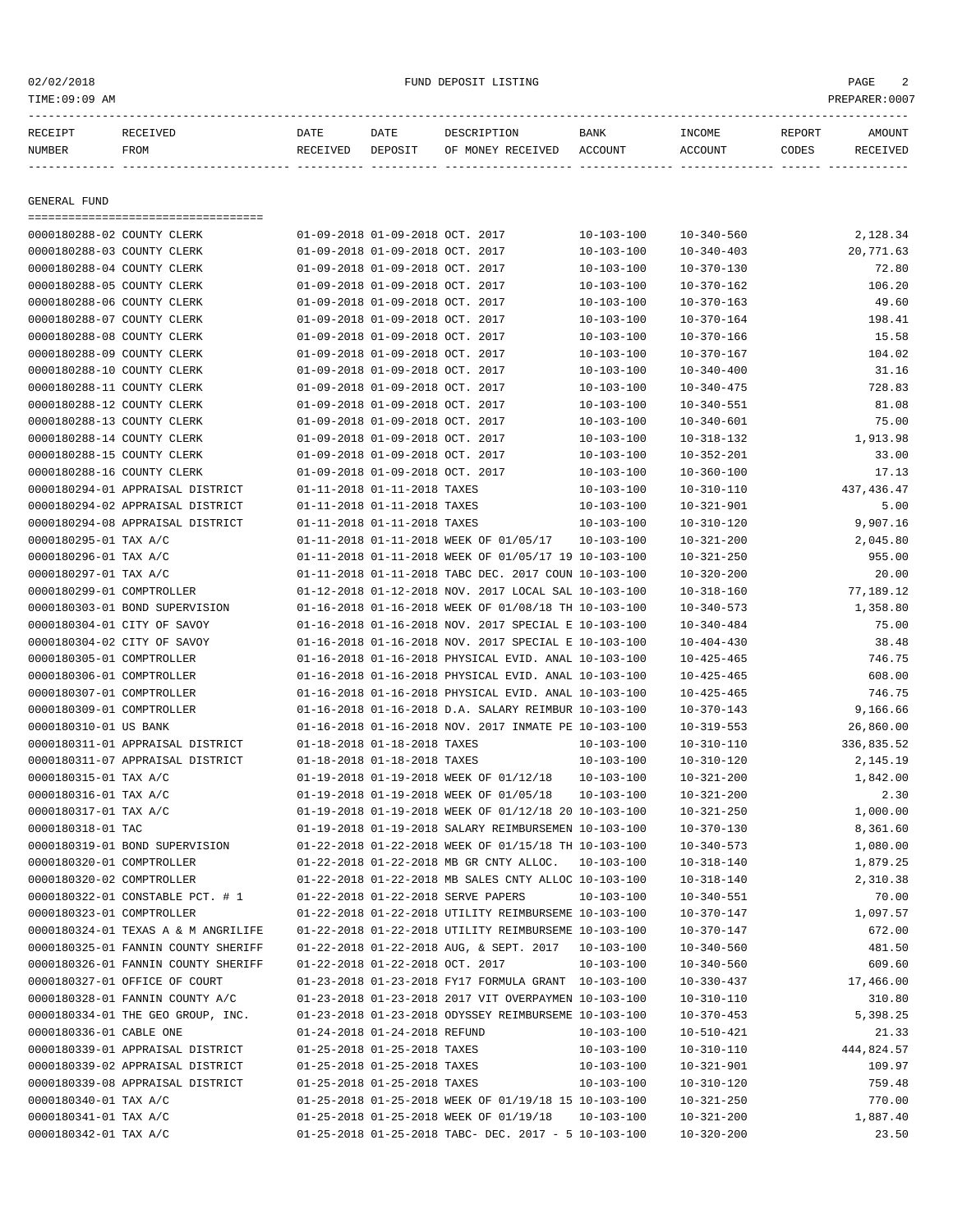FUND DEPOSIT LISTING

| RECEIPT NUMBER | RECEIVED FROM | DATE RECEIVED | DATE DEPOSIT | DESCRIPTION OF MONEY RECEIVED | BANK ACCOUNT | INCOME ACCOUNT | REPORT CODES | AMOUNT RECEIVED |
|---|---|---|---|---|---|---|---|---|

## GENERAL FUND

| RECEIPT NUMBER | RECEIVED FROM | DATE RECEIVED | DATE DEPOSIT | DESCRIPTION OF MONEY RECEIVED | BANK ACCOUNT | INCOME ACCOUNT | REPORT CODES | AMOUNT RECEIVED |
|---|---|---|---|---|---|---|---|---|
| 0000180288-02 | COUNTY CLERK | 01-09-2018 | 01-09-2018 | OCT. 2017 | 10-103-100 | 10-340-560 | | 2,128.34 |
| 0000180288-03 | COUNTY CLERK | 01-09-2018 | 01-09-2018 | OCT. 2017 | 10-103-100 | 10-340-403 | | 20,771.63 |
| 0000180288-04 | COUNTY CLERK | 01-09-2018 | 01-09-2018 | OCT. 2017 | 10-103-100 | 10-370-130 | | 72.80 |
| 0000180288-05 | COUNTY CLERK | 01-09-2018 | 01-09-2018 | OCT. 2017 | 10-103-100 | 10-370-162 | | 106.20 |
| 0000180288-06 | COUNTY CLERK | 01-09-2018 | 01-09-2018 | OCT. 2017 | 10-103-100 | 10-370-163 | | 49.60 |
| 0000180288-07 | COUNTY CLERK | 01-09-2018 | 01-09-2018 | OCT. 2017 | 10-103-100 | 10-370-164 | | 198.41 |
| 0000180288-08 | COUNTY CLERK | 01-09-2018 | 01-09-2018 | OCT. 2017 | 10-103-100 | 10-370-166 | | 15.58 |
| 0000180288-09 | COUNTY CLERK | 01-09-2018 | 01-09-2018 | OCT. 2017 | 10-103-100 | 10-370-167 | | 104.02 |
| 0000180288-10 | COUNTY CLERK | 01-09-2018 | 01-09-2018 | OCT. 2017 | 10-103-100 | 10-340-400 | | 31.16 |
| 0000180288-11 | COUNTY CLERK | 01-09-2018 | 01-09-2018 | OCT. 2017 | 10-103-100 | 10-340-475 | | 728.83 |
| 0000180288-12 | COUNTY CLERK | 01-09-2018 | 01-09-2018 | OCT. 2017 | 10-103-100 | 10-340-551 | | 81.08 |
| 0000180288-13 | COUNTY CLERK | 01-09-2018 | 01-09-2018 | OCT. 2017 | 10-103-100 | 10-340-601 | | 75.00 |
| 0000180288-14 | COUNTY CLERK | 01-09-2018 | 01-09-2018 | OCT. 2017 | 10-103-100 | 10-318-132 | | 1,913.98 |
| 0000180288-15 | COUNTY CLERK | 01-09-2018 | 01-09-2018 | OCT. 2017 | 10-103-100 | 10-352-201 | | 33.00 |
| 0000180288-16 | COUNTY CLERK | 01-09-2018 | 01-09-2018 | OCT. 2017 | 10-103-100 | 10-360-100 | | 17.13 |
| 0000180294-01 | APPRAISAL DISTRICT | 01-11-2018 | 01-11-2018 | TAXES | 10-103-100 | 10-310-110 | | 437,436.47 |
| 0000180294-02 | APPRAISAL DISTRICT | 01-11-2018 | 01-11-2018 | TAXES | 10-103-100 | 10-321-901 | | 5.00 |
| 0000180294-08 | APPRAISAL DISTRICT | 01-11-2018 | 01-11-2018 | TAXES | 10-103-100 | 10-310-120 | | 9,907.16 |
| 0000180295-01 | TAX A/C | 01-11-2018 | 01-11-2018 | WEEK OF 01/05/17 | 10-103-100 | 10-321-200 | | 2,045.80 |
| 0000180296-01 | TAX A/C | 01-11-2018 | 01-11-2018 | WEEK OF 01/05/17 19 | 10-103-100 | 10-321-250 | | 955.00 |
| 0000180297-01 | TAX A/C | 01-11-2018 | 01-11-2018 | TABC DEC. 2017 COUN | 10-103-100 | 10-320-200 | | 20.00 |
| 0000180299-01 | COMPTROLLER | 01-12-2018 | 01-12-2018 | NOV. 2017 LOCAL SAL | 10-103-100 | 10-318-160 | | 77,189.12 |
| 0000180303-01 | BOND SUPERVISION | 01-16-2018 | 01-16-2018 | WEEK OF 01/08/18 TH | 10-103-100 | 10-340-573 | | 1,358.80 |
| 0000180304-01 | CITY OF SAVOY | 01-16-2018 | 01-16-2018 | NOV. 2017 SPECIAL E | 10-103-100 | 10-340-484 | | 75.00 |
| 0000180304-02 | CITY OF SAVOY | 01-16-2018 | 01-16-2018 | NOV. 2017 SPECIAL E | 10-103-100 | 10-404-430 | | 38.48 |
| 0000180305-01 | COMPTROLLER | 01-16-2018 | 01-16-2018 | PHYSICAL EVID. ANAL | 10-103-100 | 10-425-465 | | 746.75 |
| 0000180306-01 | COMPTROLLER | 01-16-2018 | 01-16-2018 | PHYSICAL EVID. ANAL | 10-103-100 | 10-425-465 | | 608.00 |
| 0000180307-01 | COMPTROLLER | 01-16-2018 | 01-16-2018 | PHYSICAL EVID. ANAL | 10-103-100 | 10-425-465 | | 746.75 |
| 0000180309-01 | COMPTROLLER | 01-16-2018 | 01-16-2018 | D.A. SALARY REIMBUR | 10-103-100 | 10-370-143 | | 9,166.66 |
| 0000180310-01 | US BANK | 01-16-2018 | 01-16-2018 | NOV. 2017 INMATE PE | 10-103-100 | 10-319-553 | | 26,860.00 |
| 0000180311-01 | APPRAISAL DISTRICT | 01-18-2018 | 01-18-2018 | TAXES | 10-103-100 | 10-310-110 | | 336,835.52 |
| 0000180311-07 | APPRAISAL DISTRICT | 01-18-2018 | 01-18-2018 | TAXES | 10-103-100 | 10-310-120 | | 2,145.19 |
| 0000180315-01 | TAX A/C | 01-19-2018 | 01-19-2018 | WEEK OF 01/12/18 | 10-103-100 | 10-321-200 | | 1,842.00 |
| 0000180316-01 | TAX A/C | 01-19-2018 | 01-19-2018 | WEEK OF 01/05/18 | 10-103-100 | 10-321-200 | | 2.30 |
| 0000180317-01 | TAX A/C | 01-19-2018 | 01-19-2018 | WEEK OF 01/12/18 20 | 10-103-100 | 10-321-250 | | 1,000.00 |
| 0000180318-01 | TAC | 01-19-2018 | 01-19-2018 | SALARY REIMBURSEMEN | 10-103-100 | 10-370-130 | | 8,361.60 |
| 0000180319-01 | BOND SUPERVISION | 01-22-2018 | 01-22-2018 | WEEK OF 01/15/18 TH | 10-103-100 | 10-340-573 | | 1,080.00 |
| 0000180320-01 | COMPTROLLER | 01-22-2018 | 01-22-2018 | MB GR CNTY ALLOC. | 10-103-100 | 10-318-140 | | 1,879.25 |
| 0000180320-02 | COMPTROLLER | 01-22-2018 | 01-22-2018 | MB SALES CNTY ALLOC | 10-103-100 | 10-318-140 | | 2,310.38 |
| 0000180322-01 | CONSTABLE PCT. # 1 | 01-22-2018 | 01-22-2018 | SERVE PAPERS | 10-103-100 | 10-340-551 | | 70.00 |
| 0000180323-01 | COMPTROLLER | 01-22-2018 | 01-22-2018 | UTILITY REIMBURSEME | 10-103-100 | 10-370-147 | | 1,097.57 |
| 0000180324-01 | TEXAS A & M ANGRILIFE | 01-22-2018 | 01-22-2018 | UTILITY REIMBURSEME | 10-103-100 | 10-370-147 | | 672.00 |
| 0000180325-01 | FANNIN COUNTY SHERIFF | 01-22-2018 | 01-22-2018 | AUG, & SEPT. 2017 | 10-103-100 | 10-340-560 | | 481.50 |
| 0000180326-01 | FANNIN COUNTY SHERIFF | 01-22-2018 | 01-22-2018 | OCT. 2017 | 10-103-100 | 10-340-560 | | 609.60 |
| 0000180327-01 | OFFICE OF COURT | 01-23-2018 | 01-23-2018 | FY17 FORMULA GRANT | 10-103-100 | 10-330-437 | | 17,466.00 |
| 0000180328-01 | FANNIN COUNTY A/C | 01-23-2018 | 01-23-2018 | 2017 VIT OVERPAYMEN | 10-103-100 | 10-310-110 | | 310.80 |
| 0000180334-01 | THE GEO GROUP, INC. | 01-23-2018 | 01-23-2018 | ODYSSEY REIMBURSEME | 10-103-100 | 10-370-453 | | 5,398.25 |
| 0000180336-01 | CABLE ONE | 01-24-2018 | 01-24-2018 | REFUND | 10-103-100 | 10-510-421 | | 21.33 |
| 0000180339-01 | APPRAISAL DISTRICT | 01-25-2018 | 01-25-2018 | TAXES | 10-103-100 | 10-310-110 | | 444,824.57 |
| 0000180339-02 | APPRAISAL DISTRICT | 01-25-2018 | 01-25-2018 | TAXES | 10-103-100 | 10-321-901 | | 109.97 |
| 0000180339-08 | APPRAISAL DISTRICT | 01-25-2018 | 01-25-2018 | TAXES | 10-103-100 | 10-310-120 | | 759.48 |
| 0000180340-01 | TAX A/C | 01-25-2018 | 01-25-2018 | WEEK OF 01/19/18 15 | 10-103-100 | 10-321-250 | | 770.00 |
| 0000180341-01 | TAX A/C | 01-25-2018 | 01-25-2018 | WEEK OF 01/19/18 | 10-103-100 | 10-321-200 | | 1,887.40 |
| 0000180342-01 | TAX A/C | 01-25-2018 | 01-25-2018 | TABC- DEC. 2017 - 5 | 10-103-100 | 10-320-200 | | 23.50 |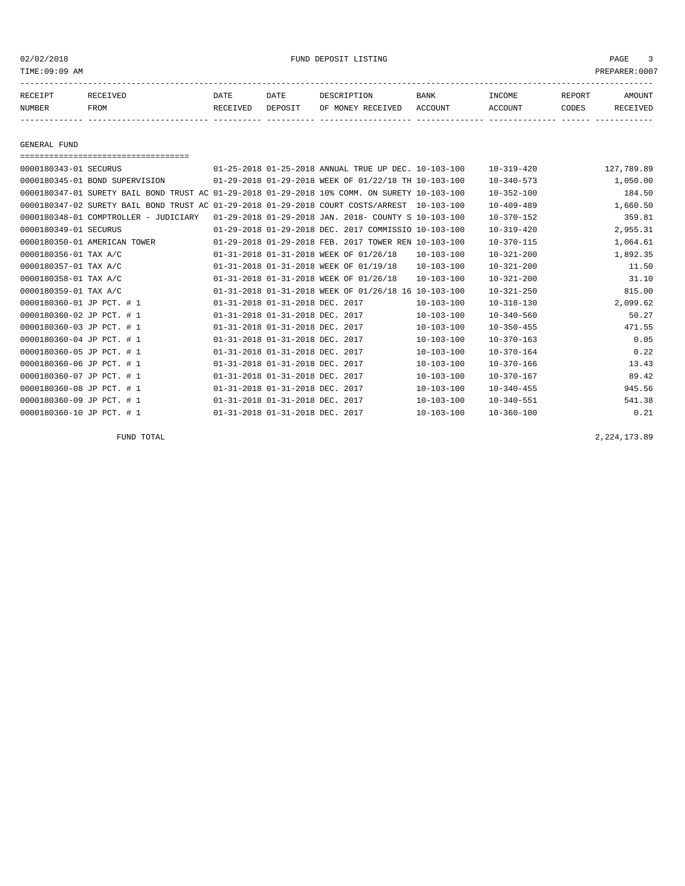## GENERAL FUND

| RECEIPT NUMBER | RECEIVED FROM | DATE RECEIVED | DATE DEPOSIT | DESCRIPTION OF MONEY RECEIVED | BANK ACCOUNT | INCOME ACCOUNT | REPORT CODES | AMOUNT RECEIVED |
|---|---|---|---|---|---|---|---|---|
| 0000180343-01 | SECURUS | 01-25-2018 | 01-25-2018 | ANNUAL TRUE UP DEC. | 10-103-100 | 10-319-420 | | 127,789.89 |
| 0000180345-01 | BOND SUPERVISION | 01-29-2018 | 01-29-2018 | WEEK OF 01/22/18 TH | 10-103-100 | 10-340-573 | | 1,050.00 |
| 0000180347-01 | SURETY BAIL BOND TRUST AC | 01-29-2018 | 01-29-2018 | 10% COMM. ON SURETY | 10-103-100 | 10-352-100 | | 184.50 |
| 0000180347-02 | SURETY BAIL BOND TRUST AC | 01-29-2018 | 01-29-2018 | COURT COSTS/ARREST | 10-103-100 | 10-409-489 | | 1,660.50 |
| 0000180348-01 | COMPTROLLER - JUDICIARY | 01-29-2018 | 01-29-2018 | JAN. 2018- COUNTY S | 10-103-100 | 10-370-152 | | 359.81 |
| 0000180349-01 | SECURUS | 01-29-2018 | 01-29-2018 | DEC. 2017 COMMISSIO | 10-103-100 | 10-319-420 | | 2,955.31 |
| 0000180350-01 | AMERICAN TOWER | 01-29-2018 | 01-29-2018 | FEB. 2017 TOWER REN | 10-103-100 | 10-370-115 | | 1,064.61 |
| 0000180356-01 | TAX A/C | 01-31-2018 | 01-31-2018 | WEEK OF 01/26/18 | 10-103-100 | 10-321-200 | | 1,892.35 |
| 0000180357-01 | TAX A/C | 01-31-2018 | 01-31-2018 | WEEK OF 01/19/18 | 10-103-100 | 10-321-200 | | 11.50 |
| 0000180358-01 | TAX A/C | 01-31-2018 | 01-31-2018 | WEEK OF 01/26/18 | 10-103-100 | 10-321-200 | | 31.10 |
| 0000180359-01 | TAX A/C | 01-31-2018 | 01-31-2018 | WEEK OF 01/26/18 16 | 10-103-100 | 10-321-250 | | 815.00 |
| 0000180360-01 | JP PCT. # 1 | 01-31-2018 | 01-31-2018 | DEC. 2017 | 10-103-100 | 10-318-130 | | 2,099.62 |
| 0000180360-02 | JP PCT. # 1 | 01-31-2018 | 01-31-2018 | DEC. 2017 | 10-103-100 | 10-340-560 | | 50.27 |
| 0000180360-03 | JP PCT. # 1 | 01-31-2018 | 01-31-2018 | DEC. 2017 | 10-103-100 | 10-350-455 | | 471.55 |
| 0000180360-04 | JP PCT. # 1 | 01-31-2018 | 01-31-2018 | DEC. 2017 | 10-103-100 | 10-370-163 | | 0.05 |
| 0000180360-05 | JP PCT. # 1 | 01-31-2018 | 01-31-2018 | DEC. 2017 | 10-103-100 | 10-370-164 | | 0.22 |
| 0000180360-06 | JP PCT. # 1 | 01-31-2018 | 01-31-2018 | DEC. 2017 | 10-103-100 | 10-370-166 | | 13.43 |
| 0000180360-07 | JP PCT. # 1 | 01-31-2018 | 01-31-2018 | DEC. 2017 | 10-103-100 | 10-370-167 | | 89.42 |
| 0000180360-08 | JP PCT. # 1 | 01-31-2018 | 01-31-2018 | DEC. 2017 | 10-103-100 | 10-340-455 | | 945.56 |
| 0000180360-09 | JP PCT. # 1 | 01-31-2018 | 01-31-2018 | DEC. 2017 | 10-103-100 | 10-340-551 | | 541.38 |
| 0000180360-10 | JP PCT. # 1 | 01-31-2018 | 01-31-2018 | DEC. 2017 | 10-103-100 | 10-360-100 | | 0.21 |

FUND TOTAL 2,224,173.89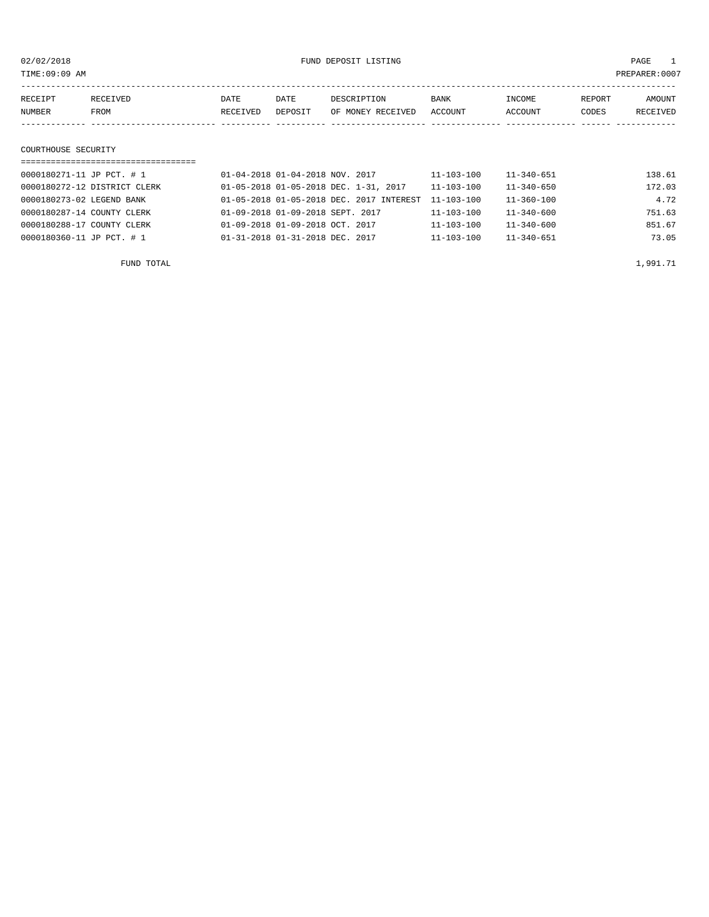02/02/2018 FUND DEPOSIT LISTING

TIME:09:09 AM PREPARER:0007

| RECEIPT NUMBER | RECEIVED FROM | DATE RECEIVED | DATE DEPOSIT | DESCRIPTION OF MONEY RECEIVED | BANK ACCOUNT | INCOME ACCOUNT | REPORT CODES | AMOUNT RECEIVED |
|---|---|---|---|---|---|---|---|---|

## COURTHOUSE SECURITY

| RECEIPT NUMBER | RECEIVED FROM | DATE RECEIVED | DATE DEPOSIT | DESCRIPTION OF MONEY RECEIVED | BANK ACCOUNT | INCOME ACCOUNT | REPORT CODES | AMOUNT RECEIVED |
|---|---|---|---|---|---|---|---|---|
| 0000180271-11 | JP PCT. # 1 | 01-04-2018 | 01-04-2018 | NOV. 2017 | 11-103-100 | 11-340-651 | | 138.61 |
| 0000180272-12 | DISTRICT CLERK | 01-05-2018 | 01-05-2018 | DEC. 1-31, 2017 | 11-103-100 | 11-340-650 | | 172.03 |
| 0000180273-02 | LEGEND BANK | 01-05-2018 | 01-05-2018 | DEC. 2017 INTEREST | 11-103-100 | 11-360-100 | | 4.72 |
| 0000180287-14 | COUNTY CLERK | 01-09-2018 | 01-09-2018 | SEPT. 2017 | 11-103-100 | 11-340-600 | | 751.63 |
| 0000180288-17 | COUNTY CLERK | 01-09-2018 | 01-09-2018 | OCT. 2017 | 11-103-100 | 11-340-600 | | 851.67 |
| 0000180360-11 | JP PCT. # 1 | 01-31-2018 | 01-31-2018 | DEC. 2017 | 11-103-100 | 11-340-651 | | 73.05 |

FUND TOTAL 1,991.71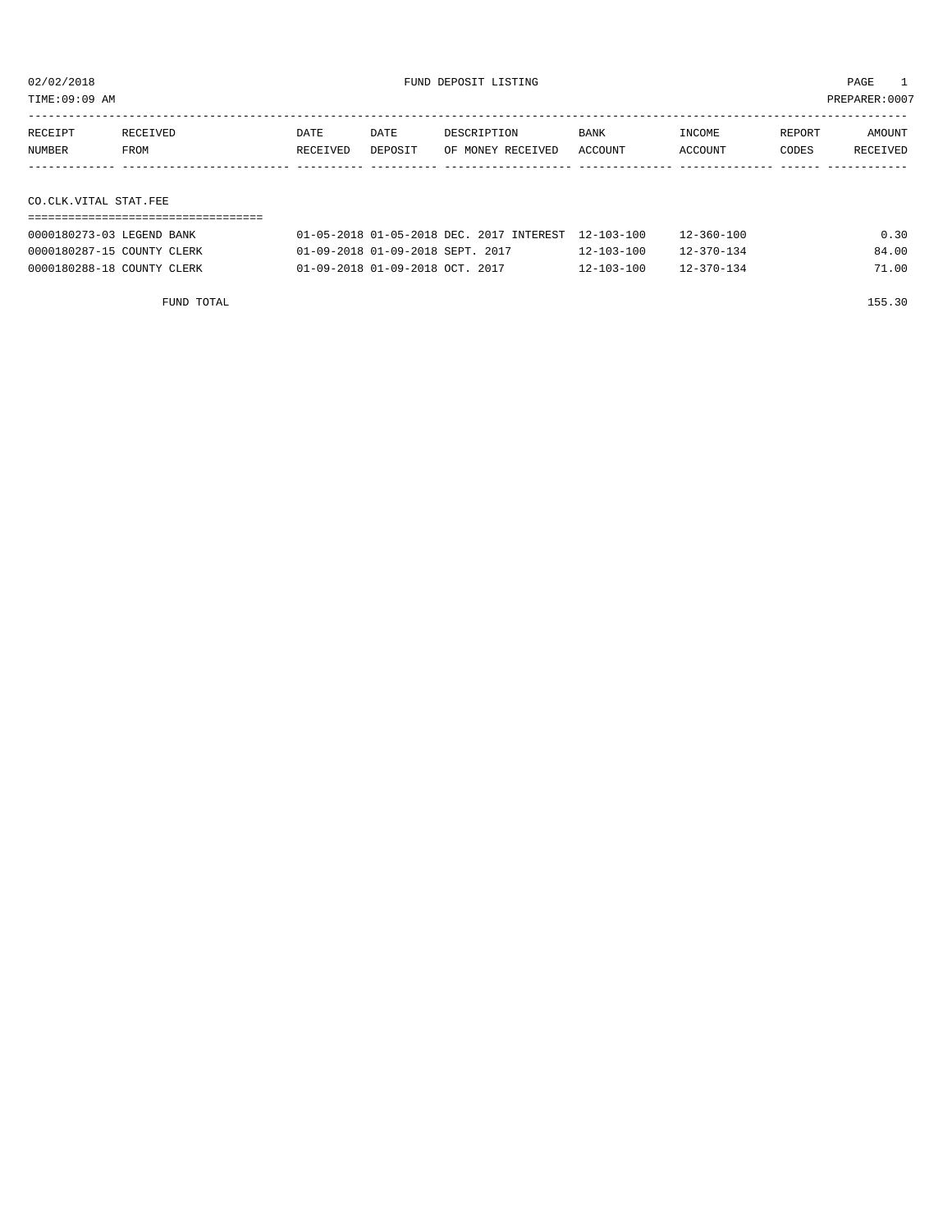02/02/2018 FUND DEPOSIT LISTING PAGE 1

TIME:09:09 AM PREPARER:0007

| RECEIPT NUMBER | RECEIVED FROM | DATE RECEIVED | DATE DEPOSIT | DESCRIPTION OF MONEY RECEIVED | BANK ACCOUNT | INCOME ACCOUNT | REPORT CODES | AMOUNT RECEIVED |
|---|---|---|---|---|---|---|---|---|

CO.CLK.VITAL STAT.FEE

| RECEIPT NUMBER | RECEIVED FROM | DATE RECEIVED | DATE DEPOSIT | DESCRIPTION OF MONEY RECEIVED | BANK ACCOUNT | INCOME ACCOUNT | REPORT CODES | AMOUNT RECEIVED |
|---|---|---|---|---|---|---|---|---|
| 0000180273-03 | LEGEND BANK | 01-05-2018 | 01-05-2018 | DEC. 2017 INTEREST | 12-103-100 | 12-360-100 | | 0.30 |
| 0000180287-15 | COUNTY CLERK | 01-09-2018 | 01-09-2018 | SEPT. 2017 | 12-103-100 | 12-370-134 | | 84.00 |
| 0000180288-18 | COUNTY CLERK | 01-09-2018 | 01-09-2018 | OCT. 2017 | 12-103-100 | 12-370-134 | | 71.00 |

FUND TOTAL 155.30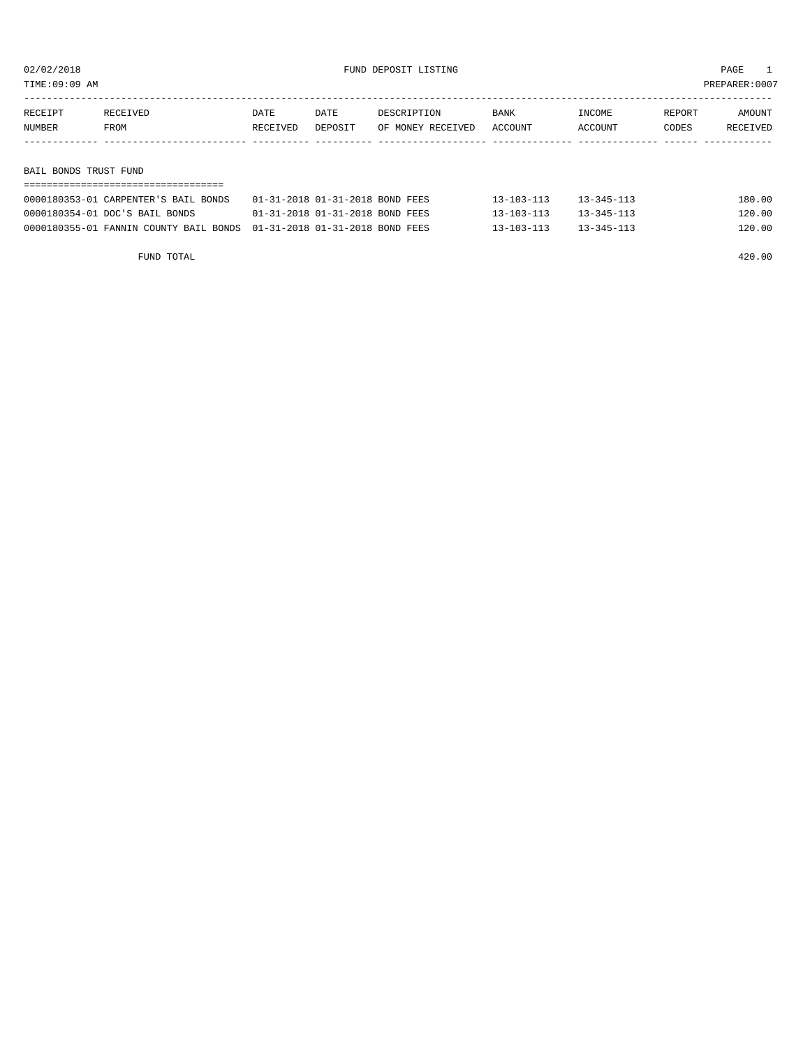02/02/2018 FUND DEPOSIT LISTING

TIME:09:09 AM PREPARER:0007

| RECEIPT NUMBER | RECEIVED FROM | DATE RECEIVED | DATE DEPOSIT | DESCRIPTION OF MONEY RECEIVED | BANK ACCOUNT | INCOME ACCOUNT | REPORT CODES | AMOUNT RECEIVED |
|---|---|---|---|---|---|---|---|---|
| **BAIL BONDS TRUST FUND** | | | | | | | | |
| 0000180353-01 | CARPENTER'S BAIL BONDS | 01-31-2018 | 01-31-2018 | BOND FEES | 13-103-113 | 13-345-113 | | 180.00 |
| 0000180354-01 | DOC'S BAIL BONDS | 01-31-2018 | 01-31-2018 | BOND FEES | 13-103-113 | 13-345-113 | | 120.00 |
| 0000180355-01 | FANNIN COUNTY BAIL BONDS | 01-31-2018 | 01-31-2018 | BOND FEES | 13-103-113 | 13-345-113 | | 120.00 |
| | FUND TOTAL | | | | | | | 420.00 |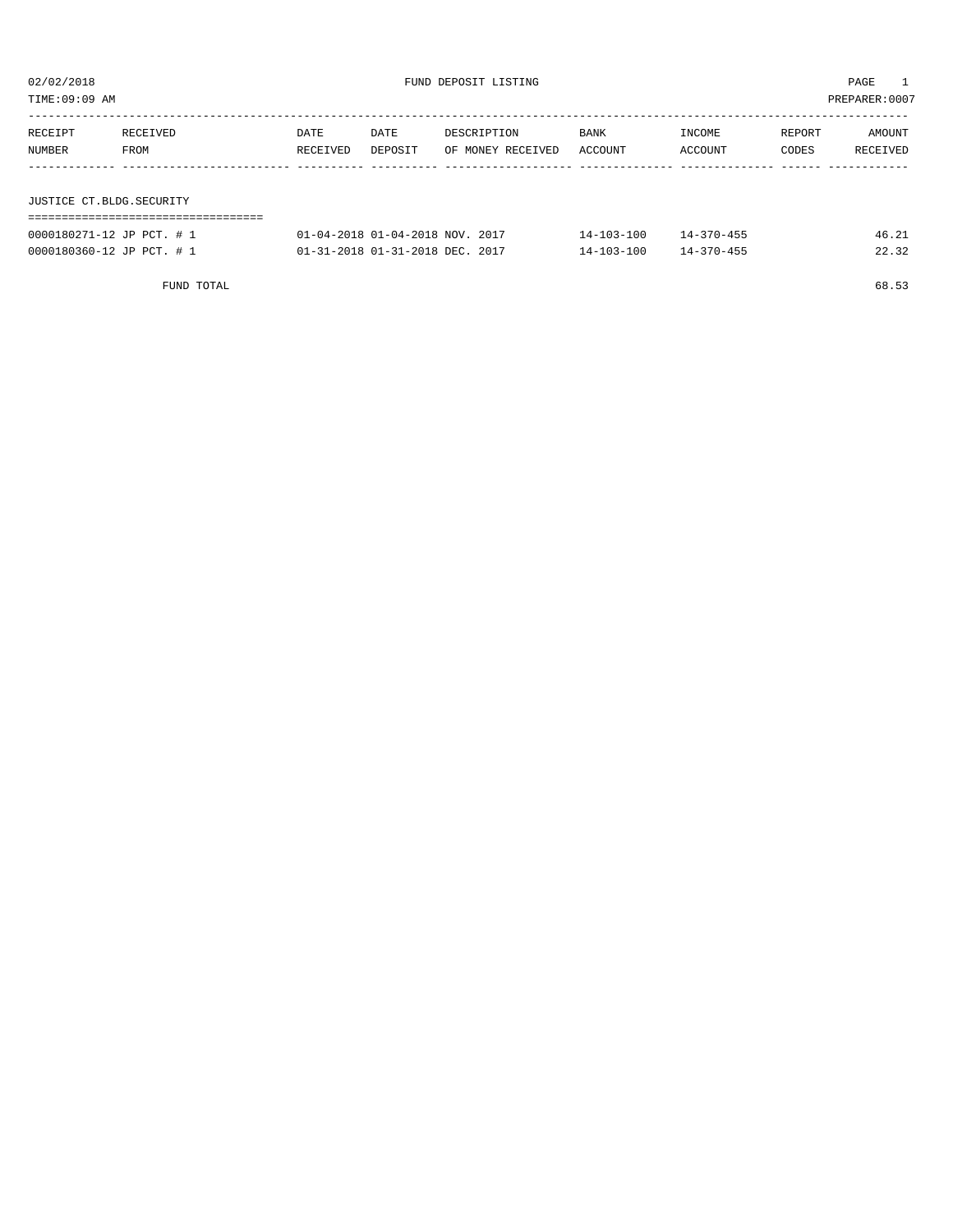02/02/2018 FUND DEPOSIT LISTING

TIME:09:09 AM PREPARER:0007

| RECEIPT NUMBER | RECEIVED FROM | DATE RECEIVED | DATE DEPOSIT | DESCRIPTION OF MONEY RECEIVED | BANK ACCOUNT | INCOME ACCOUNT | REPORT CODES | AMOUNT RECEIVED |
|---|---|---|---|---|---|---|---|---|
| **JUSTICE CT.BLDG.SECURITY** | | | | | | | | |
| 0000180271-12 | JP PCT. # 1 | 01-04-2018 | 01-04-2018 | NOV. 2017 | 14-103-100 | 14-370-455 | | 46.21 |
| 0000180360-12 | JP PCT. # 1 | 01-31-2018 | 01-31-2018 | DEC. 2017 | 14-103-100 | 14-370-455 | | 22.32 |
| | FUND TOTAL | | | | | | | 68.53 |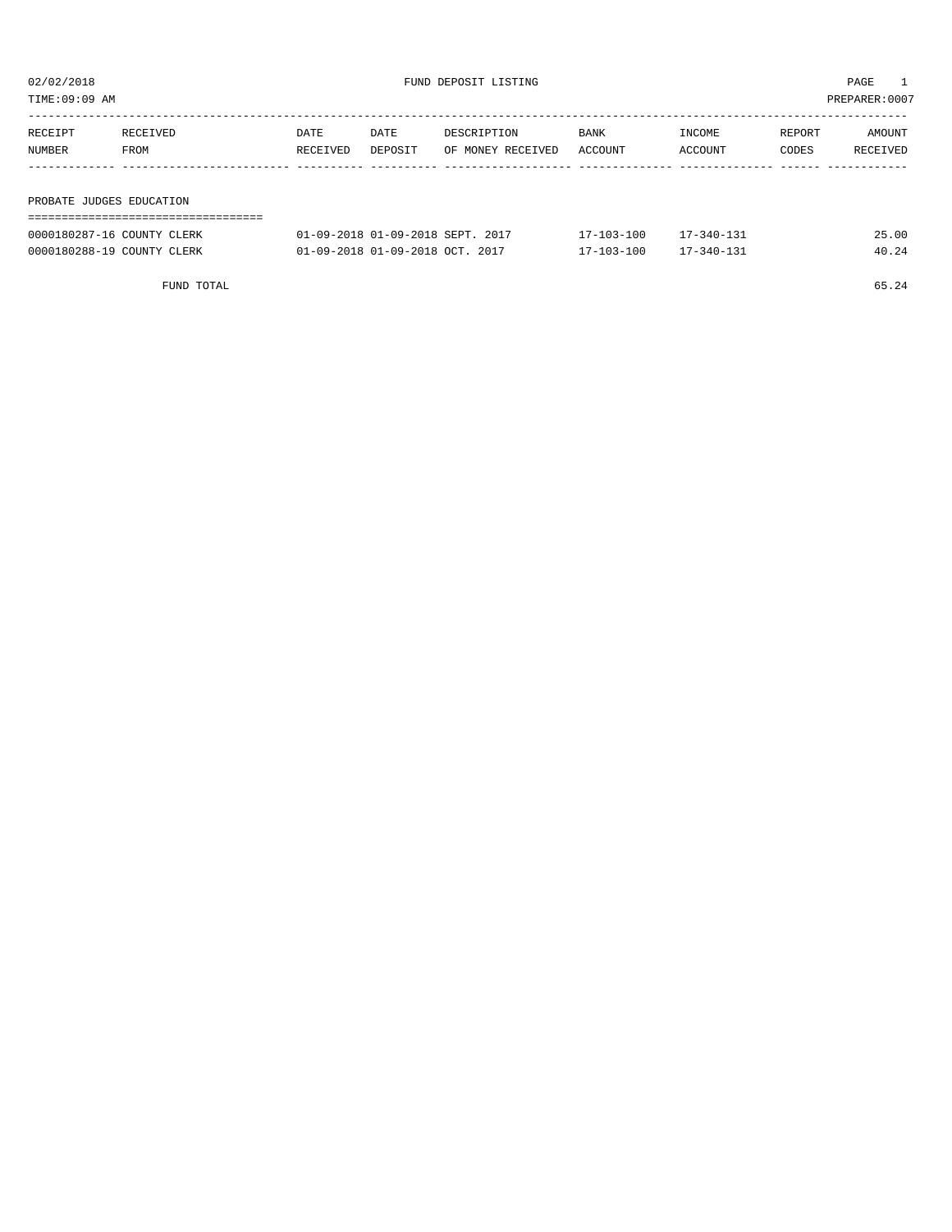# FUND DEPOSIT LISTING

02/02/2018
TIME:09:09 AM
PREPARER:0007

| RECEIPT NUMBER | RECEIVED FROM | DATE RECEIVED | DATE DEPOSIT | DESCRIPTION OF MONEY RECEIVED | BANK ACCOUNT | INCOME ACCOUNT | REPORT CODES | AMOUNT RECEIVED |
|---|---|---|---|---|---|---|---|---|
| **PROBATE JUDGES EDUCATION** | | | | | | | | |
| 0000180287-16 | COUNTY CLERK | 01-09-2018 | 01-09-2018 | SEPT. 2017 | 17-103-100 | 17-340-131 | | 25.00 |
| 0000180288-19 | COUNTY CLERK | 01-09-2018 | 01-09-2018 | OCT. 2017 | 17-103-100 | 17-340-131 | | 40.24 |
| FUND TOTAL | | | | | | | | 65.24 |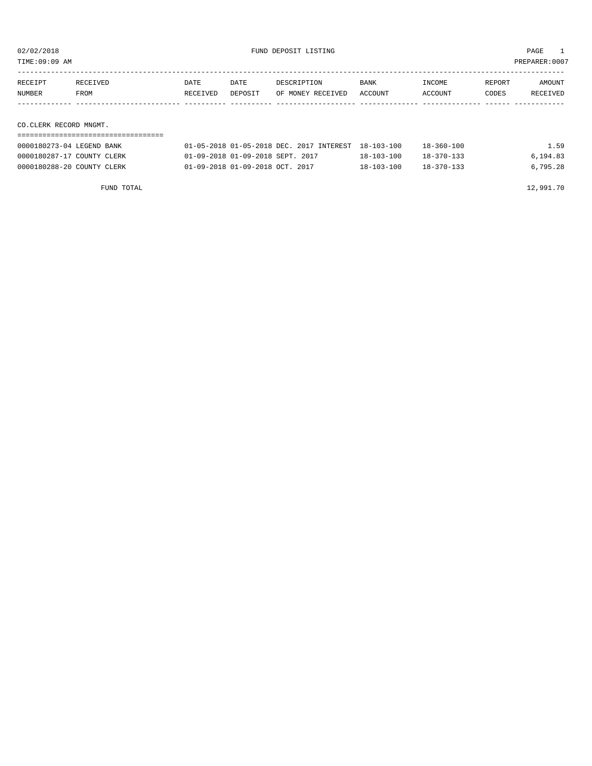02/02/2018 FUND DEPOSIT LISTING

TIME:09:09 AM PREPARER:0007

| RECEIPT NUMBER | RECEIVED FROM | DATE RECEIVED | DATE DEPOSIT | DESCRIPTION OF MONEY RECEIVED | BANK ACCOUNT | INCOME ACCOUNT | REPORT CODES | AMOUNT RECEIVED |
|---|---|---|---|---|---|---|---|---|

## CO.CLERK RECORD MNGMT.

| RECEIPT NUMBER | RECEIVED FROM | DATE RECEIVED | DATE DEPOSIT | DESCRIPTION OF MONEY RECEIVED | BANK ACCOUNT | INCOME ACCOUNT | REPORT CODES | AMOUNT RECEIVED |
|---|---|---|---|---|---|---|---|---|
| 0000180273-04 | LEGEND BANK | 01-05-2018 | 01-05-2018 | DEC. 2017 INTEREST | 18-103-100 | 18-360-100 | | 1.59 |
| 0000180287-17 | COUNTY CLERK | 01-09-2018 | 01-09-2018 | SEPT. 2017 | 18-103-100 | 18-370-133 | | 6,194.83 |
| 0000180288-20 | COUNTY CLERK | 01-09-2018 | 01-09-2018 | OCT. 2017 | 18-103-100 | 18-370-133 | | 6,795.28 |
| | FUND TOTAL | | | | | | | 12,991.70 |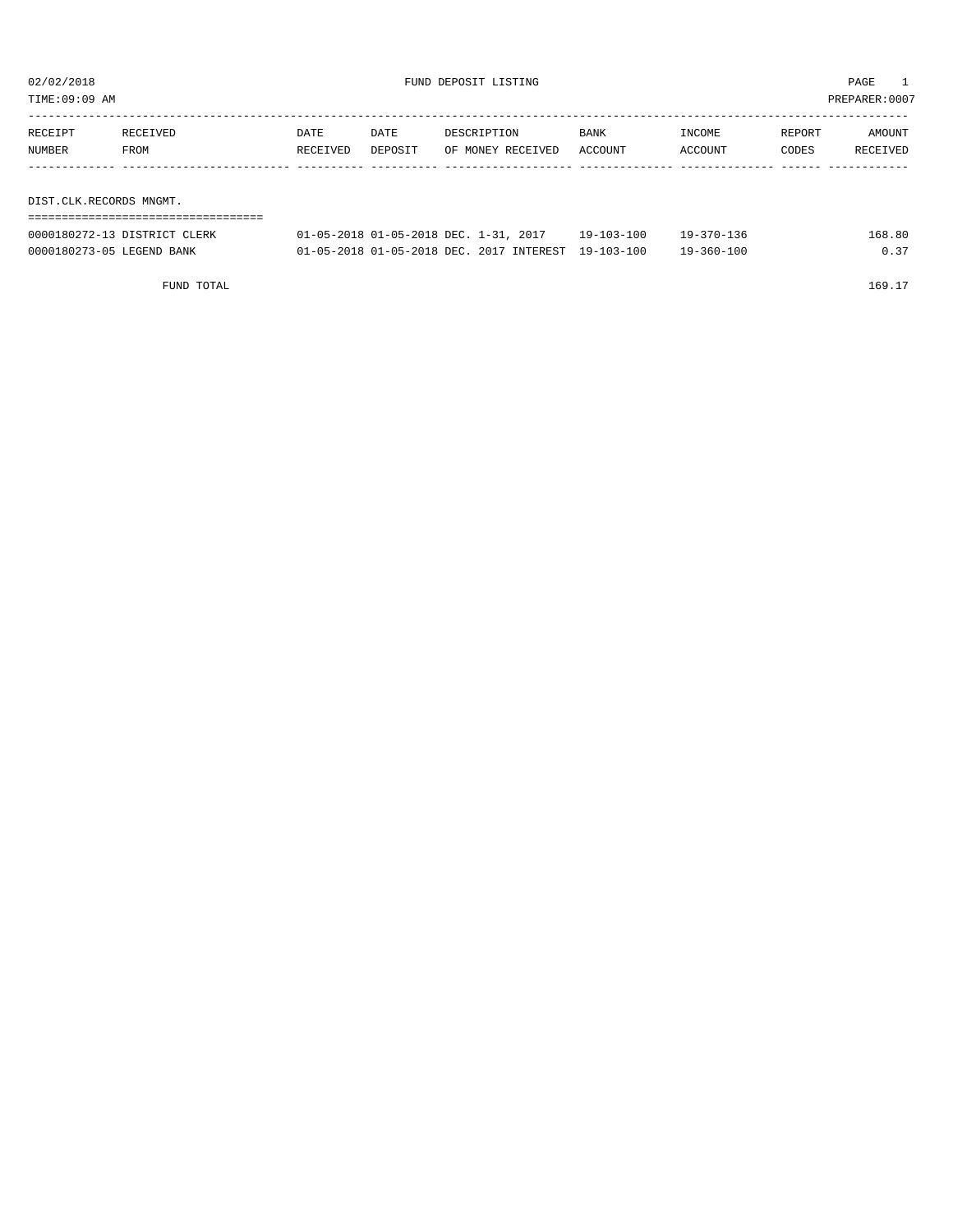02/02/2018 FUND DEPOSIT LISTING

TIME:09:09 AM PREPARER:0007

| RECEIPT NUMBER | RECEIVED FROM | DATE RECEIVED | DATE DEPOSIT | DESCRIPTION OF MONEY RECEIVED | BANK ACCOUNT | INCOME ACCOUNT | REPORT CODES | AMOUNT RECEIVED |
|---|---|---|---|---|---|---|---|---|
| **DIST.CLK.RECORDS MNGMT.** | | | | | | | | |
| 0000180272-13 | DISTRICT CLERK | 01-05-2018 | 01-05-2018 | DEC. 1-31, 2017 | 19-103-100 | 19-370-136 | | 168.80 |
| 0000180273-05 | LEGEND BANK | 01-05-2018 | 01-05-2018 | DEC. 2017 INTEREST | 19-103-100 | 19-360-100 | | 0.37 |
| | FUND TOTAL | | | | | | | 169.17 |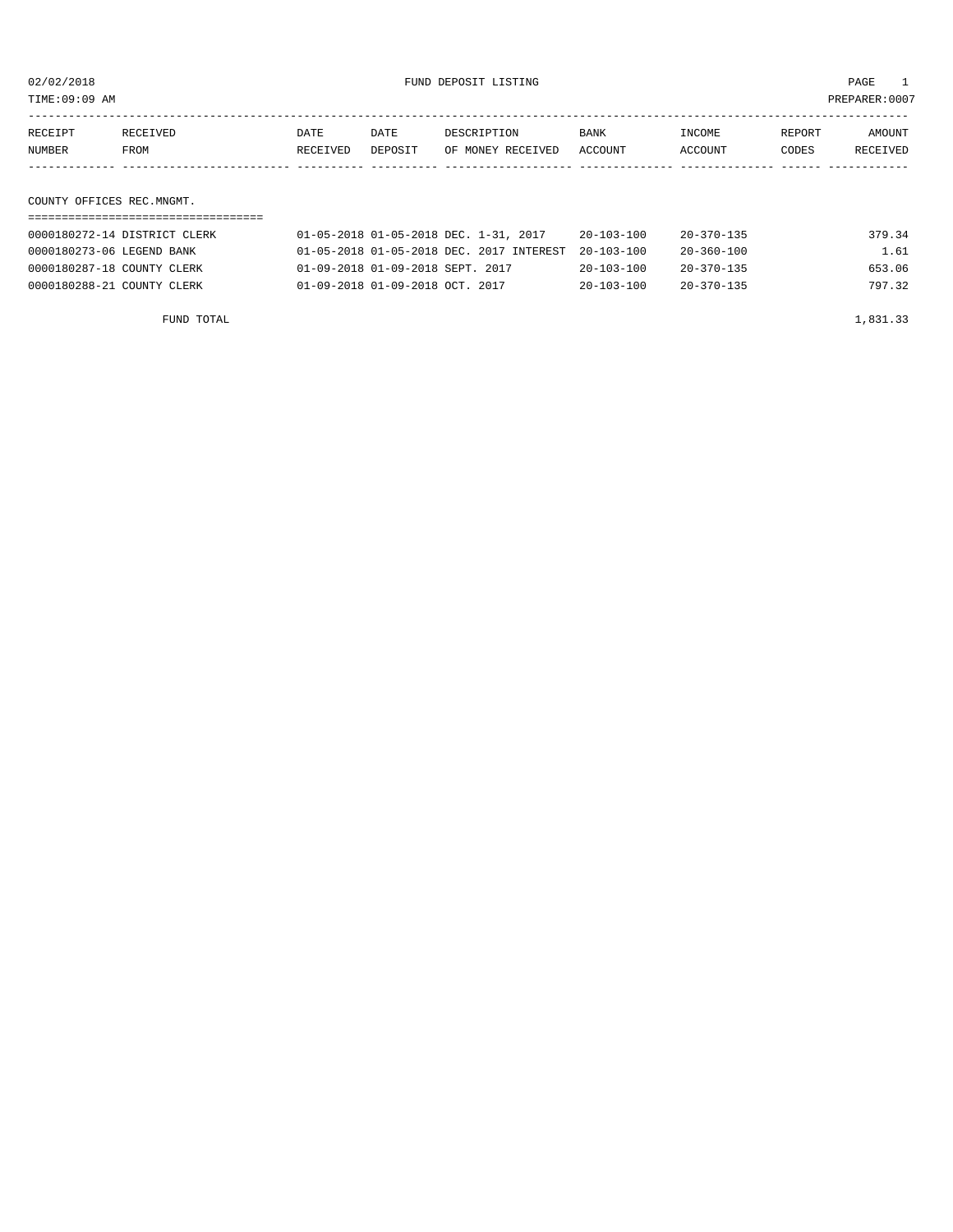02/02/2018 FUND DEPOSIT LISTING PAGE 1

TIME:09:09 AM PREPARER:0007

| RECEIPT NUMBER | RECEIVED FROM | DATE RECEIVED | DATE DEPOSIT | DESCRIPTION OF MONEY RECEIVED | BANK ACCOUNT | INCOME ACCOUNT | REPORT CODES | AMOUNT RECEIVED |
|---|---|---|---|---|---|---|---|---|

## COUNTY OFFICES REC.MNGMT.

| RECEIPT NUMBER | RECEIVED FROM | DATE RECEIVED | DATE DEPOSIT | DESCRIPTION OF MONEY RECEIVED | BANK ACCOUNT | INCOME ACCOUNT | REPORT CODES | AMOUNT RECEIVED |
|---|---|---|---|---|---|---|---|---|
| 0000180272-14 | DISTRICT CLERK | 01-05-2018 | 01-05-2018 | DEC. 1-31, 2017 | 20-103-100 | 20-370-135 | | 379.34 |
| 0000180273-06 | LEGEND BANK | 01-05-2018 | 01-05-2018 | DEC. 2017 INTEREST | 20-103-100 | 20-360-100 | | 1.61 |
| 0000180287-18 | COUNTY CLERK | 01-09-2018 | 01-09-2018 | SEPT. 2017 | 20-103-100 | 20-370-135 | | 653.06 |
| 0000180288-21 | COUNTY CLERK | 01-09-2018 | 01-09-2018 | OCT. 2017 | 20-103-100 | 20-370-135 | | 797.32 |

FUND TOTAL 1,831.33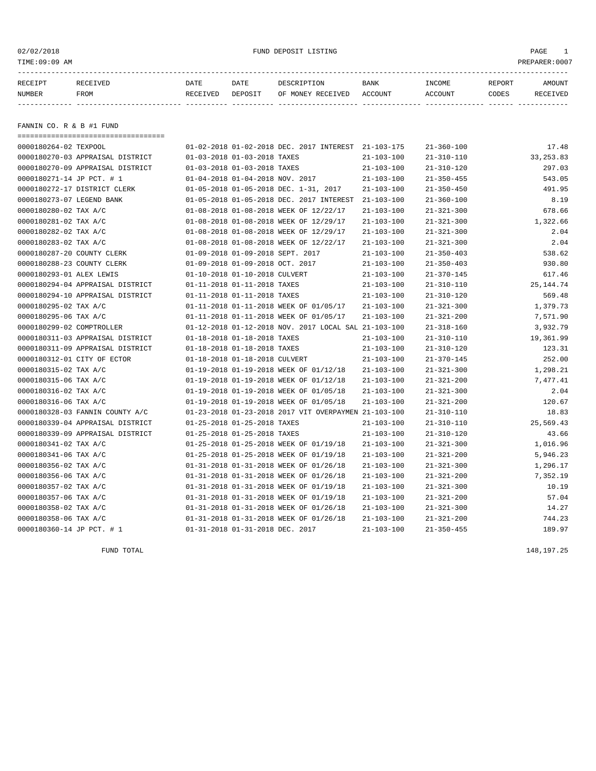# FUND DEPOSIT LISTING

02/02/2018
TIME:09:09 AM
PREPARER:0007

| RECEIPT NUMBER | RECEIVED FROM | DATE RECEIVED | DATE DEPOSIT | DESCRIPTION OF MONEY RECEIVED | BANK ACCOUNT | INCOME ACCOUNT | REPORT CODES | AMOUNT RECEIVED |
|---|---|---|---|---|---|---|---|---|

## FANNIN CO. R & B #1 FUND

| RECEIPT NUMBER | RECEIVED FROM | DATE RECEIVED | DATE DEPOSIT | DESCRIPTION OF MONEY RECEIVED | BANK ACCOUNT | INCOME ACCOUNT | REPORT CODES | AMOUNT RECEIVED |
|---|---|---|---|---|---|---|---|---|
| 0000180264-02 | TEXPOOL | 01-02-2018 | 01-02-2018 | DEC. 2017 INTEREST | 21-103-175 | 21-360-100 | | 17.48 |
| 0000180270-03 | APPRAISAL DISTRICT | 01-03-2018 | 01-03-2018 | TAXES | 21-103-100 | 21-310-110 | | 33,253.83 |
| 0000180270-09 | APPRAISAL DISTRICT | 01-03-2018 | 01-03-2018 | TAXES | 21-103-100 | 21-310-120 | | 297.03 |
| 0000180271-14 | JP PCT. # 1 | 01-04-2018 | 01-04-2018 | NOV. 2017 | 21-103-100 | 21-350-455 | | 543.05 |
| 0000180272-17 | DISTRICT CLERK | 01-05-2018 | 01-05-2018 | DEC. 1-31, 2017 | 21-103-100 | 21-350-450 | | 491.95 |
| 0000180273-07 | LEGEND BANK | 01-05-2018 | 01-05-2018 | DEC. 2017 INTEREST | 21-103-100 | 21-360-100 | | 8.19 |
| 0000180280-02 | TAX A/C | 01-08-2018 | 01-08-2018 | WEEK OF 12/22/17 | 21-103-100 | 21-321-300 | | 678.66 |
| 0000180281-02 | TAX A/C | 01-08-2018 | 01-08-2018 | WEEK OF 12/29/17 | 21-103-100 | 21-321-300 | | 1,322.66 |
| 0000180282-02 | TAX A/C | 01-08-2018 | 01-08-2018 | WEEK OF 12/29/17 | 21-103-100 | 21-321-300 | | 2.04 |
| 0000180283-02 | TAX A/C | 01-08-2018 | 01-08-2018 | WEEK OF 12/22/17 | 21-103-100 | 21-321-300 | | 2.04 |
| 0000180287-20 | COUNTY CLERK | 01-09-2018 | 01-09-2018 | SEPT. 2017 | 21-103-100 | 21-350-403 | | 538.62 |
| 0000180288-23 | COUNTY CLERK | 01-09-2018 | 01-09-2018 | OCT. 2017 | 21-103-100 | 21-350-403 | | 930.80 |
| 0000180293-01 | ALEX LEWIS | 01-10-2018 | 01-10-2018 | CULVERT | 21-103-100 | 21-370-145 | | 617.46 |
| 0000180294-04 | APPRAISAL DISTRICT | 01-11-2018 | 01-11-2018 | TAXES | 21-103-100 | 21-310-110 | | 25,144.74 |
| 0000180294-10 | APPRAISAL DISTRICT | 01-11-2018 | 01-11-2018 | TAXES | 21-103-100 | 21-310-120 | | 569.48 |
| 0000180295-02 | TAX A/C | 01-11-2018 | 01-11-2018 | WEEK OF 01/05/17 | 21-103-100 | 21-321-300 | | 1,379.73 |
| 0000180295-06 | TAX A/C | 01-11-2018 | 01-11-2018 | WEEK OF 01/05/17 | 21-103-100 | 21-321-200 | | 7,571.90 |
| 0000180299-02 | COMPTROLLER | 01-12-2018 | 01-12-2018 | NOV. 2017 LOCAL SAL | 21-103-100 | 21-318-160 | | 3,932.79 |
| 0000180311-03 | APPRAISAL DISTRICT | 01-18-2018 | 01-18-2018 | TAXES | 21-103-100 | 21-310-110 | | 19,361.99 |
| 0000180311-09 | APPRAISAL DISTRICT | 01-18-2018 | 01-18-2018 | TAXES | 21-103-100 | 21-310-120 | | 123.31 |
| 0000180312-01 | CITY OF ECTOR | 01-18-2018 | 01-18-2018 | CULVERT | 21-103-100 | 21-370-145 | | 252.00 |
| 0000180315-02 | TAX A/C | 01-19-2018 | 01-19-2018 | WEEK OF 01/12/18 | 21-103-100 | 21-321-300 | | 1,298.21 |
| 0000180315-06 | TAX A/C | 01-19-2018 | 01-19-2018 | WEEK OF 01/12/18 | 21-103-100 | 21-321-200 | | 7,477.41 |
| 0000180316-02 | TAX A/C | 01-19-2018 | 01-19-2018 | WEEK OF 01/05/18 | 21-103-100 | 21-321-300 | | 2.04 |
| 0000180316-06 | TAX A/C | 01-19-2018 | 01-19-2018 | WEEK OF 01/05/18 | 21-103-100 | 21-321-200 | | 120.67 |
| 0000180328-03 | FANNIN COUNTY A/C | 01-23-2018 | 01-23-2018 | 2017 VIT OVERPAYMEN | 21-103-100 | 21-310-110 | | 18.83 |
| 0000180339-04 | APPRAISAL DISTRICT | 01-25-2018 | 01-25-2018 | TAXES | 21-103-100 | 21-310-110 | | 25,569.43 |
| 0000180339-09 | APPRAISAL DISTRICT | 01-25-2018 | 01-25-2018 | TAXES | 21-103-100 | 21-310-120 | | 43.66 |
| 0000180341-02 | TAX A/C | 01-25-2018 | 01-25-2018 | WEEK OF 01/19/18 | 21-103-100 | 21-321-300 | | 1,016.96 |
| 0000180341-06 | TAX A/C | 01-25-2018 | 01-25-2018 | WEEK OF 01/19/18 | 21-103-100 | 21-321-200 | | 5,946.23 |
| 0000180356-02 | TAX A/C | 01-31-2018 | 01-31-2018 | WEEK OF 01/26/18 | 21-103-100 | 21-321-300 | | 1,296.17 |
| 0000180356-06 | TAX A/C | 01-31-2018 | 01-31-2018 | WEEK OF 01/26/18 | 21-103-100 | 21-321-200 | | 7,352.19 |
| 0000180357-02 | TAX A/C | 01-31-2018 | 01-31-2018 | WEEK OF 01/19/18 | 21-103-100 | 21-321-300 | | 10.19 |
| 0000180357-06 | TAX A/C | 01-31-2018 | 01-31-2018 | WEEK OF 01/19/18 | 21-103-100 | 21-321-200 | | 57.04 |
| 0000180358-02 | TAX A/C | 01-31-2018 | 01-31-2018 | WEEK OF 01/26/18 | 21-103-100 | 21-321-300 | | 14.27 |
| 0000180358-06 | TAX A/C | 01-31-2018 | 01-31-2018 | WEEK OF 01/26/18 | 21-103-100 | 21-321-200 | | 744.23 |
| 0000180360-14 | JP PCT. # 1 | 01-31-2018 | 01-31-2018 | DEC. 2017 | 21-103-100 | 21-350-455 | | 189.97 |

FUND TOTAL 148,197.25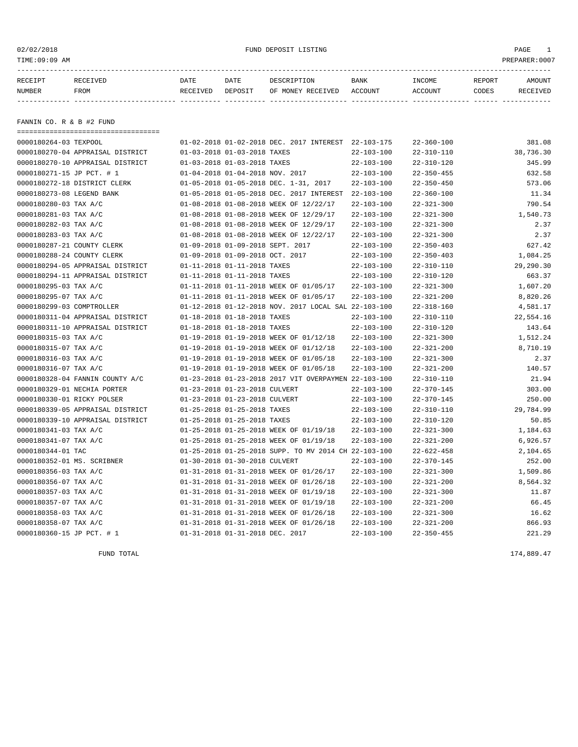FUND DEPOSIT LISTING

| RECEIPT NUMBER | RECEIVED FROM | DATE RECEIVED | DATE DEPOSIT | DESCRIPTION OF MONEY RECEIVED | BANK ACCOUNT | INCOME ACCOUNT | REPORT CODES | AMOUNT RECEIVED |
|---|---|---|---|---|---|---|---|---|

## FANNIN CO. R & B #2 FUND

| RECEIPT NUMBER | RECEIVED FROM | DATE RECEIVED | DATE DEPOSIT | DESCRIPTION OF MONEY RECEIVED | BANK ACCOUNT | INCOME ACCOUNT | REPORT CODES | AMOUNT RECEIVED |
|---|---|---|---|---|---|---|---|---|
| 0000180264-03 | TEXPOOL | 01-02-2018 | 01-02-2018 | DEC. 2017 INTEREST | 22-103-175 | 22-360-100 | | 381.08 |
| 0000180270-04 | APPRAISAL DISTRICT | 01-03-2018 | 01-03-2018 | TAXES | 22-103-100 | 22-310-110 | | 38,736.30 |
| 0000180270-10 | APPRAISAL DISTRICT | 01-03-2018 | 01-03-2018 | TAXES | 22-103-100 | 22-310-120 | | 345.99 |
| 0000180271-15 | JP PCT. # 1 | 01-04-2018 | 01-04-2018 | NOV. 2017 | 22-103-100 | 22-350-455 | | 632.58 |
| 0000180272-18 | DISTRICT CLERK | 01-05-2018 | 01-05-2018 | DEC. 1-31, 2017 | 22-103-100 | 22-350-450 | | 573.06 |
| 0000180273-08 | LEGEND BANK | 01-05-2018 | 01-05-2018 | DEC. 2017 INTEREST | 22-103-100 | 22-360-100 | | 11.34 |
| 0000180280-03 | TAX A/C | 01-08-2018 | 01-08-2018 | WEEK OF 12/22/17 | 22-103-100 | 22-321-300 | | 790.54 |
| 0000180281-03 | TAX A/C | 01-08-2018 | 01-08-2018 | WEEK OF 12/29/17 | 22-103-100 | 22-321-300 | | 1,540.73 |
| 0000180282-03 | TAX A/C | 01-08-2018 | 01-08-2018 | WEEK OF 12/29/17 | 22-103-100 | 22-321-300 | | 2.37 |
| 0000180283-03 | TAX A/C | 01-08-2018 | 01-08-2018 | WEEK OF 12/22/17 | 22-103-100 | 22-321-300 | | 2.37 |
| 0000180287-21 | COUNTY CLERK | 01-09-2018 | 01-09-2018 | SEPT. 2017 | 22-103-100 | 22-350-403 | | 627.42 |
| 0000180288-24 | COUNTY CLERK | 01-09-2018 | 01-09-2018 | OCT. 2017 | 22-103-100 | 22-350-403 | | 1,084.25 |
| 0000180294-05 | APPRAISAL DISTRICT | 01-11-2018 | 01-11-2018 | TAXES | 22-103-100 | 22-310-110 | | 29,290.30 |
| 0000180294-11 | APPRAISAL DISTRICT | 01-11-2018 | 01-11-2018 | TAXES | 22-103-100 | 22-310-120 | | 663.37 |
| 0000180295-03 | TAX A/C | 01-11-2018 | 01-11-2018 | WEEK OF 01/05/17 | 22-103-100 | 22-321-300 | | 1,607.20 |
| 0000180295-07 | TAX A/C | 01-11-2018 | 01-11-2018 | WEEK OF 01/05/17 | 22-103-100 | 22-321-200 | | 8,820.26 |
| 0000180299-03 | COMPTROLLER | 01-12-2018 | 01-12-2018 | NOV. 2017 LOCAL SAL | 22-103-100 | 22-318-160 | | 4,581.17 |
| 0000180311-04 | APPRAISAL DISTRICT | 01-18-2018 | 01-18-2018 | TAXES | 22-103-100 | 22-310-110 | | 22,554.16 |
| 0000180311-10 | APPRAISAL DISTRICT | 01-18-2018 | 01-18-2018 | TAXES | 22-103-100 | 22-310-120 | | 143.64 |
| 0000180315-03 | TAX A/C | 01-19-2018 | 01-19-2018 | WEEK OF 01/12/18 | 22-103-100 | 22-321-300 | | 1,512.24 |
| 0000180315-07 | TAX A/C | 01-19-2018 | 01-19-2018 | WEEK OF 01/12/18 | 22-103-100 | 22-321-200 | | 8,710.19 |
| 0000180316-03 | TAX A/C | 01-19-2018 | 01-19-2018 | WEEK OF 01/05/18 | 22-103-100 | 22-321-300 | | 2.37 |
| 0000180316-07 | TAX A/C | 01-19-2018 | 01-19-2018 | WEEK OF 01/05/18 | 22-103-100 | 22-321-200 | | 140.57 |
| 0000180328-04 | FANNIN COUNTY A/C | 01-23-2018 | 01-23-2018 | 2017 VIT OVERPAYMEN | 22-103-100 | 22-310-110 | | 21.94 |
| 0000180329-01 | NECHIA PORTER | 01-23-2018 | 01-23-2018 | CULVERT | 22-103-100 | 22-370-145 | | 303.00 |
| 0000180330-01 | RICKY POLSER | 01-23-2018 | 01-23-2018 | CULVERT | 22-103-100 | 22-370-145 | | 250.00 |
| 0000180339-05 | APPRAISAL DISTRICT | 01-25-2018 | 01-25-2018 | TAXES | 22-103-100 | 22-310-110 | | 29,784.99 |
| 0000180339-10 | APPRAISAL DISTRICT | 01-25-2018 | 01-25-2018 | TAXES | 22-103-100 | 22-310-120 | | 50.85 |
| 0000180341-03 | TAX A/C | 01-25-2018 | 01-25-2018 | WEEK OF 01/19/18 | 22-103-100 | 22-321-300 | | 1,184.63 |
| 0000180341-07 | TAX A/C | 01-25-2018 | 01-25-2018 | WEEK OF 01/19/18 | 22-103-100 | 22-321-200 | | 6,926.57 |
| 0000180344-01 | TAC | 01-25-2018 | 01-25-2018 | SUPP. TO MV 2014 CH | 22-103-100 | 22-622-458 | | 2,104.65 |
| 0000180352-01 | MS. SCRIBNER | 01-30-2018 | 01-30-2018 | CULVERT | 22-103-100 | 22-370-145 | | 252.00 |
| 0000180356-03 | TAX A/C | 01-31-2018 | 01-31-2018 | WEEK OF 01/26/17 | 22-103-100 | 22-321-300 | | 1,509.86 |
| 0000180356-07 | TAX A/C | 01-31-2018 | 01-31-2018 | WEEK OF 01/26/18 | 22-103-100 | 22-321-200 | | 8,564.32 |
| 0000180357-03 | TAX A/C | 01-31-2018 | 01-31-2018 | WEEK OF 01/19/18 | 22-103-100 | 22-321-300 | | 11.87 |
| 0000180357-07 | TAX A/C | 01-31-2018 | 01-31-2018 | WEEK OF 01/19/18 | 22-103-100 | 22-321-200 | | 66.45 |
| 0000180358-03 | TAX A/C | 01-31-2018 | 01-31-2018 | WEEK OF 01/26/18 | 22-103-100 | 22-321-300 | | 16.62 |
| 0000180358-07 | TAX A/C | 01-31-2018 | 01-31-2018 | WEEK OF 01/26/18 | 22-103-100 | 22-321-200 | | 866.93 |
| 0000180360-15 | JP PCT. # 1 | 01-31-2018 | 01-31-2018 | DEC. 2017 | 22-103-100 | 22-350-455 | | 221.29 |

FUND TOTAL 174,889.47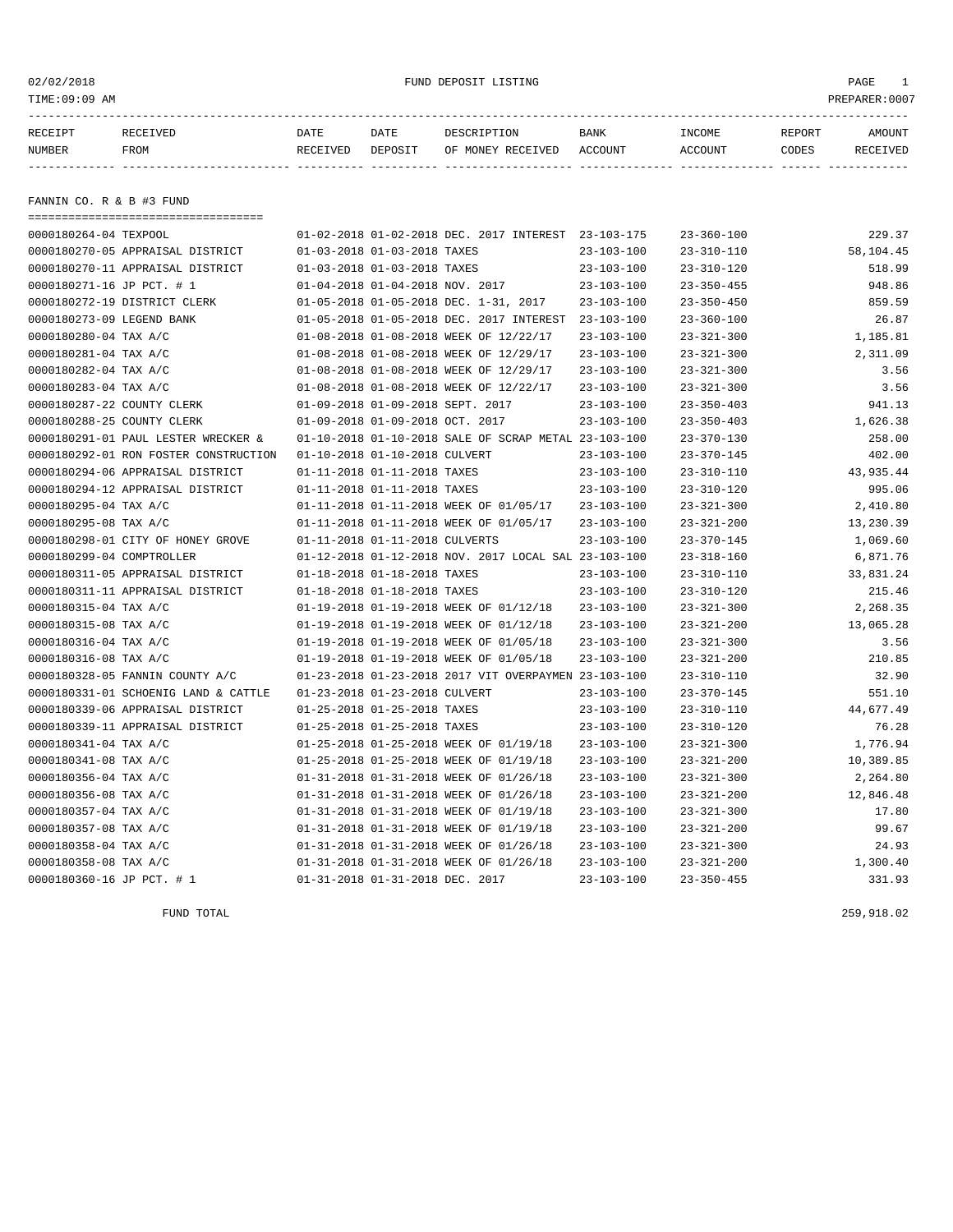FUND DEPOSIT LISTING

| RECEIPT NUMBER | RECEIVED FROM | DATE RECEIVED | DATE DEPOSIT | DESCRIPTION OF MONEY RECEIVED | BANK ACCOUNT | INCOME ACCOUNT | REPORT CODES | AMOUNT RECEIVED |
|---|---|---|---|---|---|---|---|---|

## FANNIN CO. R & B #3 FUND

| RECEIPT NUMBER | RECEIVED FROM | DATE RECEIVED | DATE DEPOSIT | DESCRIPTION OF MONEY RECEIVED | BANK ACCOUNT | INCOME ACCOUNT | REPORT CODES | AMOUNT RECEIVED |
|---|---|---|---|---|---|---|---|---|
| 0000180264-04 | TEXPOOL | 01-02-2018 | 01-02-2018 | DEC. 2017 INTEREST | 23-103-175 | 23-360-100 | | 229.37 |
| 0000180270-05 | APPRAISAL DISTRICT | 01-03-2018 | 01-03-2018 | TAXES | 23-103-100 | 23-310-110 | | 58,104.45 |
| 0000180270-11 | APPRAISAL DISTRICT | 01-03-2018 | 01-03-2018 | TAXES | 23-103-100 | 23-310-120 | | 518.99 |
| 0000180271-16 | JP PCT. # 1 | 01-04-2018 | 01-04-2018 | NOV. 2017 | 23-103-100 | 23-350-455 | | 948.86 |
| 0000180272-19 | DISTRICT CLERK | 01-05-2018 | 01-05-2018 | DEC. 1-31, 2017 | 23-103-100 | 23-350-450 | | 859.59 |
| 0000180273-09 | LEGEND BANK | 01-05-2018 | 01-05-2018 | DEC. 2017 INTEREST | 23-103-100 | 23-360-100 | | 26.87 |
| 0000180280-04 | TAX A/C | 01-08-2018 | 01-08-2018 | WEEK OF 12/22/17 | 23-103-100 | 23-321-300 | | 1,185.81 |
| 0000180281-04 | TAX A/C | 01-08-2018 | 01-08-2018 | WEEK OF 12/29/17 | 23-103-100 | 23-321-300 | | 2,311.09 |
| 0000180282-04 | TAX A/C | 01-08-2018 | 01-08-2018 | WEEK OF 12/29/17 | 23-103-100 | 23-321-300 | | 3.56 |
| 0000180283-04 | TAX A/C | 01-08-2018 | 01-08-2018 | WEEK OF 12/22/17 | 23-103-100 | 23-321-300 | | 3.56 |
| 0000180287-22 | COUNTY CLERK | 01-09-2018 | 01-09-2018 | SEPT. 2017 | 23-103-100 | 23-350-403 | | 941.13 |
| 0000180288-25 | COUNTY CLERK | 01-09-2018 | 01-09-2018 | OCT. 2017 | 23-103-100 | 23-350-403 | | 1,626.38 |
| 0000180291-01 | PAUL LESTER WRECKER & | 01-10-2018 | 01-10-2018 | SALE OF SCRAP METAL | 23-103-100 | 23-370-130 | | 258.00 |
| 0000180292-01 | RON FOSTER CONSTRUCTION | 01-10-2018 | 01-10-2018 | CULVERT | 23-103-100 | 23-370-145 | | 402.00 |
| 0000180294-06 | APPRAISAL DISTRICT | 01-11-2018 | 01-11-2018 | TAXES | 23-103-100 | 23-310-110 | | 43,935.44 |
| 0000180294-12 | APPRAISAL DISTRICT | 01-11-2018 | 01-11-2018 | TAXES | 23-103-100 | 23-310-120 | | 995.06 |
| 0000180295-04 | TAX A/C | 01-11-2018 | 01-11-2018 | WEEK OF 01/05/17 | 23-103-100 | 23-321-300 | | 2,410.80 |
| 0000180295-08 | TAX A/C | 01-11-2018 | 01-11-2018 | WEEK OF 01/05/17 | 23-103-100 | 23-321-200 | | 13,230.39 |
| 0000180298-01 | CITY OF HONEY GROVE | 01-11-2018 | 01-11-2018 | CULVERTS | 23-103-100 | 23-370-145 | | 1,069.60 |
| 0000180299-04 | COMPTROLLER | 01-12-2018 | 01-12-2018 | NOV. 2017 LOCAL SAL | 23-103-100 | 23-318-160 | | 6,871.76 |
| 0000180311-05 | APPRAISAL DISTRICT | 01-18-2018 | 01-18-2018 | TAXES | 23-103-100 | 23-310-110 | | 33,831.24 |
| 0000180311-11 | APPRAISAL DISTRICT | 01-18-2018 | 01-18-2018 | TAXES | 23-103-100 | 23-310-120 | | 215.46 |
| 0000180315-04 | TAX A/C | 01-19-2018 | 01-19-2018 | WEEK OF 01/12/18 | 23-103-100 | 23-321-300 | | 2,268.35 |
| 0000180315-08 | TAX A/C | 01-19-2018 | 01-19-2018 | WEEK OF 01/12/18 | 23-103-100 | 23-321-200 | | 13,065.28 |
| 0000180316-04 | TAX A/C | 01-19-2018 | 01-19-2018 | WEEK OF 01/05/18 | 23-103-100 | 23-321-300 | | 3.56 |
| 0000180316-08 | TAX A/C | 01-19-2018 | 01-19-2018 | WEEK OF 01/05/18 | 23-103-100 | 23-321-200 | | 210.85 |
| 0000180328-05 | FANNIN COUNTY A/C | 01-23-2018 | 01-23-2018 | 2017 VIT OVERPAYMEN | 23-103-100 | 23-310-110 | | 32.90 |
| 0000180331-01 | SCHOENIG LAND & CATTLE | 01-23-2018 | 01-23-2018 | CULVERT | 23-103-100 | 23-370-145 | | 551.10 |
| 0000180339-06 | APPRAISAL DISTRICT | 01-25-2018 | 01-25-2018 | TAXES | 23-103-100 | 23-310-110 | | 44,677.49 |
| 0000180339-11 | APPRAISAL DISTRICT | 01-25-2018 | 01-25-2018 | TAXES | 23-103-100 | 23-310-120 | | 76.28 |
| 0000180341-04 | TAX A/C | 01-25-2018 | 01-25-2018 | WEEK OF 01/19/18 | 23-103-100 | 23-321-300 | | 1,776.94 |
| 0000180341-08 | TAX A/C | 01-25-2018 | 01-25-2018 | WEEK OF 01/19/18 | 23-103-100 | 23-321-200 | | 10,389.85 |
| 0000180356-04 | TAX A/C | 01-31-2018 | 01-31-2018 | WEEK OF 01/26/18 | 23-103-100 | 23-321-300 | | 2,264.80 |
| 0000180356-08 | TAX A/C | 01-31-2018 | 01-31-2018 | WEEK OF 01/26/18 | 23-103-100 | 23-321-200 | | 12,846.48 |
| 0000180357-04 | TAX A/C | 01-31-2018 | 01-31-2018 | WEEK OF 01/19/18 | 23-103-100 | 23-321-300 | | 17.80 |
| 0000180357-08 | TAX A/C | 01-31-2018 | 01-31-2018 | WEEK OF 01/19/18 | 23-103-100 | 23-321-200 | | 99.67 |
| 0000180358-04 | TAX A/C | 01-31-2018 | 01-31-2018 | WEEK OF 01/26/18 | 23-103-100 | 23-321-300 | | 24.93 |
| 0000180358-08 | TAX A/C | 01-31-2018 | 01-31-2018 | WEEK OF 01/26/18 | 23-103-100 | 23-321-200 | | 1,300.40 |
| 0000180360-16 | JP PCT. # 1 | 01-31-2018 | 01-31-2018 | DEC. 2017 | 23-103-100 | 23-350-455 | | 331.93 |

FUND TOTAL 259,918.02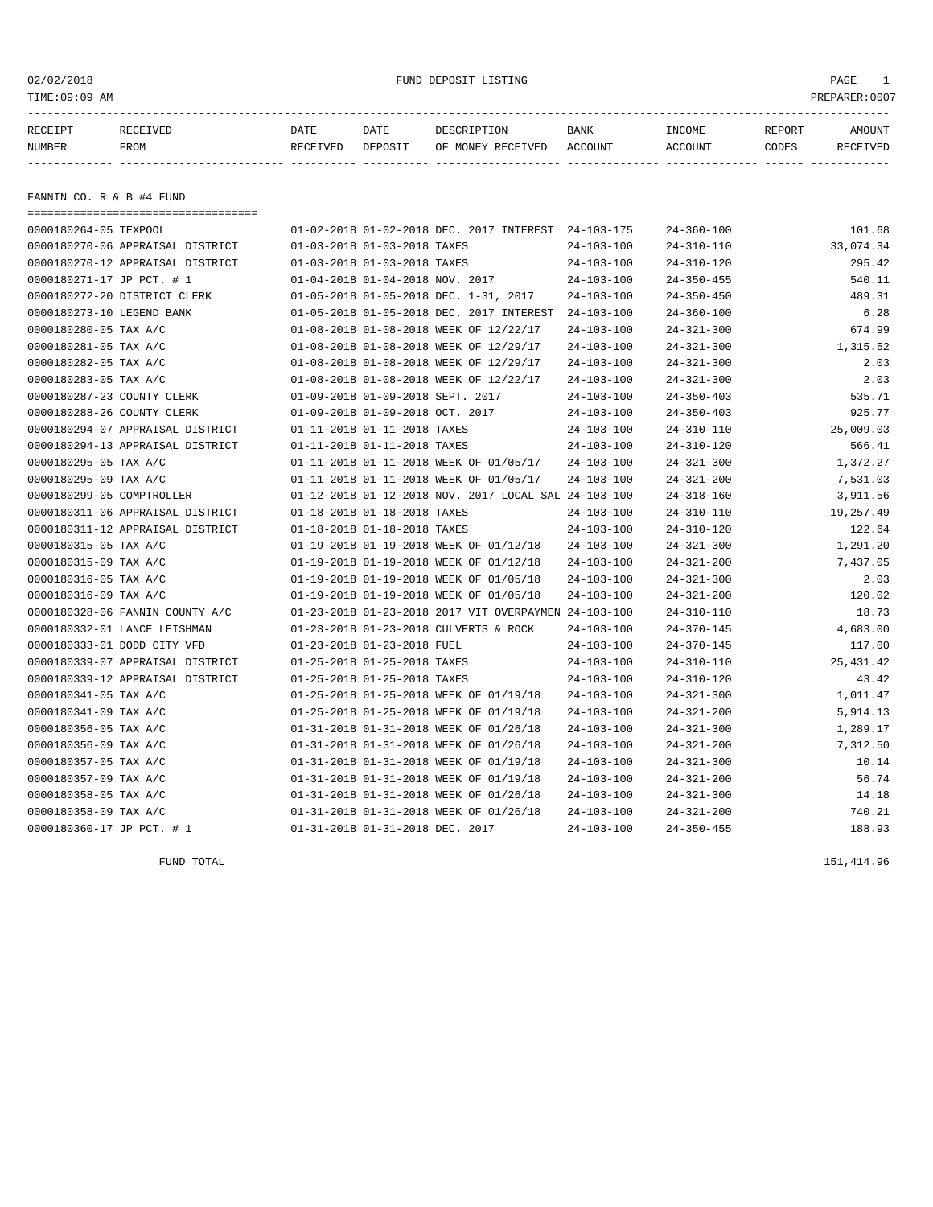FUND DEPOSIT LISTING

02/02/2018
TIME:09:09 AM
PREPARER:0007

| RECEIPT NUMBER | RECEIVED FROM | DATE RECEIVED | DATE DEPOSIT | DESCRIPTION OF MONEY RECEIVED | BANK ACCOUNT | INCOME ACCOUNT | REPORT CODES | AMOUNT RECEIVED |
|---|---|---|---|---|---|---|---|---|

## FANNIN CO. R & B #4 FUND

| RECEIPT NUMBER | RECEIVED FROM | DATE RECEIVED | DATE DEPOSIT | DESCRIPTION OF MONEY RECEIVED | BANK ACCOUNT | INCOME ACCOUNT | REPORT CODES | AMOUNT RECEIVED |
|---|---|---|---|---|---|---|---|---|
| 0000180264-05 | TEXPOOL | 01-02-2018 | 01-02-2018 | DEC. 2017 INTEREST | 24-103-175 | 24-360-100 | | 101.68 |
| 0000180270-06 | APPRAISAL DISTRICT | 01-03-2018 | 01-03-2018 | TAXES | 24-103-100 | 24-310-110 | | 33,074.34 |
| 0000180270-12 | APPRAISAL DISTRICT | 01-03-2018 | 01-03-2018 | TAXES | 24-103-100 | 24-310-120 | | 295.42 |
| 0000180271-17 | JP PCT. # 1 | 01-04-2018 | 01-04-2018 | NOV. 2017 | 24-103-100 | 24-350-455 | | 540.11 |
| 0000180272-20 | DISTRICT CLERK | 01-05-2018 | 01-05-2018 | DEC. 1-31, 2017 | 24-103-100 | 24-350-450 | | 489.31 |
| 0000180273-10 | LEGEND BANK | 01-05-2018 | 01-05-2018 | DEC. 2017 INTEREST | 24-103-100 | 24-360-100 | | 6.28 |
| 0000180280-05 | TAX A/C | 01-08-2018 | 01-08-2018 | WEEK OF 12/22/17 | 24-103-100 | 24-321-300 | | 674.99 |
| 0000180281-05 | TAX A/C | 01-08-2018 | 01-08-2018 | WEEK OF 12/29/17 | 24-103-100 | 24-321-300 | | 1,315.52 |
| 0000180282-05 | TAX A/C | 01-08-2018 | 01-08-2018 | WEEK OF 12/29/17 | 24-103-100 | 24-321-300 | | 2.03 |
| 0000180283-05 | TAX A/C | 01-08-2018 | 01-08-2018 | WEEK OF 12/22/17 | 24-103-100 | 24-321-300 | | 2.03 |
| 0000180287-23 | COUNTY CLERK | 01-09-2018 | 01-09-2018 | SEPT. 2017 | 24-103-100 | 24-350-403 | | 535.71 |
| 0000180288-26 | COUNTY CLERK | 01-09-2018 | 01-09-2018 | OCT. 2017 | 24-103-100 | 24-350-403 | | 925.77 |
| 0000180294-07 | APPRAISAL DISTRICT | 01-11-2018 | 01-11-2018 | TAXES | 24-103-100 | 24-310-110 | | 25,009.03 |
| 0000180294-13 | APPRAISAL DISTRICT | 01-11-2018 | 01-11-2018 | TAXES | 24-103-100 | 24-310-120 | | 566.41 |
| 0000180295-05 | TAX A/C | 01-11-2018 | 01-11-2018 | WEEK OF 01/05/17 | 24-103-100 | 24-321-300 | | 1,372.27 |
| 0000180295-09 | TAX A/C | 01-11-2018 | 01-11-2018 | WEEK OF 01/05/17 | 24-103-100 | 24-321-200 | | 7,531.03 |
| 0000180299-05 | COMPTROLLER | 01-12-2018 | 01-12-2018 | NOV. 2017 LOCAL SAL | 24-103-100 | 24-318-160 | | 3,911.56 |
| 0000180311-06 | APPRAISAL DISTRICT | 01-18-2018 | 01-18-2018 | TAXES | 24-103-100 | 24-310-110 | | 19,257.49 |
| 0000180311-12 | APPRAISAL DISTRICT | 01-18-2018 | 01-18-2018 | TAXES | 24-103-100 | 24-310-120 | | 122.64 |
| 0000180315-05 | TAX A/C | 01-19-2018 | 01-19-2018 | WEEK OF 01/12/18 | 24-103-100 | 24-321-300 | | 1,291.20 |
| 0000180315-09 | TAX A/C | 01-19-2018 | 01-19-2018 | WEEK OF 01/12/18 | 24-103-100 | 24-321-200 | | 7,437.05 |
| 0000180316-05 | TAX A/C | 01-19-2018 | 01-19-2018 | WEEK OF 01/05/18 | 24-103-100 | 24-321-300 | | 2.03 |
| 0000180316-09 | TAX A/C | 01-19-2018 | 01-19-2018 | WEEK OF 01/05/18 | 24-103-100 | 24-321-200 | | 120.02 |
| 0000180328-06 | FANNIN COUNTY A/C | 01-23-2018 | 01-23-2018 | 2017 VIT OVERPAYMEN | 24-103-100 | 24-310-110 | | 18.73 |
| 0000180332-01 | LANCE LEISHMAN | 01-23-2018 | 01-23-2018 | CULVERTS & ROCK | 24-103-100 | 24-370-145 | | 4,683.00 |
| 0000180333-01 | DODD CITY VFD | 01-23-2018 | 01-23-2018 | FUEL | 24-103-100 | 24-370-145 | | 117.00 |
| 0000180339-07 | APPRAISAL DISTRICT | 01-25-2018 | 01-25-2018 | TAXES | 24-103-100 | 24-310-110 | | 25,431.42 |
| 0000180339-12 | APPRAISAL DISTRICT | 01-25-2018 | 01-25-2018 | TAXES | 24-103-100 | 24-310-120 | | 43.42 |
| 0000180341-05 | TAX A/C | 01-25-2018 | 01-25-2018 | WEEK OF 01/19/18 | 24-103-100 | 24-321-300 | | 1,011.47 |
| 0000180341-09 | TAX A/C | 01-25-2018 | 01-25-2018 | WEEK OF 01/19/18 | 24-103-100 | 24-321-200 | | 5,914.13 |
| 0000180356-05 | TAX A/C | 01-31-2018 | 01-31-2018 | WEEK OF 01/26/18 | 24-103-100 | 24-321-300 | | 1,289.17 |
| 0000180356-09 | TAX A/C | 01-31-2018 | 01-31-2018 | WEEK OF 01/26/18 | 24-103-100 | 24-321-200 | | 7,312.50 |
| 0000180357-05 | TAX A/C | 01-31-2018 | 01-31-2018 | WEEK OF 01/19/18 | 24-103-100 | 24-321-300 | | 10.14 |
| 0000180357-09 | TAX A/C | 01-31-2018 | 01-31-2018 | WEEK OF 01/19/18 | 24-103-100 | 24-321-200 | | 56.74 |
| 0000180358-05 | TAX A/C | 01-31-2018 | 01-31-2018 | WEEK OF 01/26/18 | 24-103-100 | 24-321-300 | | 14.18 |
| 0000180358-09 | TAX A/C | 01-31-2018 | 01-31-2018 | WEEK OF 01/26/18 | 24-103-100 | 24-321-200 | | 740.21 |
| 0000180360-17 | JP PCT. # 1 | 01-31-2018 | 01-31-2018 | DEC. 2017 | 24-103-100 | 24-350-455 | | 188.93 |
| | FUND TOTAL | | | | | | | 151,414.96 |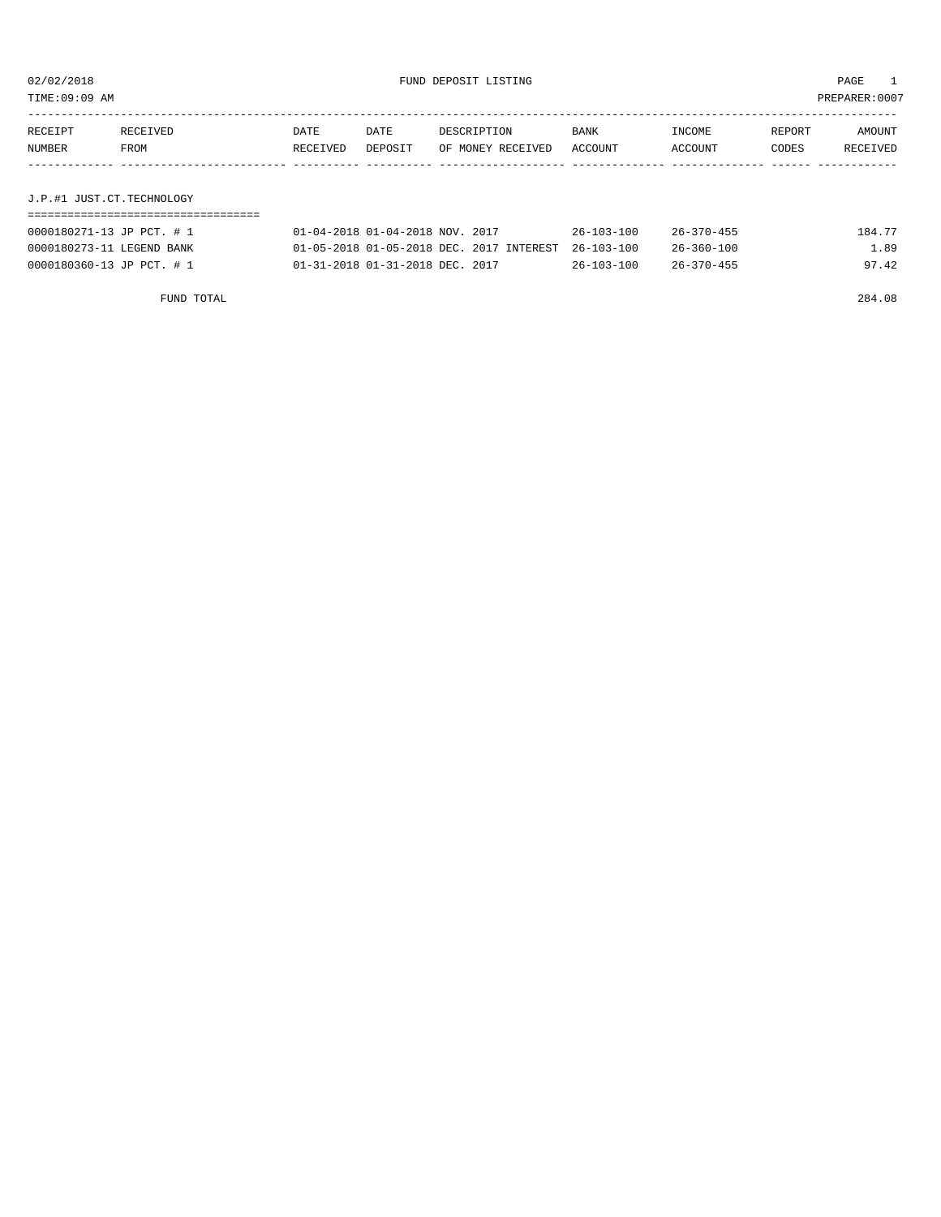# FUND DEPOSIT LISTING

02/02/2018

TIME:09:09 AM

PREPARER:0007

| RECEIPT NUMBER | RECEIVED FROM | DATE RECEIVED | DATE DEPOSIT | DESCRIPTION OF MONEY RECEIVED | BANK ACCOUNT | INCOME ACCOUNT | REPORT CODES | AMOUNT RECEIVED |
|---|---|---|---|---|---|---|---|---|

## J.P.#1 JUST.CT.TECHNOLOGY

| RECEIPT NUMBER | RECEIVED FROM | DATE RECEIVED | DATE DEPOSIT | DESCRIPTION OF MONEY RECEIVED | BANK ACCOUNT | INCOME ACCOUNT | REPORT CODES | AMOUNT RECEIVED |
|---|---|---|---|---|---|---|---|---|
| 0000180271-13 | JP PCT. # 1 | 01-04-2018 | 01-04-2018 | NOV. 2017 | 26-103-100 | 26-370-455 | | 184.77 |
| 0000180273-11 | LEGEND BANK | 01-05-2018 | 01-05-2018 | DEC. 2017 INTEREST | 26-103-100 | 26-360-100 | | 1.89 |
| 0000180360-13 | JP PCT. # 1 | 01-31-2018 | 01-31-2018 | DEC. 2017 | 26-103-100 | 26-370-455 | | 97.42 |
| FUND TOTAL | | | | | | | | 284.08 |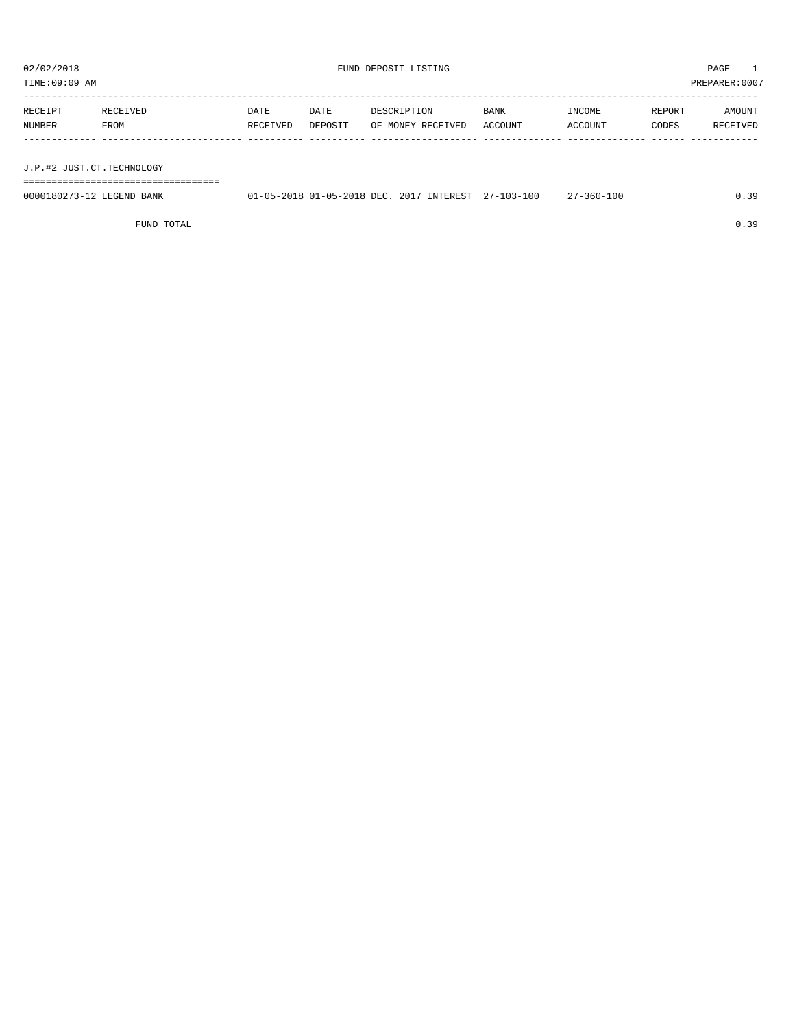02/02/2018 FUND DEPOSIT LISTING
TIME:09:09 AM PREPARER:0007

| RECEIPT NUMBER | RECEIVED FROM | DATE RECEIVED | DATE DEPOSIT | DESCRIPTION OF MONEY RECEIVED | BANK ACCOUNT | INCOME ACCOUNT | REPORT CODES | AMOUNT RECEIVED |
|---|---|---|---|---|---|---|---|---|
| J.P.#2 JUST.CT.TECHNOLOGY | | | | | | | | |
| 0000180273-12 | LEGEND BANK | 01-05-2018 | 01-05-2018 | DEC. 2017 INTEREST | 27-103-100 | 27-360-100 | | 0.39 |
| | FUND TOTAL | | | | | | | 0.39 |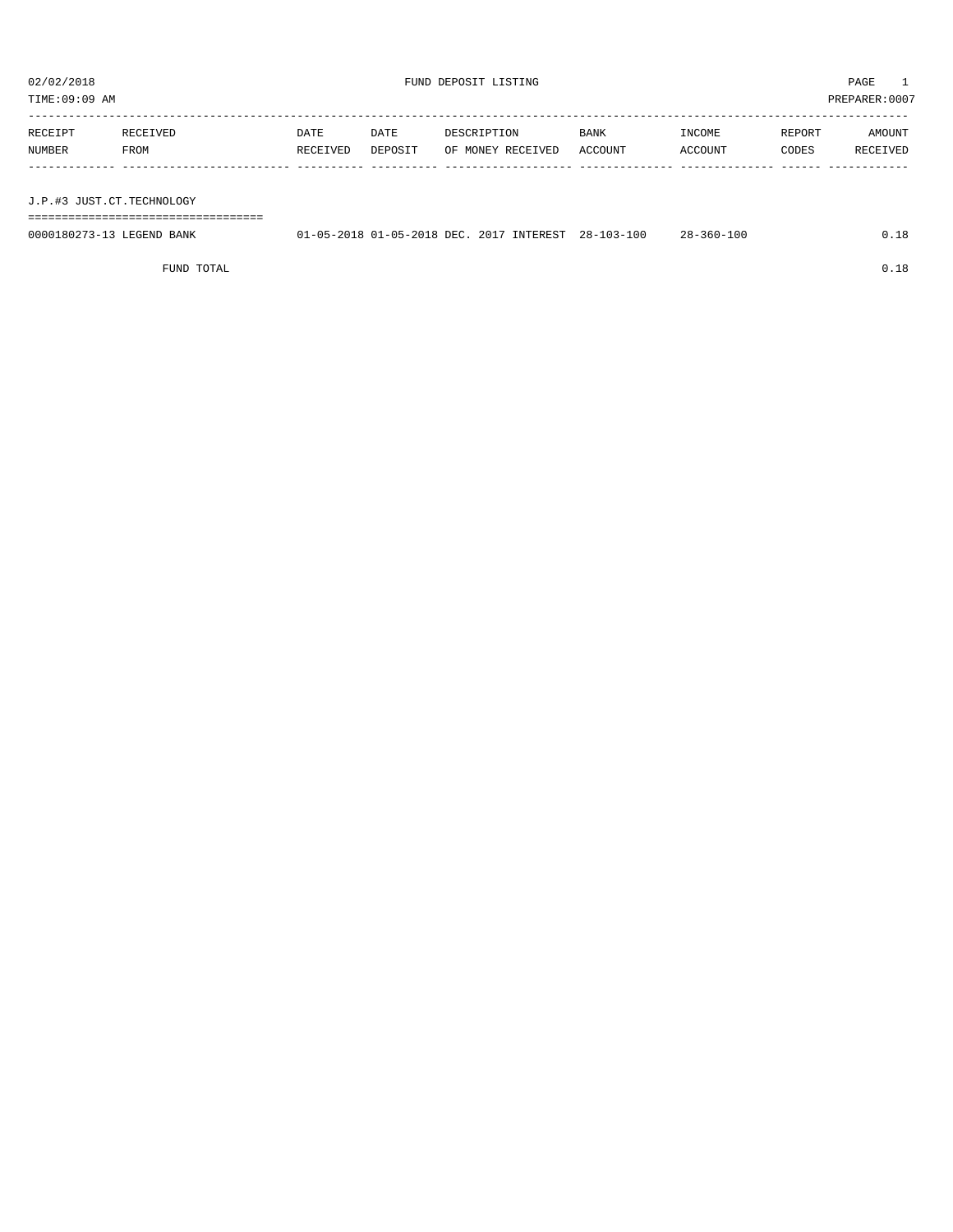# FUND DEPOSIT LISTING

02/02/2018
TIME:09:09 AM
PREPARER:0007

| RECEIPT NUMBER | RECEIVED FROM | DATE RECEIVED | DATE DEPOSIT | DESCRIPTION OF MONEY RECEIVED | BANK ACCOUNT | INCOME ACCOUNT | REPORT CODES | AMOUNT RECEIVED |
|---|---|---|---|---|---|---|---|---|
| **J.P.#3 JUST.CT.TECHNOLOGY** | | | | | | | | |
| 0000180273-13 | LEGEND BANK | 01-05-2018 | 01-05-2018 | DEC. 2017 INTEREST | 28-103-100 | 28-360-100 | | 0.18 |
| | FUND TOTAL | | | | | | | 0.18 |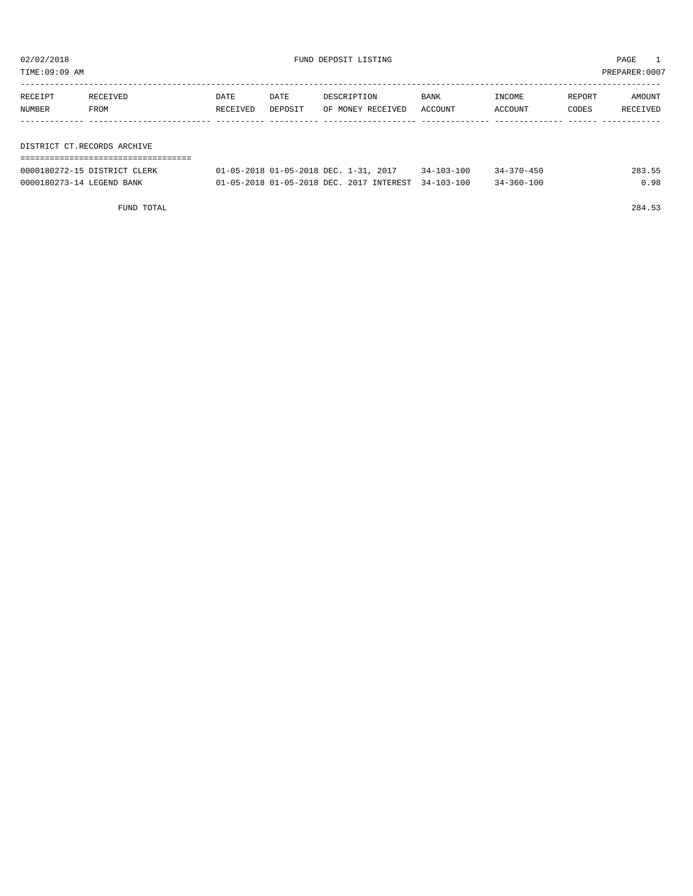02/02/2018 FUND DEPOSIT LISTING

TIME:09:09 AM PREPARER:0007

| RECEIPT NUMBER | RECEIVED FROM | DATE RECEIVED | DATE DEPOSIT | DESCRIPTION OF MONEY RECEIVED | BANK ACCOUNT | INCOME ACCOUNT | REPORT CODES | AMOUNT RECEIVED |
|---|---|---|---|---|---|---|---|---|

DISTRICT CT.RECORDS ARCHIVE

| RECEIPT NUMBER | RECEIVED FROM | DATE RECEIVED | DATE DEPOSIT | DESCRIPTION OF MONEY RECEIVED | BANK ACCOUNT | INCOME ACCOUNT | REPORT CODES | AMOUNT RECEIVED |
|---|---|---|---|---|---|---|---|---|
| 0000180272-15 | DISTRICT CLERK | 01-05-2018 | 01-05-2018 | DEC. 1-31, 2017 | 34-103-100 | 34-370-450 | | 283.55 |
| 0000180273-14 | LEGEND BANK | 01-05-2018 | 01-05-2018 | DEC. 2017 INTEREST | 34-103-100 | 34-360-100 | | 0.98 |

FUND TOTAL 284.53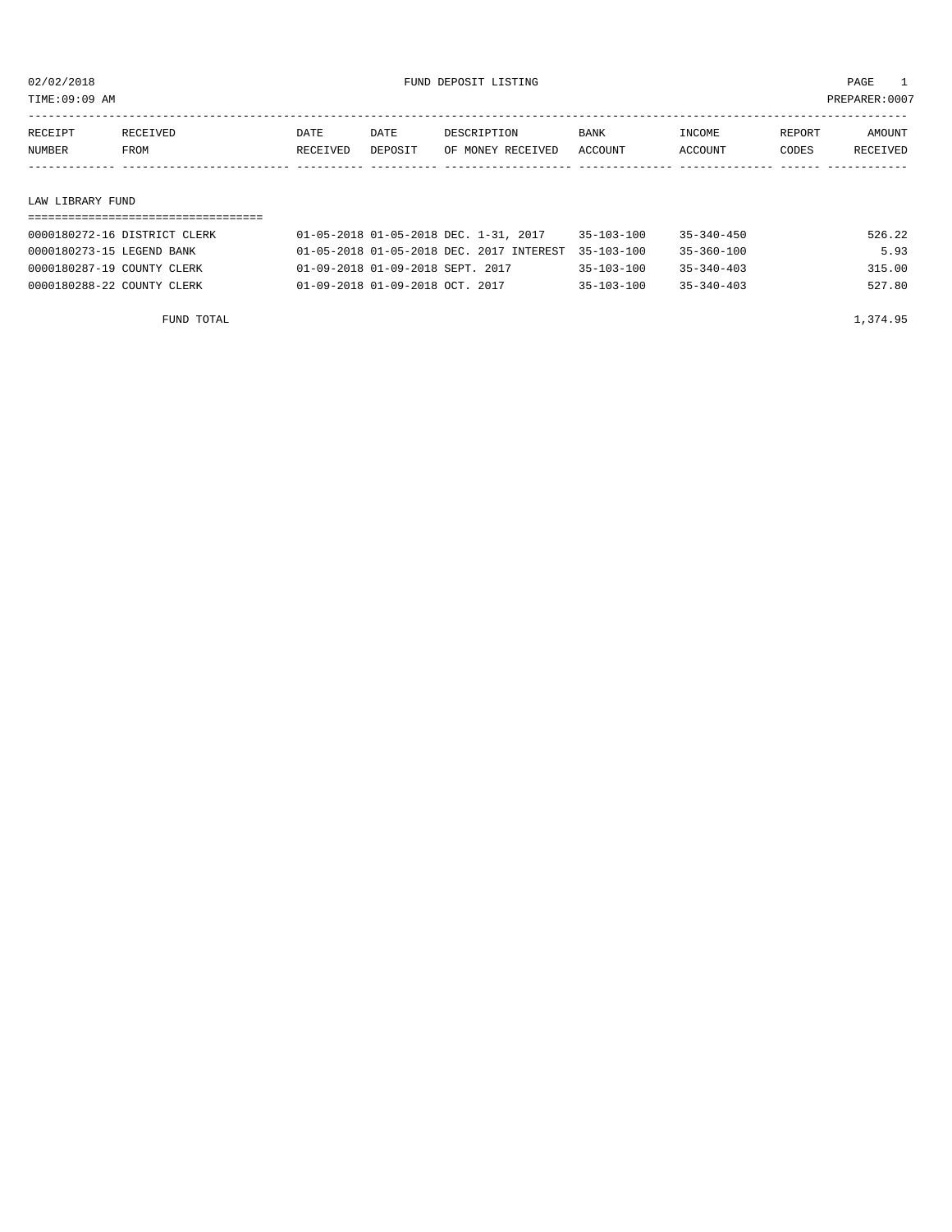02/02/2018 FUND DEPOSIT LISTING

TIME:09:09 AM PREPARER:0007

| RECEIPT NUMBER | RECEIVED FROM | DATE RECEIVED | DATE DEPOSIT | DESCRIPTION OF MONEY RECEIVED | BANK ACCOUNT | INCOME ACCOUNT | REPORT CODES | AMOUNT RECEIVED |
|---|---|---|---|---|---|---|---|---|
| **LAW LIBRARY FUND** | | | | | | | | |
| 0000180272-16 | DISTRICT CLERK | 01-05-2018 | 01-05-2018 | DEC. 1-31, 2017 | 35-103-100 | 35-340-450 | | 526.22 |
| 0000180273-15 | LEGEND BANK | 01-05-2018 | 01-05-2018 | DEC. 2017 INTEREST | 35-103-100 | 35-360-100 | | 5.93 |
| 0000180287-19 | COUNTY CLERK | 01-09-2018 | 01-09-2018 | SEPT. 2017 | 35-103-100 | 35-340-403 | | 315.00 |
| 0000180288-22 | COUNTY CLERK | 01-09-2018 | 01-09-2018 | OCT. 2017 | 35-103-100 | 35-340-403 | | 527.80 |
| | FUND TOTAL | | | | | | | 1,374.95 |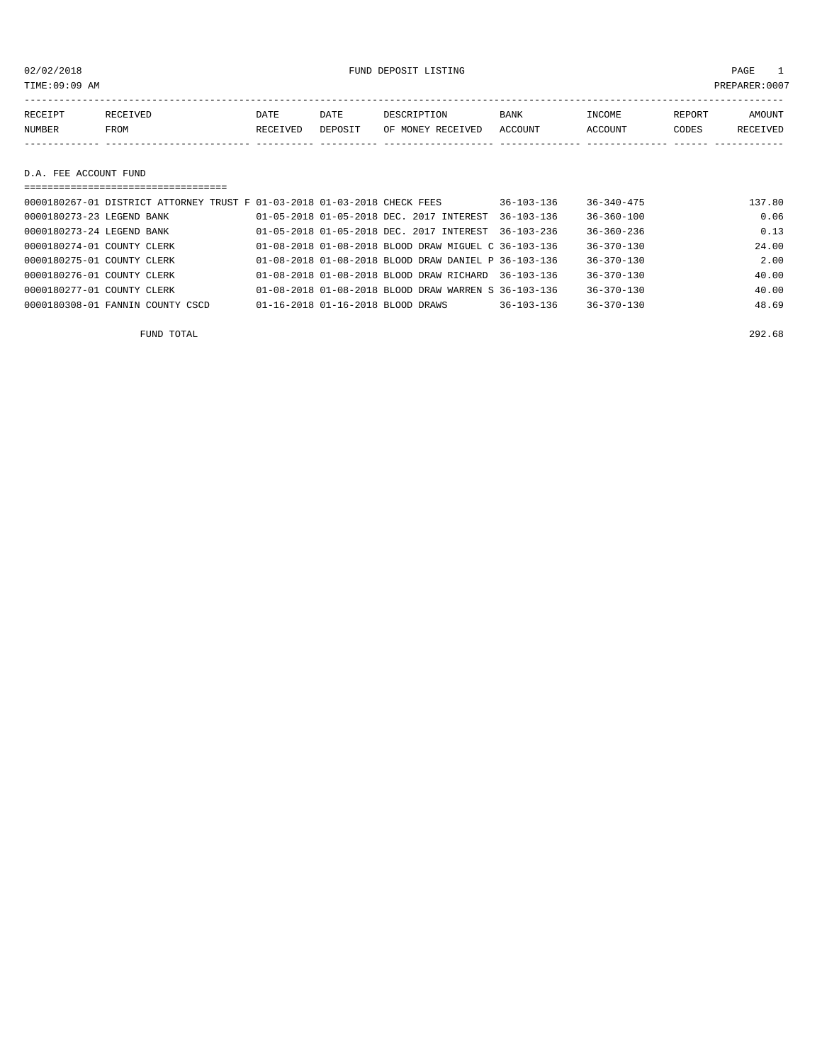FUND DEPOSIT LISTING

02/02/2018
TIME:09:09 AM
PREPARER:0007

| RECEIPT NUMBER | RECEIVED FROM | DATE RECEIVED | DATE DEPOSIT | DESCRIPTION OF MONEY RECEIVED | BANK ACCOUNT | INCOME ACCOUNT | REPORT CODES | AMOUNT RECEIVED |
|---|---|---|---|---|---|---|---|---|

## D.A. FEE ACCOUNT FUND

| RECEIPT NUMBER | RECEIVED FROM | DATE RECEIVED | DATE DEPOSIT | DESCRIPTION OF MONEY RECEIVED | BANK ACCOUNT | INCOME ACCOUNT | REPORT CODES | AMOUNT RECEIVED |
|---|---|---|---|---|---|---|---|---|
| 0000180267-01 | DISTRICT ATTORNEY TRUST F | 01-03-2018 | 01-03-2018 | CHECK FEES | 36-103-136 | 36-340-475 | | 137.80 |
| 0000180273-23 | LEGEND BANK | 01-05-2018 | 01-05-2018 | DEC. 2017 INTEREST | 36-103-136 | 36-360-100 | | 0.06 |
| 0000180273-24 | LEGEND BANK | 01-05-2018 | 01-05-2018 | DEC. 2017 INTEREST | 36-103-236 | 36-360-236 | | 0.13 |
| 0000180274-01 | COUNTY CLERK | 01-08-2018 | 01-08-2018 | BLOOD DRAW MIGUEL C | 36-103-136 | 36-370-130 | | 24.00 |
| 0000180275-01 | COUNTY CLERK | 01-08-2018 | 01-08-2018 | BLOOD DRAW DANIEL P | 36-103-136 | 36-370-130 | | 2.00 |
| 0000180276-01 | COUNTY CLERK | 01-08-2018 | 01-08-2018 | BLOOD DRAW RICHARD | 36-103-136 | 36-370-130 | | 40.00 |
| 0000180277-01 | COUNTY CLERK | 01-08-2018 | 01-08-2018 | BLOOD DRAW WARREN S | 36-103-136 | 36-370-130 | | 40.00 |
| 0000180308-01 | FANNIN COUNTY CSCD | 01-16-2018 | 01-16-2018 | BLOOD DRAWS | 36-103-136 | 36-370-130 | | 48.69 |

FUND TOTAL 292.68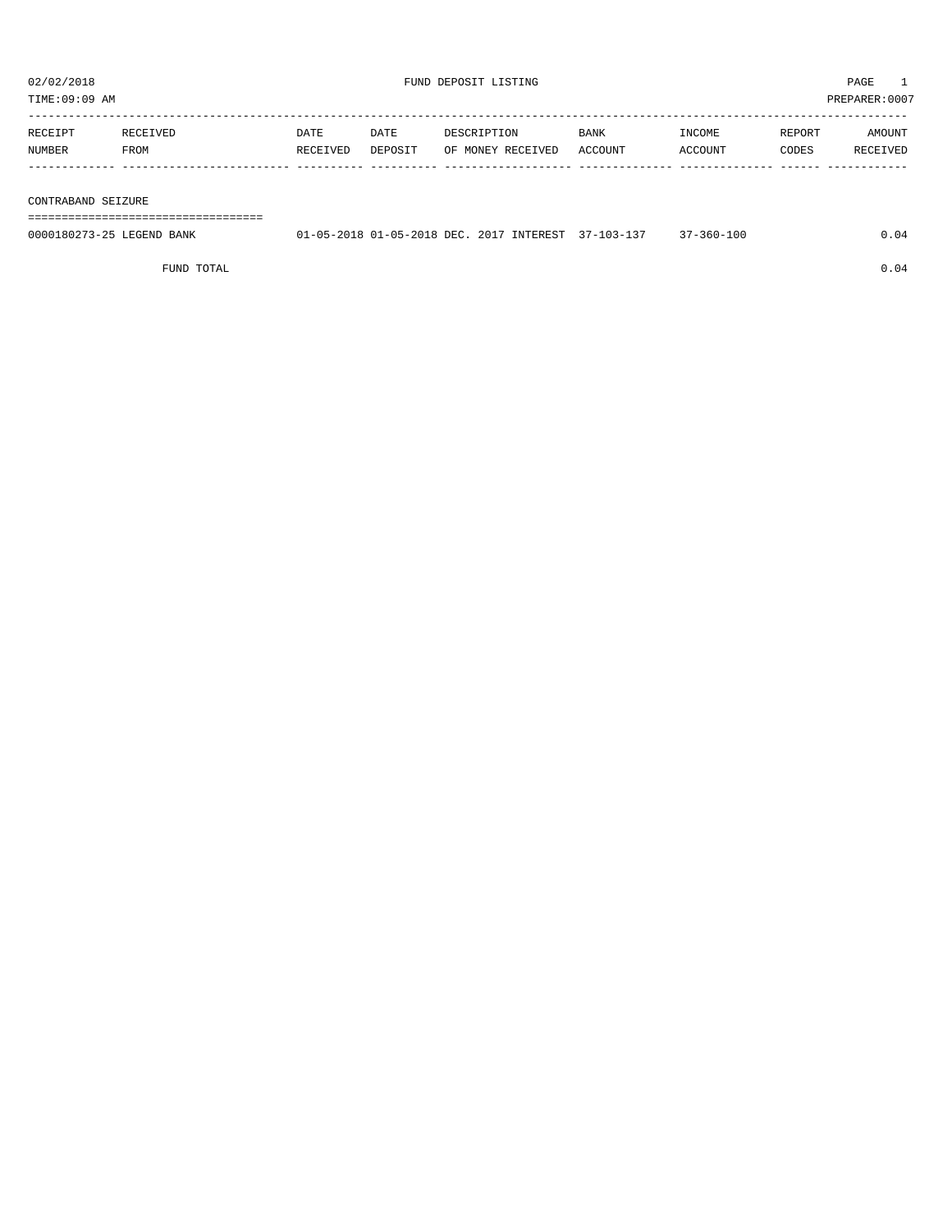02/02/2018 FUND DEPOSIT LISTING

TIME:09:09 AM PREPARER:0007

| RECEIPT NUMBER | RECEIVED FROM | DATE RECEIVED | DATE DEPOSIT | DESCRIPTION OF MONEY RECEIVED | BANK ACCOUNT | INCOME ACCOUNT | REPORT CODES | AMOUNT RECEIVED |
|---|---|---|---|---|---|---|---|---|
| **CONTRABAND SEIZURE** | | | | | | | | |
| 0000180273-25 | LEGEND BANK | 01-05-2018 | 01-05-2018 | DEC. 2017 INTEREST | 37-103-137 | 37-360-100 | | 0.04 |
| | FUND TOTAL | | | | | | | 0.04 |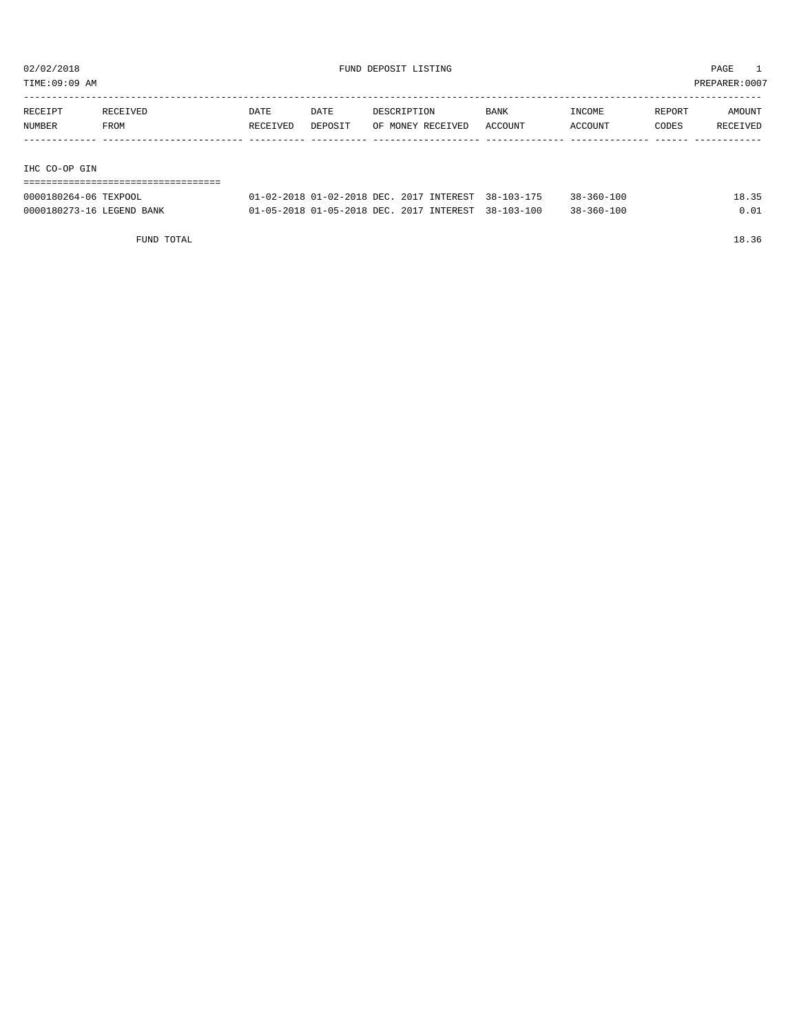02/02/2018 FUND DEPOSIT LISTING

TIME:09:09 AM PREPARER:0007

| RECEIPT NUMBER | RECEIVED FROM | DATE RECEIVED | DATE DEPOSIT | DESCRIPTION OF MONEY RECEIVED | BANK ACCOUNT | INCOME ACCOUNT | REPORT CODES | AMOUNT RECEIVED |
|---|---|---|---|---|---|---|---|---|
| **IHC CO-OP GIN** | | | | | | | | |
| 0000180264-06 | TEXPOOL | 01-02-2018 | 01-02-2018 | DEC. 2017 INTEREST | 38-103-175 | 38-360-100 | | 18.35 |
| 0000180273-16 | LEGEND BANK | 01-05-2018 | 01-05-2018 | DEC. 2017 INTEREST | 38-103-100 | 38-360-100 | | 0.01 |
| | FUND TOTAL | | | | | | | 18.36 |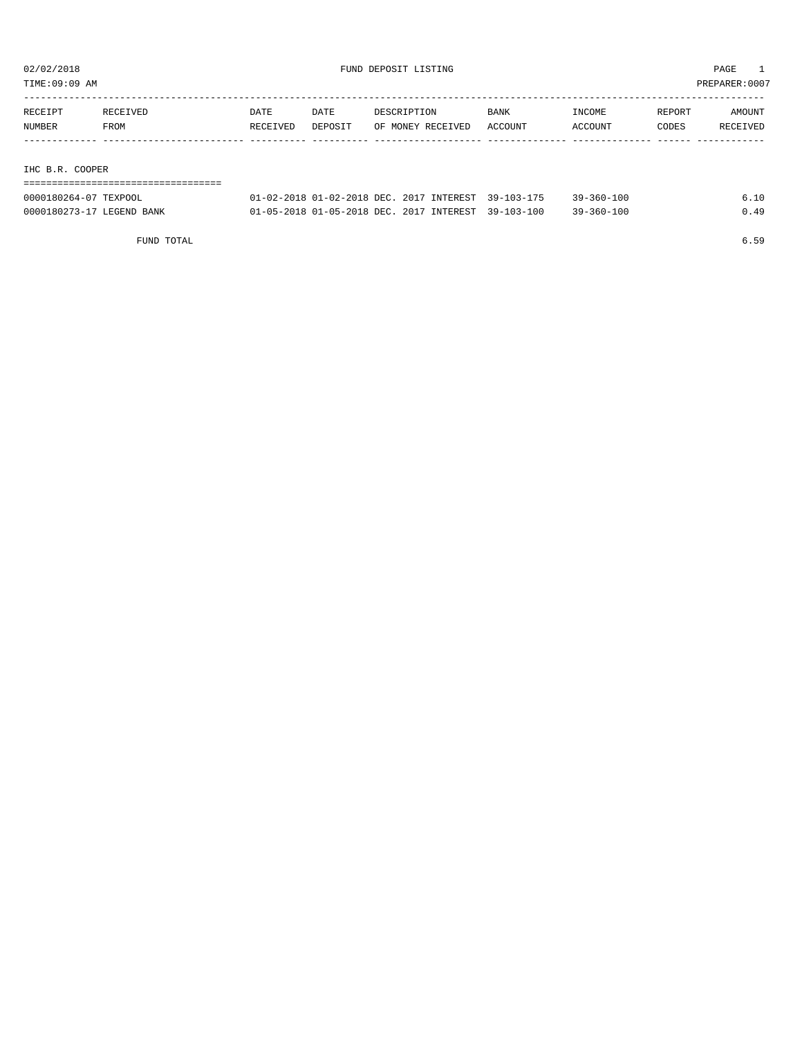02/02/2018 FUND DEPOSIT LISTING PAGE 1
TIME:09:09 AM PREPARER:0007

| RECEIPT NUMBER | RECEIVED FROM | DATE RECEIVED | DATE DEPOSIT | DESCRIPTION OF MONEY RECEIVED | BANK ACCOUNT | INCOME ACCOUNT | REPORT CODES | AMOUNT RECEIVED |
|---|---|---|---|---|---|---|---|---|
| **IHC B.R. COOPER** | | | | | | | | |
| 0000180264-07 | TEXPOOL | 01-02-2018 | 01-02-2018 | DEC. 2017 INTEREST | 39-103-175 | 39-360-100 | | 6.10 |
| 0000180273-17 | LEGEND BANK | 01-05-2018 | 01-05-2018 | DEC. 2017 INTEREST | 39-103-100 | 39-360-100 | | 0.49 |
| | FUND TOTAL | | | | | | | 6.59 |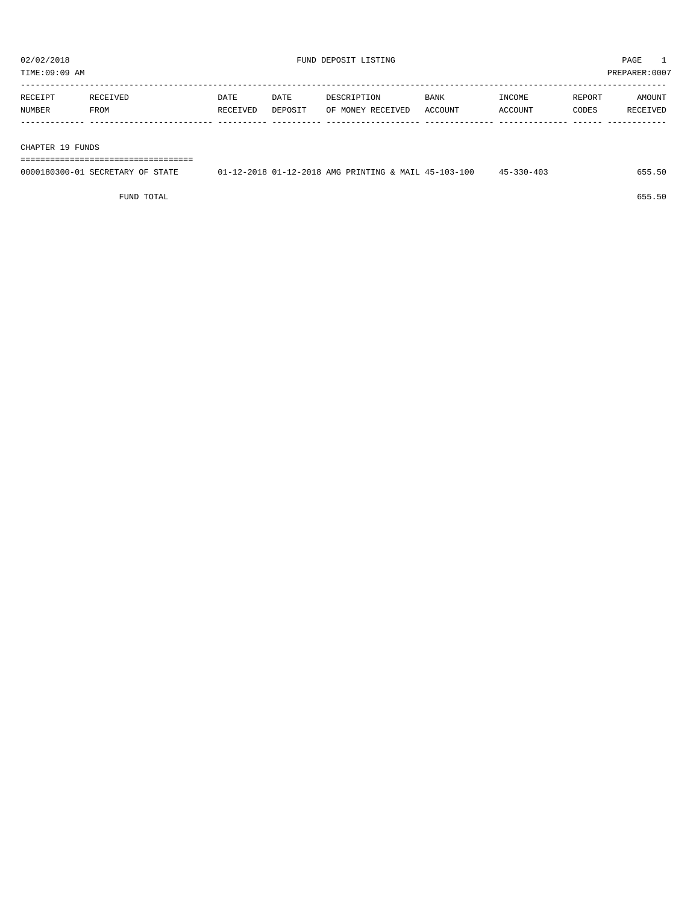02/02/2018 FUND DEPOSIT LISTING PAGE 1

TIME:09:09 AM PREPARER:0007

| RECEIPT NUMBER | RECEIVED FROM | DATE RECEIVED | DATE DEPOSIT | DESCRIPTION OF MONEY RECEIVED | BANK ACCOUNT | INCOME ACCOUNT | REPORT CODES | AMOUNT RECEIVED |
|---|---|---|---|---|---|---|---|---|
| **CHAPTER 19 FUNDS** | | | | | | | | |
| 0000180300-01 | SECRETARY OF STATE | 01-12-2018 | 01-12-2018 | AMG PRINTING & MAIL | 45-103-100 | 45-330-403 | | 655.50 |
| | FUND TOTAL | | | | | | | 655.50 |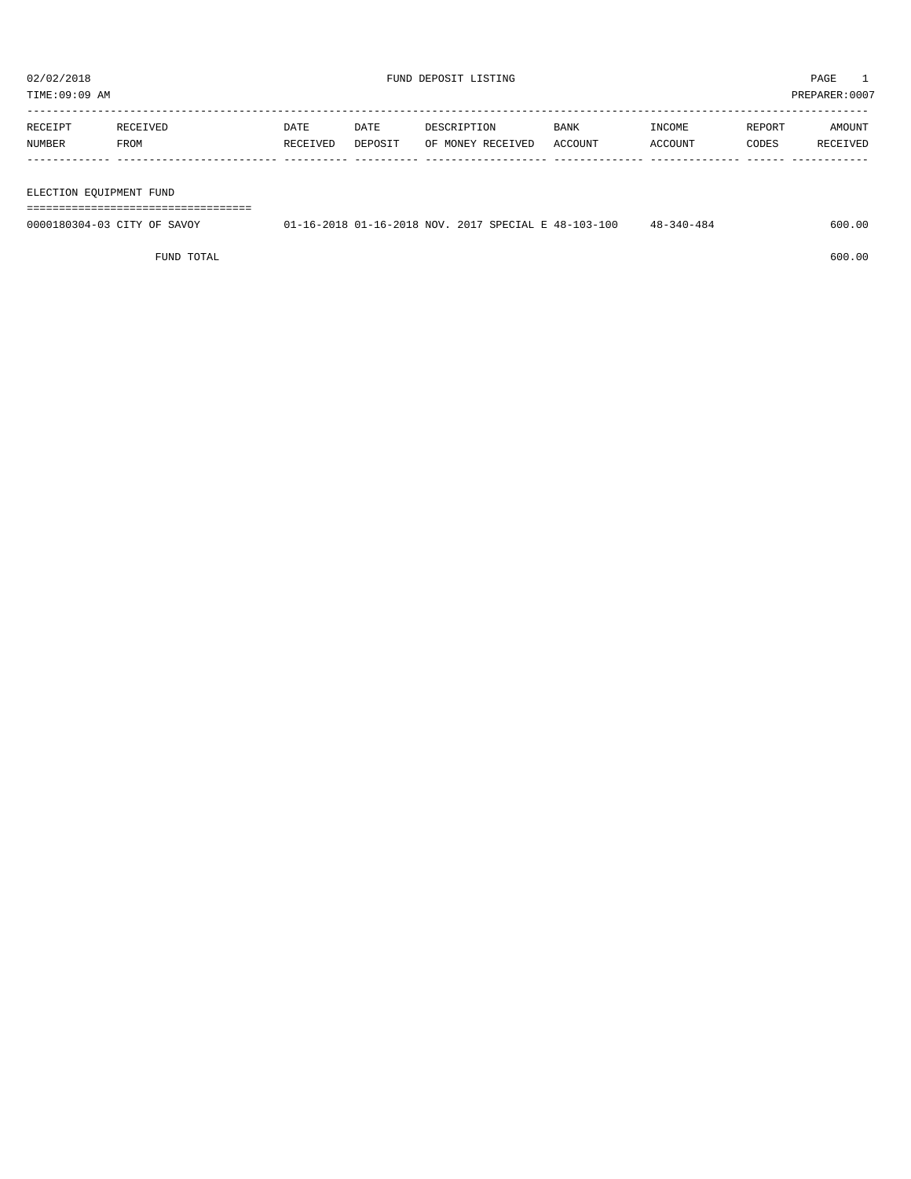# FUND DEPOSIT LISTING

02/02/2018
TIME:09:09 AM
PREPARER:0007

| RECEIPT NUMBER | RECEIVED FROM | DATE RECEIVED | DATE DEPOSIT | DESCRIPTION OF MONEY RECEIVED | BANK ACCOUNT | INCOME ACCOUNT | REPORT CODES | AMOUNT RECEIVED |
|---|---|---|---|---|---|---|---|---|
| **ELECTION EQUIPMENT FUND** | | | | | | | | |
| 0000180304-03 | CITY OF SAVOY | 01-16-2018 | 01-16-2018 | NOV. 2017 SPECIAL E | 48-103-100 | 48-340-484 | | 600.00 |
| | FUND TOTAL | | | | | | | 600.00 |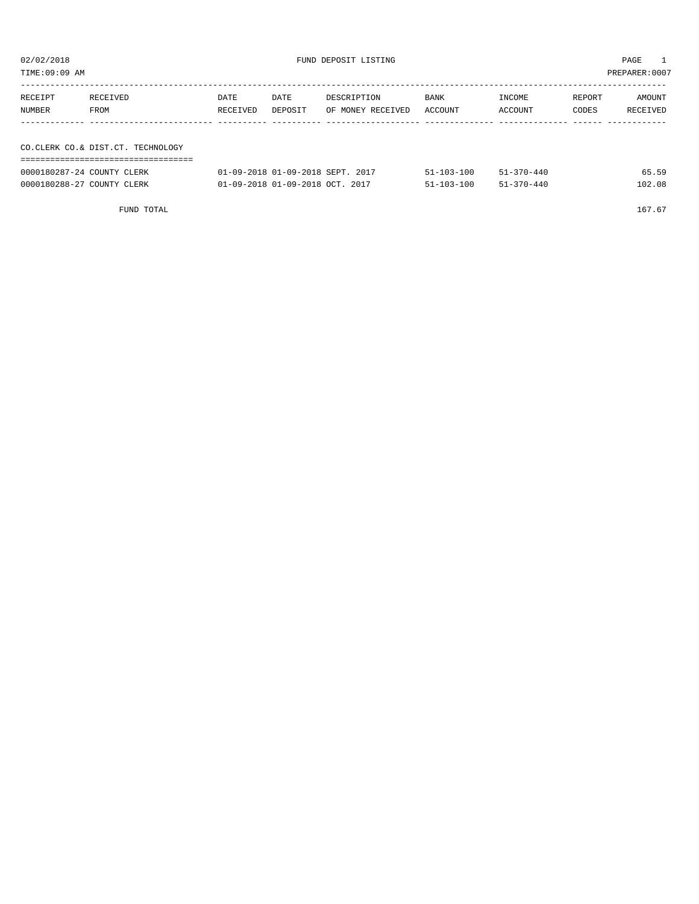02/02/2018 FUND DEPOSIT LISTING PAGE 1
TIME:09:09 AM PREPARER:0007

| RECEIPT NUMBER | RECEIVED FROM | DATE RECEIVED | DATE DEPOSIT | DESCRIPTION OF MONEY RECEIVED | BANK ACCOUNT | INCOME ACCOUNT | REPORT CODES | AMOUNT RECEIVED |
|---|---|---|---|---|---|---|---|---|
| **CO.CLERK CO.& DIST.CT. TECHNOLOGY** | | | | | | | | |
| 0000180287-24 | COUNTY CLERK | 01-09-2018 | 01-09-2018 | SEPT. 2017 | 51-103-100 | 51-370-440 | | 65.59 |
| 0000180288-27 | COUNTY CLERK | 01-09-2018 | 01-09-2018 | OCT. 2017 | 51-103-100 | 51-370-440 | | 102.08 |
| | FUND TOTAL | | | | | | | 167.67 |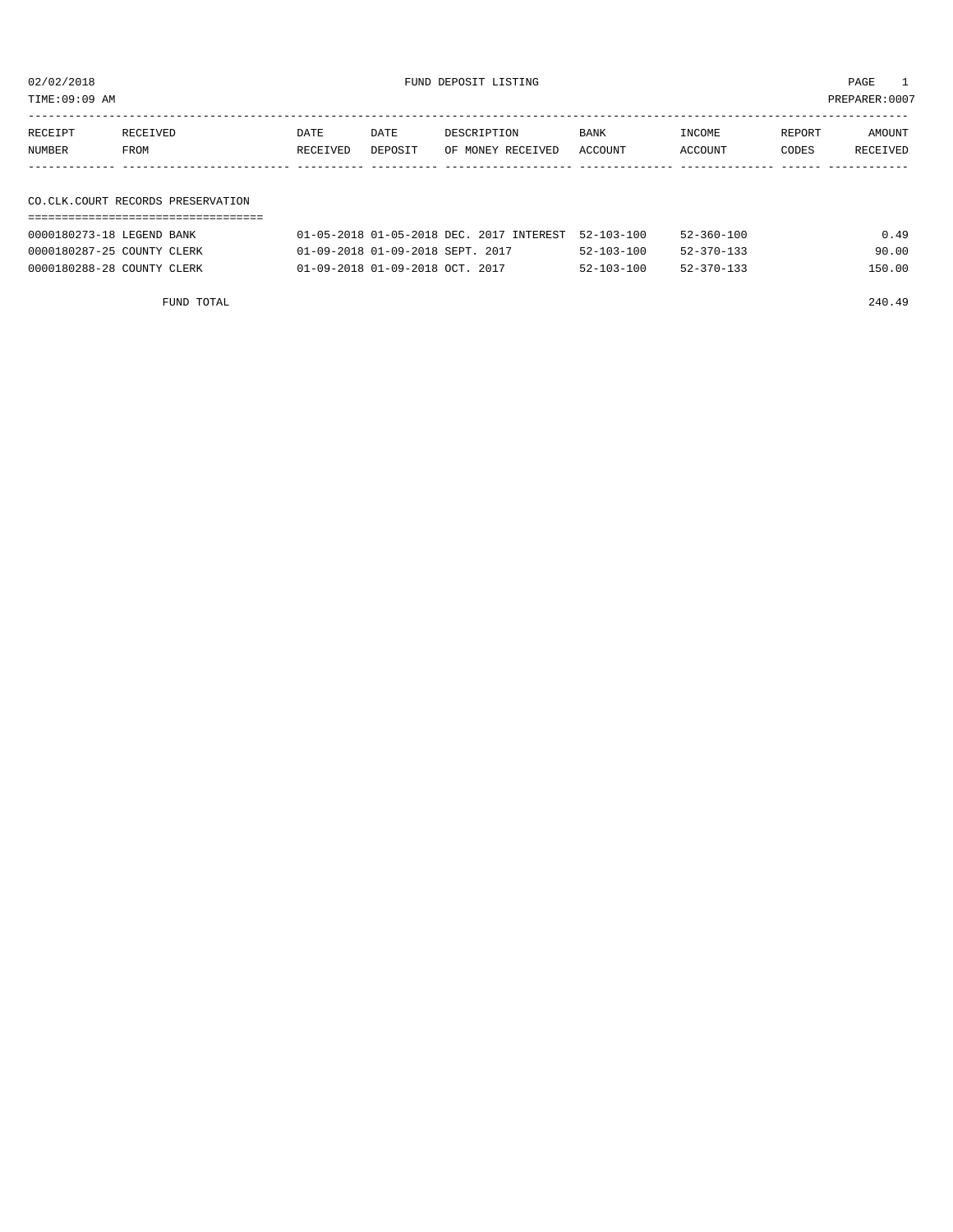02/02/2018 FUND DEPOSIT LISTING

TIME:09:09 AM PREPARER:0007

| RECEIPT NUMBER | RECEIVED FROM | DATE RECEIVED | DATE DEPOSIT | DESCRIPTION OF MONEY RECEIVED | BANK ACCOUNT | INCOME ACCOUNT | REPORT CODES | AMOUNT RECEIVED |
|---|---|---|---|---|---|---|---|---|
| **CO.CLK.COURT RECORDS PRESERVATION** | | | | | | | | |
| 0000180273-18 | LEGEND BANK | 01-05-2018 | 01-05-2018 | DEC. 2017 INTEREST | 52-103-100 | 52-360-100 | | 0.49 |
| 0000180287-25 | COUNTY CLERK | 01-09-2018 | 01-09-2018 | SEPT. 2017 | 52-103-100 | 52-370-133 | | 90.00 |
| 0000180288-28 | COUNTY CLERK | 01-09-2018 | 01-09-2018 | OCT. 2017 | 52-103-100 | 52-370-133 | | 150.00 |
| | FUND TOTAL | | | | | | | 240.49 |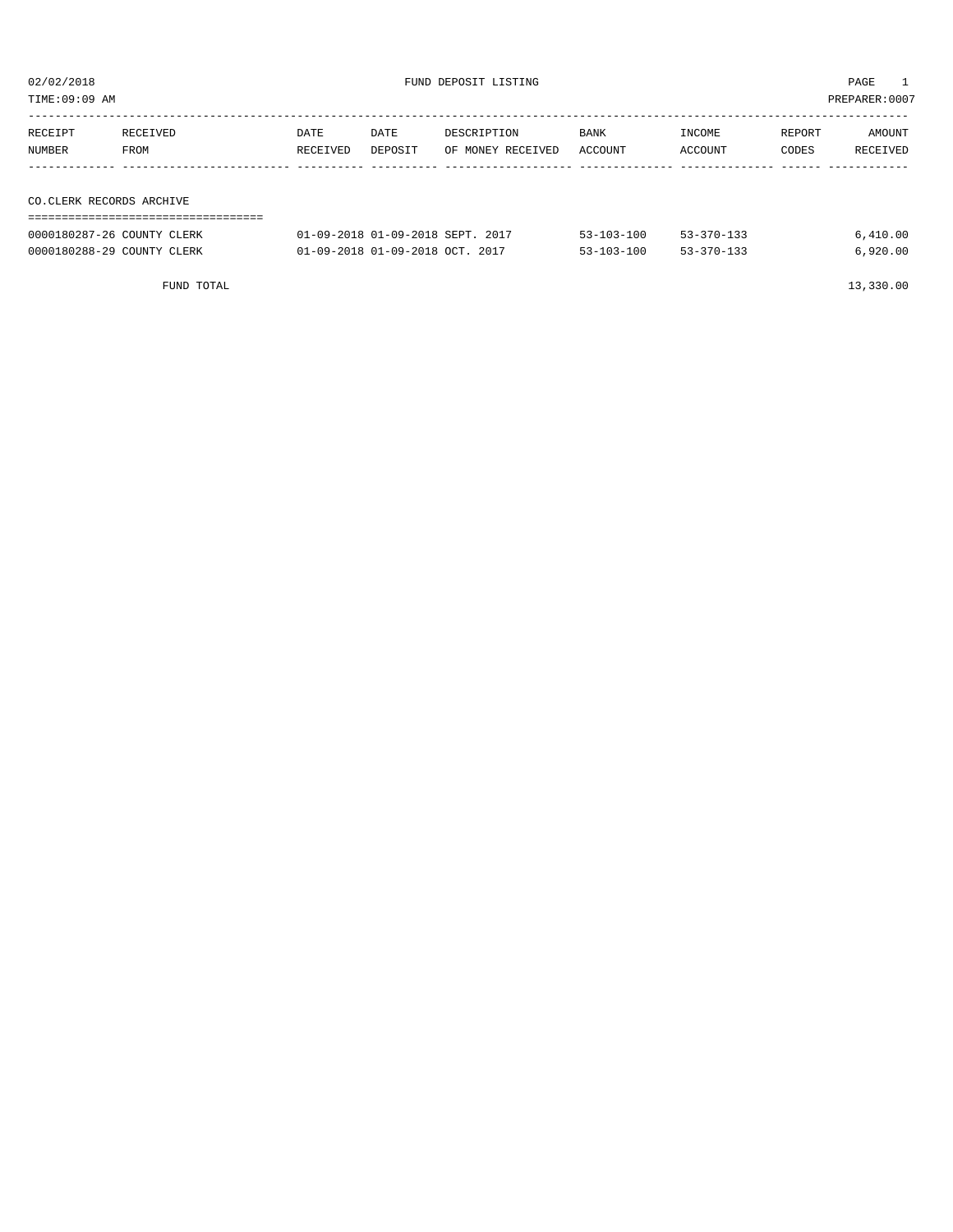02/02/2018 FUND DEPOSIT LISTING

TIME:09:09 AM PREPARER:0007

| RECEIPT NUMBER | RECEIVED FROM | DATE RECEIVED | DATE DEPOSIT | DESCRIPTION OF MONEY RECEIVED | BANK ACCOUNT | INCOME ACCOUNT | REPORT CODES | AMOUNT RECEIVED |
|---|---|---|---|---|---|---|---|---|
| **CO.CLERK RECORDS ARCHIVE** | | | | | | | | |
| 0000180287-26 | COUNTY CLERK | 01-09-2018 | 01-09-2018 | SEPT. 2017 | 53-103-100 | 53-370-133 | | 6,410.00 |
| 0000180288-29 | COUNTY CLERK | 01-09-2018 | 01-09-2018 | OCT. 2017 | 53-103-100 | 53-370-133 | | 6,920.00 |
| | FUND TOTAL | | | | | | | 13,330.00 |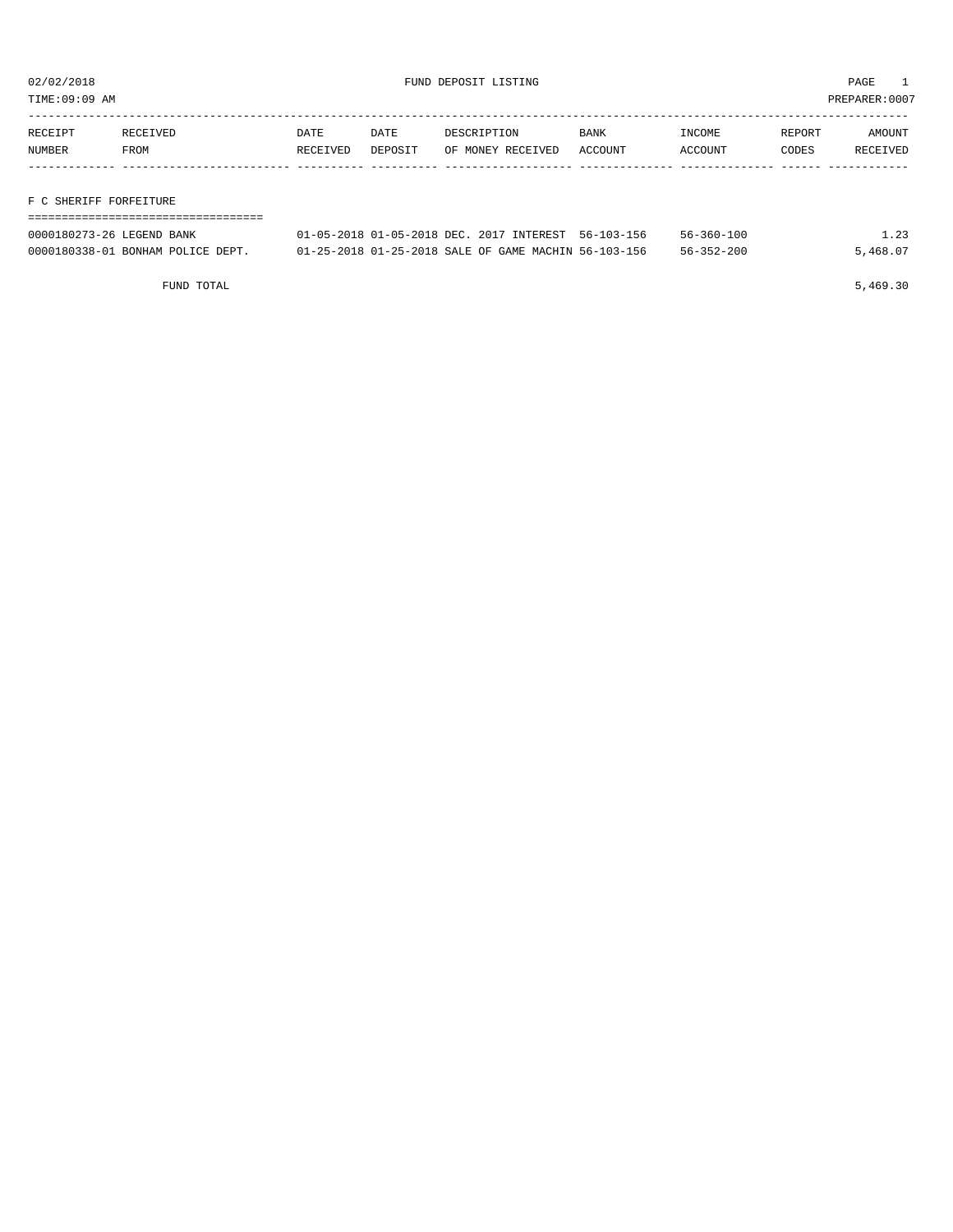02/02/2018 FUND DEPOSIT LISTING PAGE 1

TIME:09:09 AM PREPARER:0007

| RECEIPT NUMBER | RECEIVED FROM | DATE RECEIVED | DATE DEPOSIT | DESCRIPTION OF MONEY RECEIVED | BANK ACCOUNT | INCOME ACCOUNT | REPORT CODES | AMOUNT RECEIVED |
|---|---|---|---|---|---|---|---|---|

## F C SHERIFF FORFEITURE

| RECEIPT NUMBER | RECEIVED FROM | DATE RECEIVED | DATE DEPOSIT | DESCRIPTION OF MONEY RECEIVED | BANK ACCOUNT | INCOME ACCOUNT | REPORT CODES | AMOUNT RECEIVED |
|---|---|---|---|---|---|---|---|---|
| 0000180273-26 | LEGEND BANK | 01-05-2018 | 01-05-2018 | DEC. 2017 INTEREST | 56-103-156 | 56-360-100 | | 1.23 |
| 0000180338-01 | BONHAM POLICE DEPT. | 01-25-2018 | 01-25-2018 | SALE OF GAME MACHIN | 56-103-156 | 56-352-200 | | 5,468.07 |
| | FUND TOTAL | | | | | | | 5,469.30 |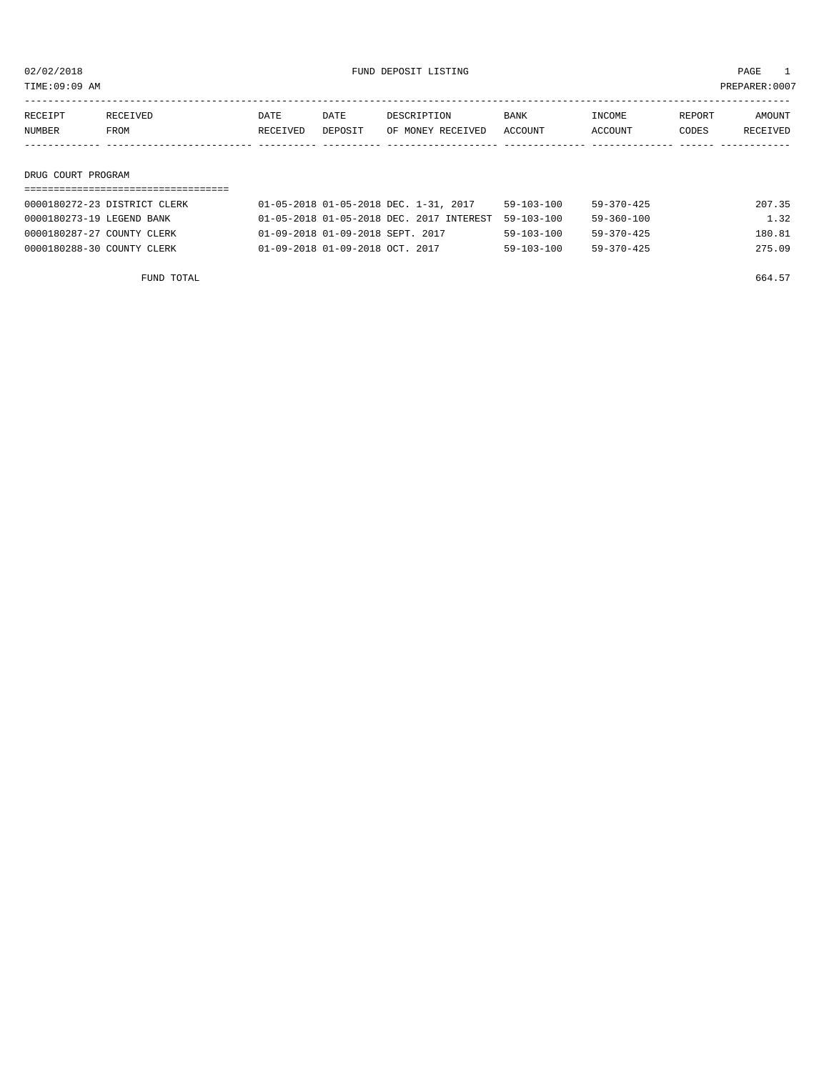02/02/2018 FUND DEPOSIT LISTING PAGE 1

TIME:09:09 AM PREPARER:0007

| RECEIPT NUMBER | RECEIVED FROM | DATE RECEIVED | DATE DEPOSIT | DESCRIPTION OF MONEY RECEIVED | BANK ACCOUNT | INCOME ACCOUNT | REPORT CODES | AMOUNT RECEIVED |
|---|---|---|---|---|---|---|---|---|
| **DRUG COURT PROGRAM** | | | | | | | | |
| 0000180272-23 | DISTRICT CLERK | 01-05-2018 | 01-05-2018 | DEC. 1-31, 2017 | 59-103-100 | 59-370-425 | | 207.35 |
| 0000180273-19 | LEGEND BANK | 01-05-2018 | 01-05-2018 | DEC. 2017 INTEREST | 59-103-100 | 59-360-100 | | 1.32 |
| 0000180287-27 | COUNTY CLERK | 01-09-2018 | 01-09-2018 | SEPT. 2017 | 59-103-100 | 59-370-425 | | 180.81 |
| 0000180288-30 | COUNTY CLERK | 01-09-2018 | 01-09-2018 | OCT. 2017 | 59-103-100 | 59-370-425 | | 275.09 |
| | FUND TOTAL | | | | | | | 664.57 |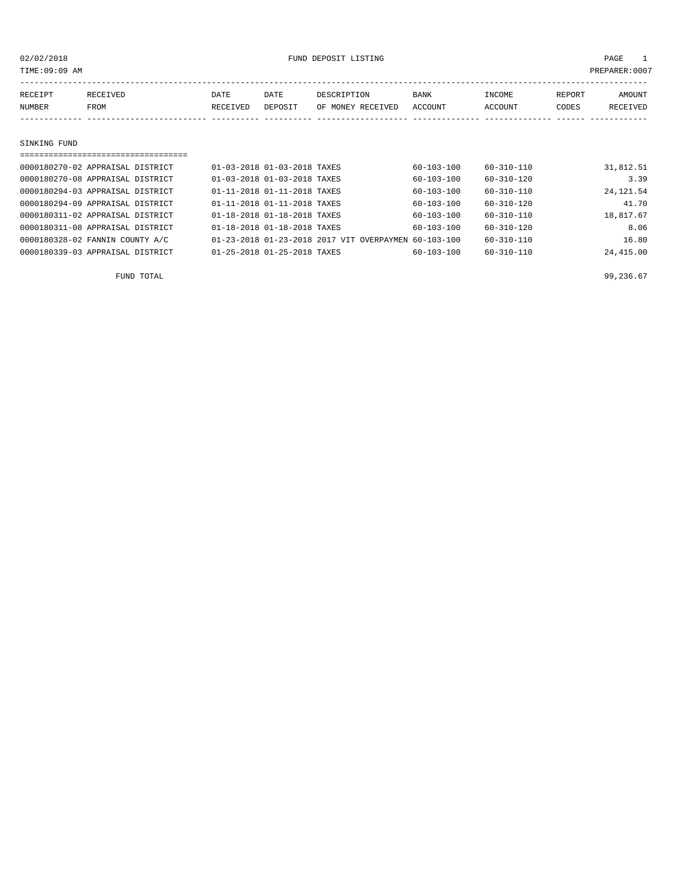# FUND DEPOSIT LISTING

02/02/2018
TIME:09:09 AM
PREPARER:0007

| RECEIPT NUMBER | RECEIVED FROM | DATE RECEIVED | DATE DEPOSIT | DESCRIPTION OF MONEY RECEIVED | BANK ACCOUNT | INCOME ACCOUNT | REPORT CODES | AMOUNT RECEIVED |
|---|---|---|---|---|---|---|---|---|
| **SINKING FUND** | | | | | | | | |
| 0000180270-02 | APPRAISAL DISTRICT | 01-03-2018 | 01-03-2018 | TAXES | 60-103-100 | 60-310-110 | | 31,812.51 |
| 0000180270-08 | APPRAISAL DISTRICT | 01-03-2018 | 01-03-2018 | TAXES | 60-103-100 | 60-310-120 | | 3.39 |
| 0000180294-03 | APPRAISAL DISTRICT | 01-11-2018 | 01-11-2018 | TAXES | 60-103-100 | 60-310-110 | | 24,121.54 |
| 0000180294-09 | APPRAISAL DISTRICT | 01-11-2018 | 01-11-2018 | TAXES | 60-103-100 | 60-310-120 | | 41.70 |
| 0000180311-02 | APPRAISAL DISTRICT | 01-18-2018 | 01-18-2018 | TAXES | 60-103-100 | 60-310-110 | | 18,817.67 |
| 0000180311-08 | APPRAISAL DISTRICT | 01-18-2018 | 01-18-2018 | TAXES | 60-103-100 | 60-310-120 | | 8.06 |
| 0000180328-02 | FANNIN COUNTY A/C | 01-23-2018 | 01-23-2018 | 2017 VIT OVERPAYMEN | 60-103-100 | 60-310-110 | | 16.80 |
| 0000180339-03 | APPRAISAL DISTRICT | 01-25-2018 | 01-25-2018 | TAXES | 60-103-100 | 60-310-110 | | 24,415.00 |
| | FUND TOTAL | | | | | | | 99,236.67 |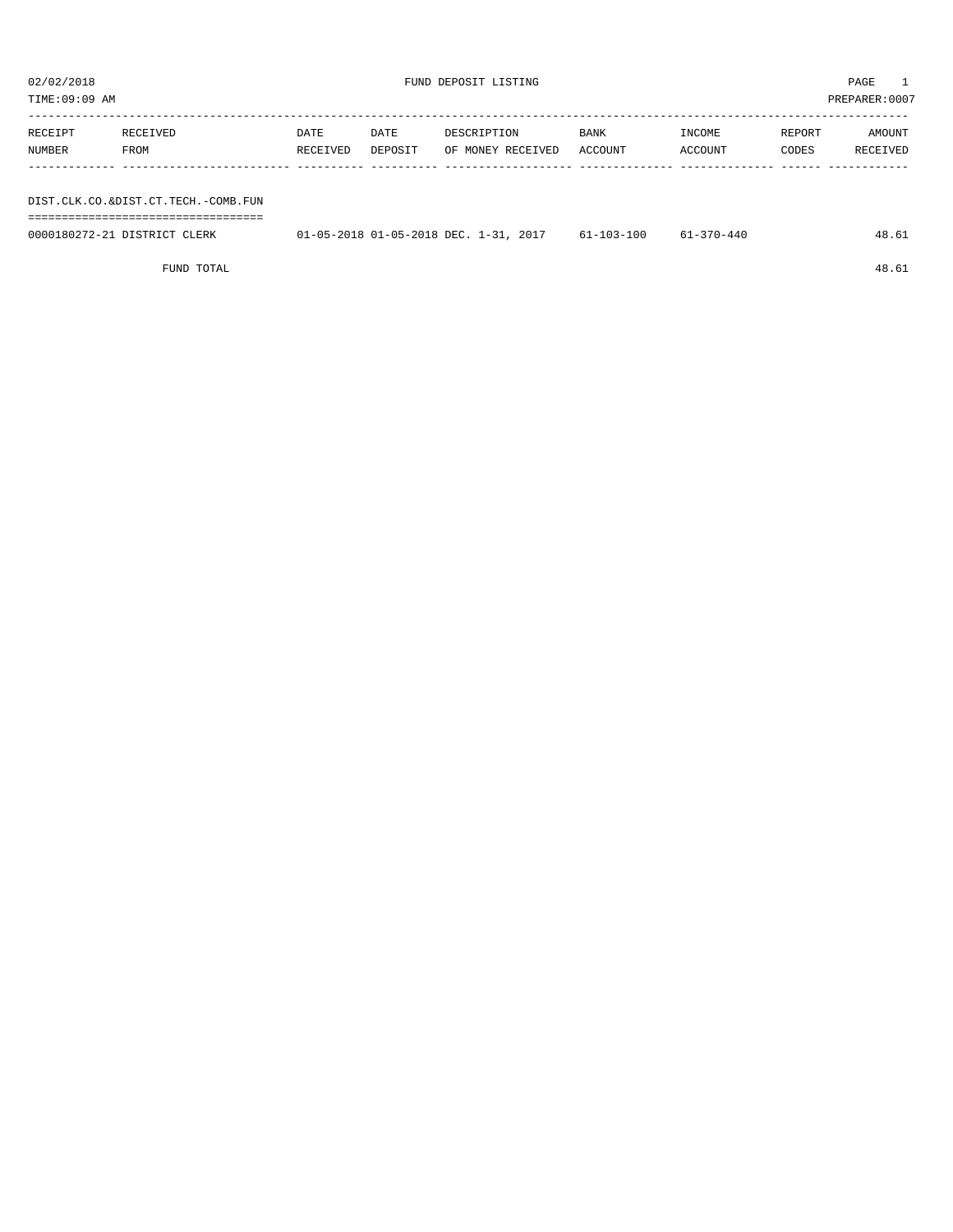02/02/2018 FUND DEPOSIT LISTING PAGE 1
TIME:09:09 AM PREPARER:0007

| RECEIPT NUMBER | RECEIVED FROM | DATE RECEIVED | DATE DEPOSIT | DESCRIPTION OF MONEY RECEIVED | BANK ACCOUNT | INCOME ACCOUNT | REPORT CODES | AMOUNT RECEIVED |
|---|---|---|---|---|---|---|---|---|
| DIST.CLK.CO.&DIST.CT.TECH.-COMB.FUN | | | | | | | | |
| 0000180272-21 | DISTRICT CLERK | 01-05-2018 | 01-05-2018 | DEC. 1-31, 2017 | 61-103-100 | 61-370-440 | | 48.61 |
| | FUND TOTAL | | | | | | | 48.61 |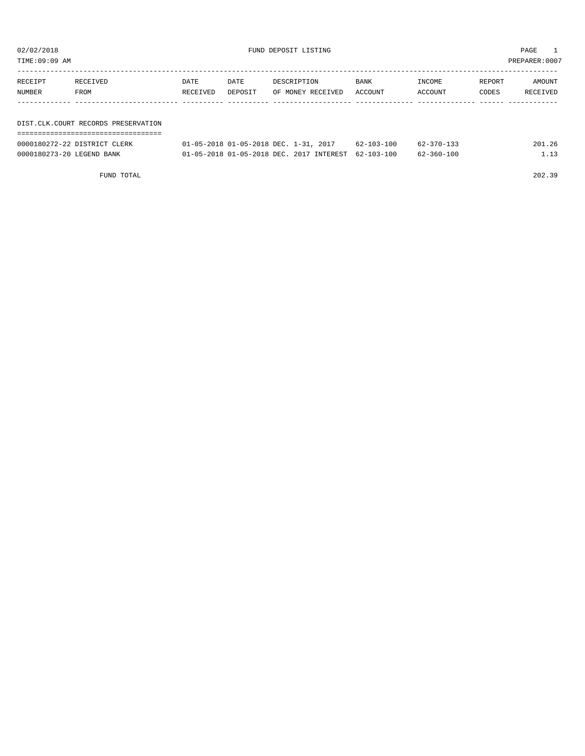02/02/2018 FUND DEPOSIT LISTING

TIME:09:09 AM PREPARER:0007

| RECEIPT NUMBER | RECEIVED FROM | DATE RECEIVED | DATE DEPOSIT | DESCRIPTION OF MONEY RECEIVED | BANK ACCOUNT | INCOME ACCOUNT | REPORT CODES | AMOUNT RECEIVED |
|---|---|---|---|---|---|---|---|---|
| **DIST.CLK.COURT RECORDS PRESERVATION** | | | | | | | | |
| 0000180272-22 | DISTRICT CLERK | 01-05-2018 | 01-05-2018 | DEC. 1-31, 2017 | 62-103-100 | 62-370-133 | | 201.26 |
| 0000180273-20 | LEGEND BANK | 01-05-2018 | 01-05-2018 | DEC. 2017 INTEREST | 62-103-100 | 62-360-100 | | 1.13 |
| | FUND TOTAL | | | | | | | 202.39 |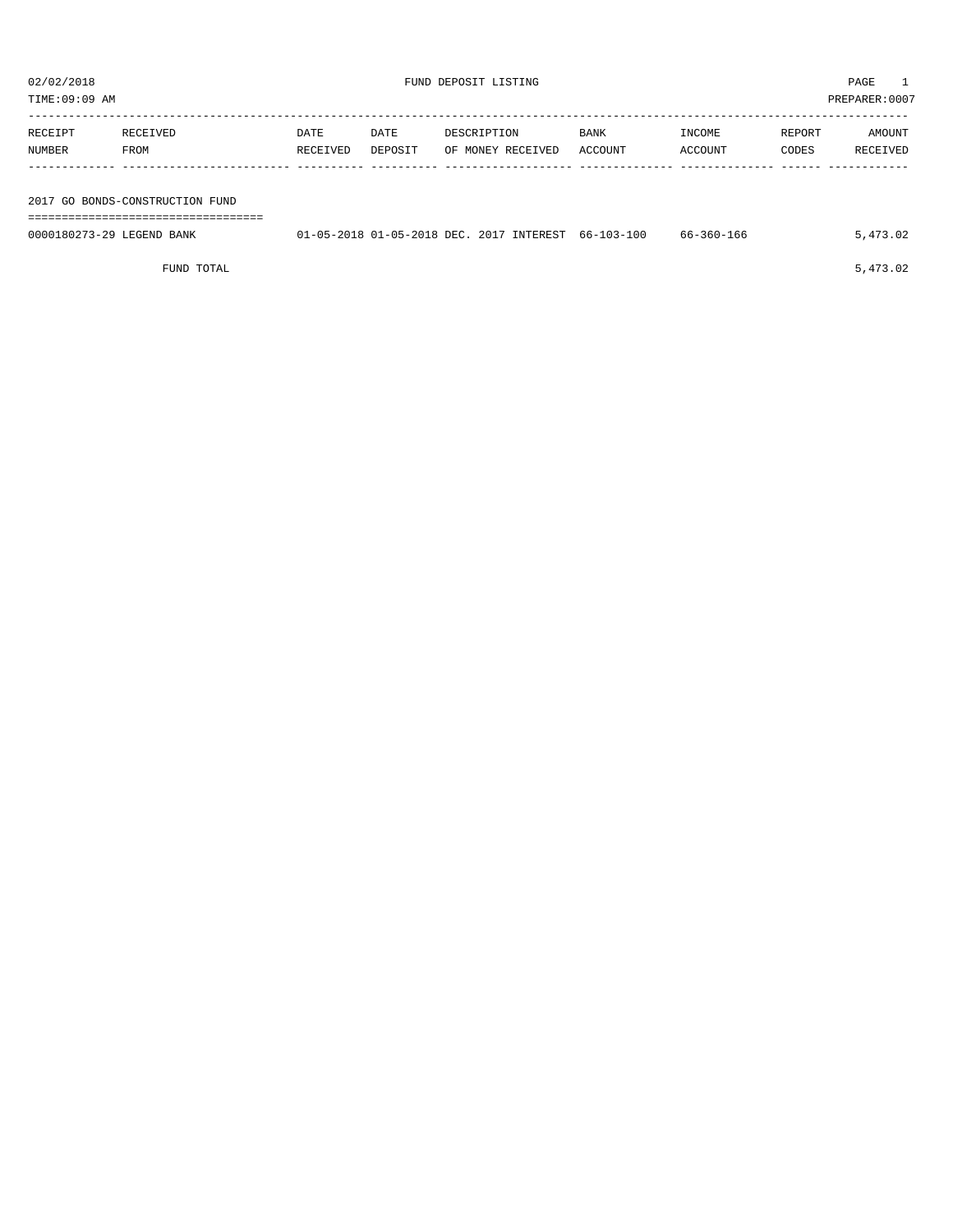02/02/2018 FUND DEPOSIT LISTING

TIME:09:09 AM PREPARER:0007

| RECEIPT NUMBER | RECEIVED FROM | DATE RECEIVED | DATE DEPOSIT | DESCRIPTION OF MONEY RECEIVED | BANK ACCOUNT | INCOME ACCOUNT | REPORT CODES | AMOUNT RECEIVED |
|---|---|---|---|---|---|---|---|---|
| **2017 GO BONDS-CONSTRUCTION FUND** | | | | | | | | |
| 0000180273-29 | LEGEND BANK | 01-05-2018 | 01-05-2018 | DEC. 2017 INTEREST | 66-103-100 | 66-360-166 | | 5,473.02 |
| | FUND TOTAL | | | | | | | 5,473.02 |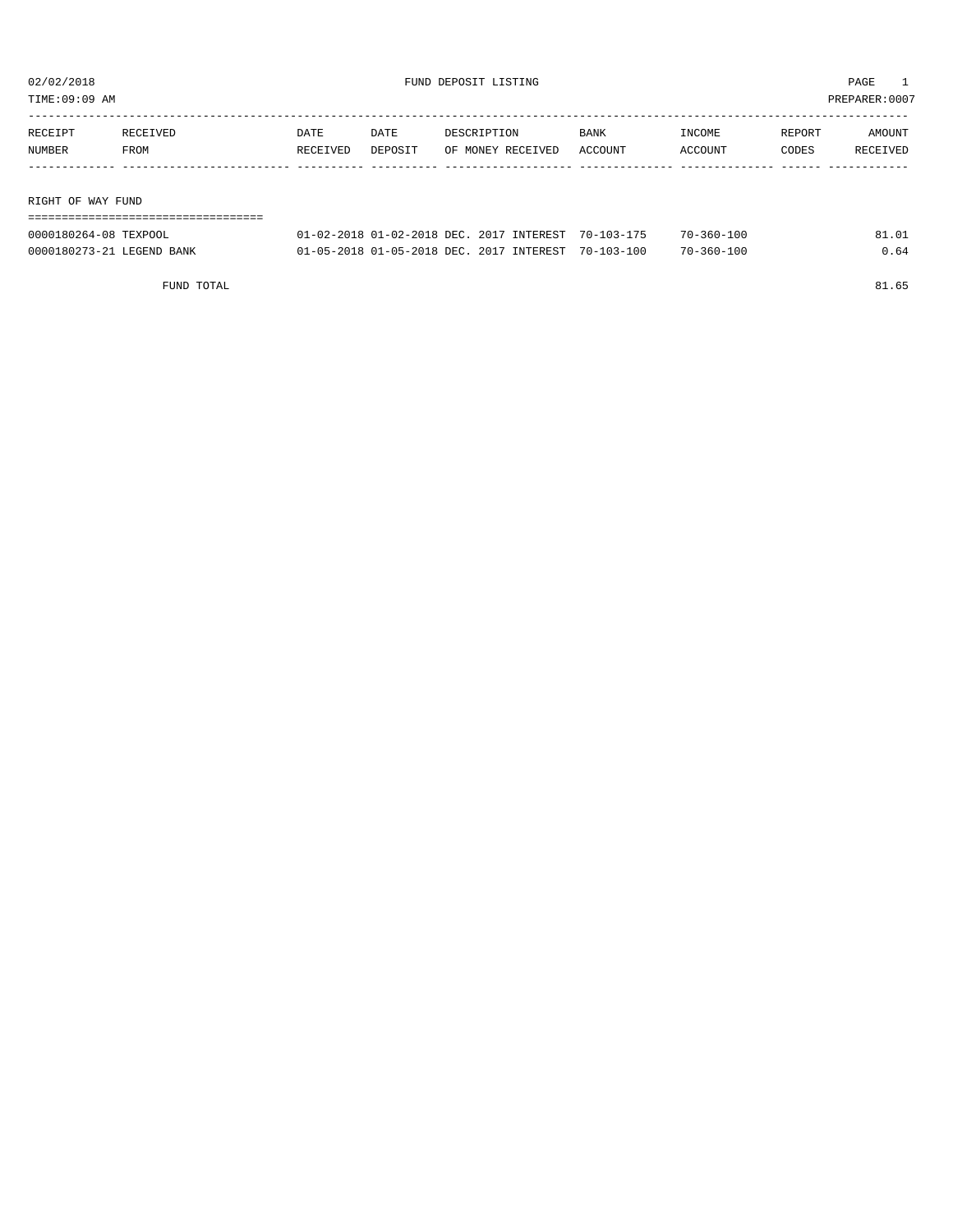02/02/2018 FUND DEPOSIT LISTING PAGE 1

TIME:09:09 AM PREPARER:0007

| RECEIPT NUMBER | RECEIVED FROM | DATE RECEIVED | DATE DEPOSIT | DESCRIPTION OF MONEY RECEIVED | BANK ACCOUNT | INCOME ACCOUNT | REPORT CODES | AMOUNT RECEIVED |
|---|---|---|---|---|---|---|---|---|
| **RIGHT OF WAY FUND** | | | | | | | | |
| 0000180264-08 | TEXPOOL | 01-02-2018 | 01-02-2018 | DEC. 2017 INTEREST | 70-103-175 | 70-360-100 | | 81.01 |
| 0000180273-21 | LEGEND BANK | 01-05-2018 | 01-05-2018 | DEC. 2017 INTEREST | 70-103-100 | 70-360-100 | | 0.64 |
| | FUND TOTAL | | | | | | | 81.65 |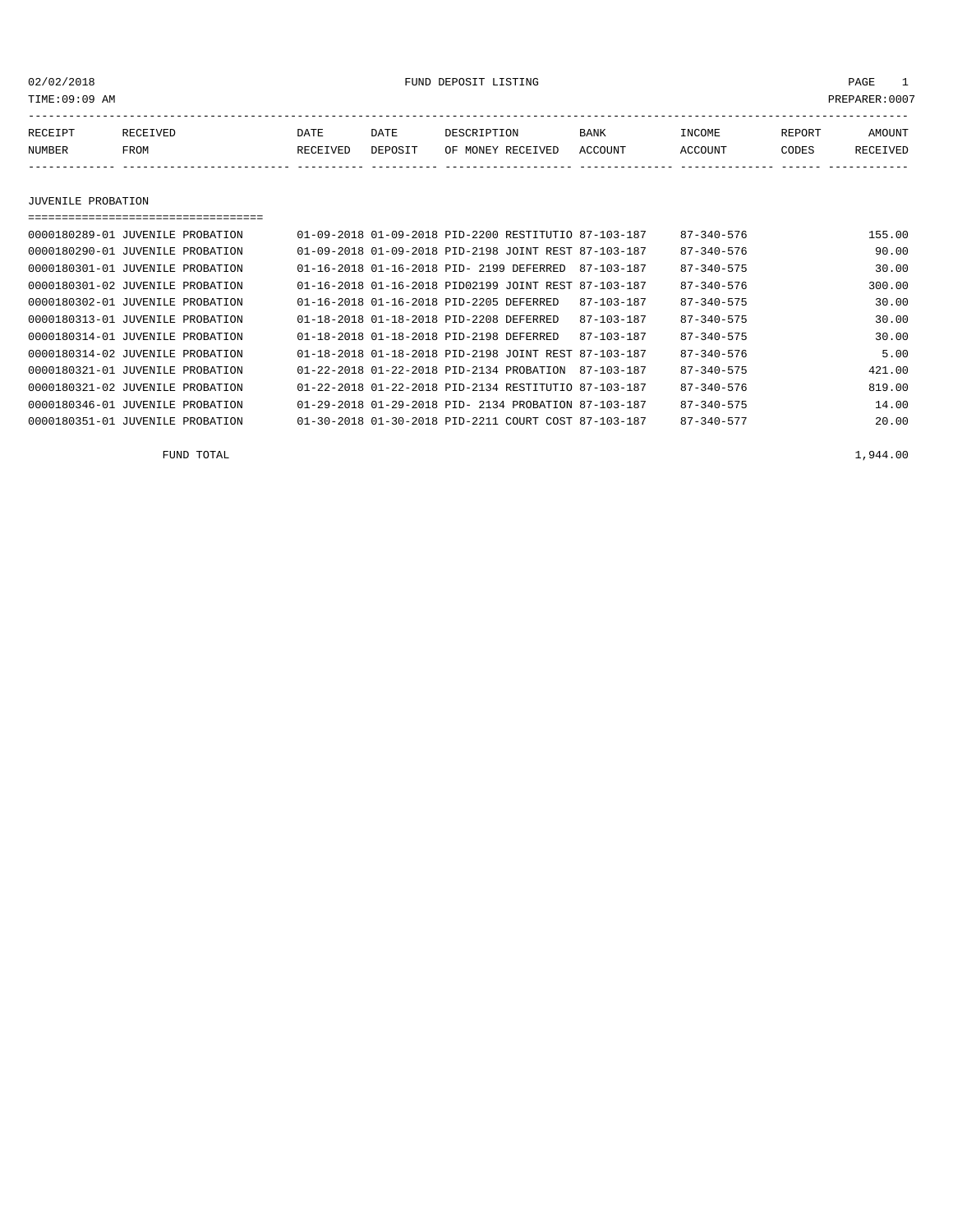FUND DEPOSIT LISTING

02/02/2018
TIME:09:09 AM
PREPARER:0007

| RECEIPT NUMBER | RECEIVED FROM | DATE RECEIVED | DATE DEPOSIT | DESCRIPTION OF MONEY RECEIVED | BANK ACCOUNT | INCOME ACCOUNT | REPORT CODES | AMOUNT RECEIVED |
|---|---|---|---|---|---|---|---|---|

## JUVENILE PROBATION

| RECEIPT NUMBER | RECEIVED FROM | DATE RECEIVED | DATE DEPOSIT | DESCRIPTION OF MONEY RECEIVED | BANK ACCOUNT | INCOME ACCOUNT | REPORT CODES | AMOUNT RECEIVED |
|---|---|---|---|---|---|---|---|---|
| 0000180289-01 | JUVENILE PROBATION | 01-09-2018 | 01-09-2018 | PID-2200 RESTITUTIO | 87-103-187 | 87-340-576 | | 155.00 |
| 0000180290-01 | JUVENILE PROBATION | 01-09-2018 | 01-09-2018 | PID-2198 JOINT REST | 87-103-187 | 87-340-576 | | 90.00 |
| 0000180301-01 | JUVENILE PROBATION | 01-16-2018 | 01-16-2018 | PID- 2199 DEFERRED | 87-103-187 | 87-340-575 | | 30.00 |
| 0000180301-02 | JUVENILE PROBATION | 01-16-2018 | 01-16-2018 | PID02199 JOINT REST | 87-103-187 | 87-340-576 | | 300.00 |
| 0000180302-01 | JUVENILE PROBATION | 01-16-2018 | 01-16-2018 | PID-2205 DEFERRED | 87-103-187 | 87-340-575 | | 30.00 |
| 0000180313-01 | JUVENILE PROBATION | 01-18-2018 | 01-18-2018 | PID-2208 DEFERRED | 87-103-187 | 87-340-575 | | 30.00 |
| 0000180314-01 | JUVENILE PROBATION | 01-18-2018 | 01-18-2018 | PID-2198 DEFERRED | 87-103-187 | 87-340-575 | | 30.00 |
| 0000180314-02 | JUVENILE PROBATION | 01-18-2018 | 01-18-2018 | PID-2198 JOINT REST | 87-103-187 | 87-340-576 | | 5.00 |
| 0000180321-01 | JUVENILE PROBATION | 01-22-2018 | 01-22-2018 | PID-2134 PROBATION | 87-103-187 | 87-340-575 | | 421.00 |
| 0000180321-02 | JUVENILE PROBATION | 01-22-2018 | 01-22-2018 | PID-2134 RESTITUTIO | 87-103-187 | 87-340-576 | | 819.00 |
| 0000180346-01 | JUVENILE PROBATION | 01-29-2018 | 01-29-2018 | PID- 2134 PROBATION | 87-103-187 | 87-340-575 | | 14.00 |
| 0000180351-01 | JUVENILE PROBATION | 01-30-2018 | 01-30-2018 | PID-2211 COURT COST | 87-103-187 | 87-340-577 | | 20.00 |

FUND TOTAL 1,944.00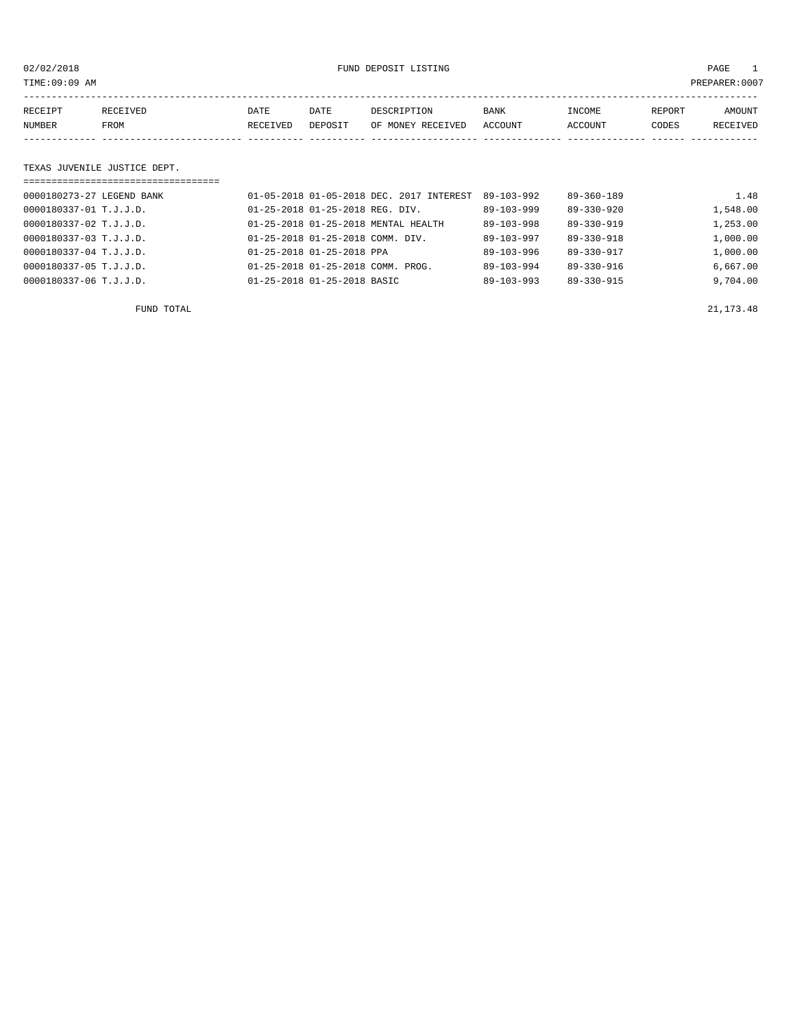02/02/2018 FUND DEPOSIT LISTING

TIME:09:09 AM PREPARER:0007

| RECEIPT NUMBER | RECEIVED FROM | DATE RECEIVED | DATE DEPOSIT | DESCRIPTION OF MONEY RECEIVED | BANK ACCOUNT | INCOME ACCOUNT | REPORT CODES | AMOUNT RECEIVED |
|---|---|---|---|---|---|---|---|---|

## TEXAS JUVENILE JUSTICE DEPT.

| RECEIPT NUMBER | RECEIVED FROM | DATE RECEIVED | DATE DEPOSIT | DESCRIPTION OF MONEY RECEIVED | BANK ACCOUNT | INCOME ACCOUNT | REPORT CODES | AMOUNT RECEIVED |
|---|---|---|---|---|---|---|---|---|
| 0000180273-27 | LEGEND BANK | 01-05-2018 | 01-05-2018 | DEC. 2017 INTEREST | 89-103-992 | 89-360-189 | | 1.48 |
| 0000180337-01 | T.J.J.D. | 01-25-2018 | 01-25-2018 | REG. DIV. | 89-103-999 | 89-330-920 | | 1,548.00 |
| 0000180337-02 | T.J.J.D. | 01-25-2018 | 01-25-2018 | MENTAL HEALTH | 89-103-998 | 89-330-919 | | 1,253.00 |
| 0000180337-03 | T.J.J.D. | 01-25-2018 | 01-25-2018 | COMM. DIV. | 89-103-997 | 89-330-918 | | 1,000.00 |
| 0000180337-04 | T.J.J.D. | 01-25-2018 | 01-25-2018 | PPA | 89-103-996 | 89-330-917 | | 1,000.00 |
| 0000180337-05 | T.J.J.D. | 01-25-2018 | 01-25-2018 | COMM. PROG. | 89-103-994 | 89-330-916 | | 6,667.00 |
| 0000180337-06 | T.J.J.D. | 01-25-2018 | 01-25-2018 | BASIC | 89-103-993 | 89-330-915 | | 9,704.00 |
| | FUND TOTAL | | | | | | | 21,173.48 |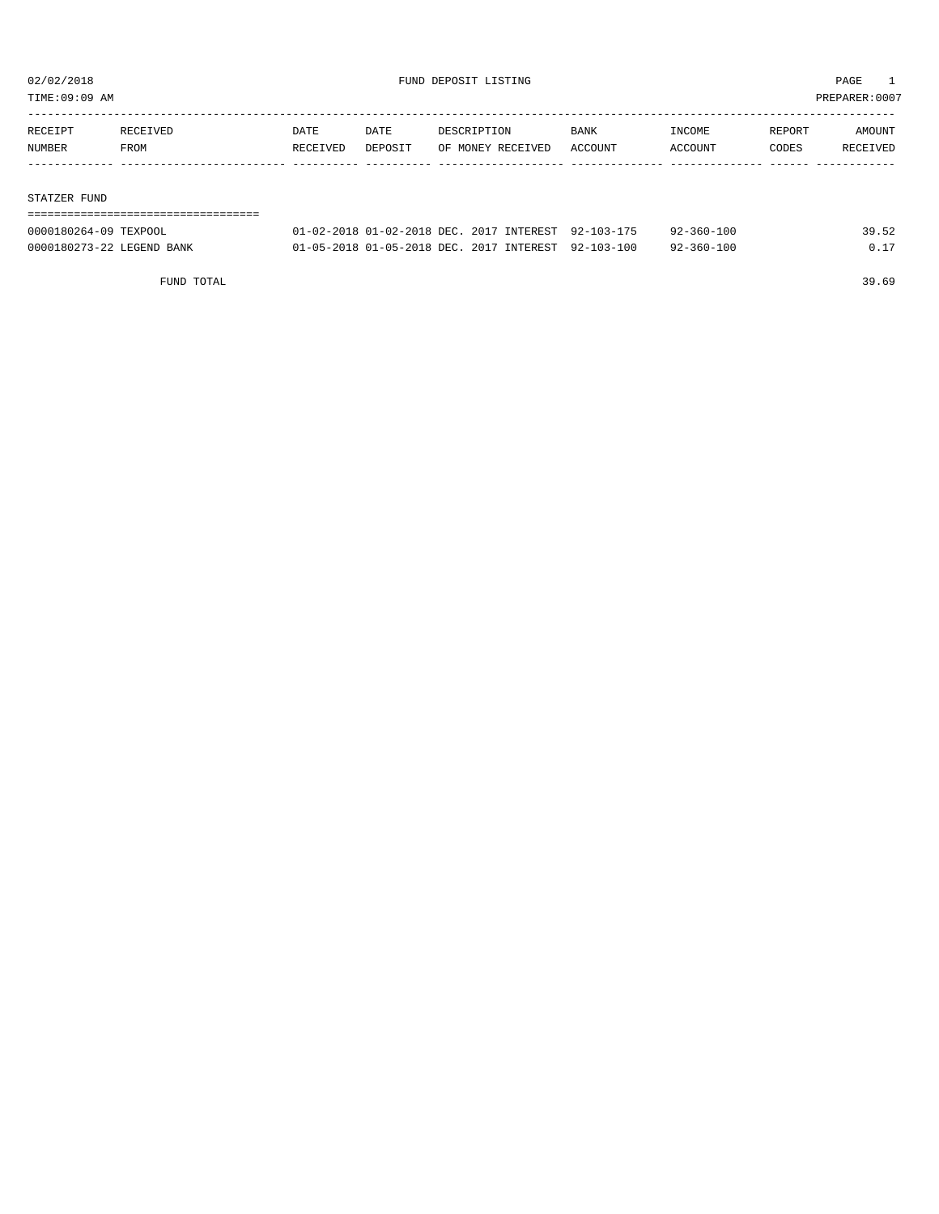02/02/2018 FUND DEPOSIT LISTING

TIME:09:09 AM PREPARER:0007

| RECEIPT NUMBER | RECEIVED FROM | DATE RECEIVED | DATE DEPOSIT | DESCRIPTION OF MONEY RECEIVED | BANK ACCOUNT | INCOME ACCOUNT | REPORT CODES | AMOUNT RECEIVED |
|---|---|---|---|---|---|---|---|---|
| **STATZER FUND** | | | | | | | | |
| 0000180264-09 | TEXPOOL | 01-02-2018 | 01-02-2018 | DEC. 2017 INTEREST | 92-103-175 | 92-360-100 | | 39.52 |
| 0000180273-22 | LEGEND BANK | 01-05-2018 | 01-05-2018 | DEC. 2017 INTEREST | 92-103-100 | 92-360-100 | | 0.17 |
| | FUND TOTAL | | | | | | | 39.69 |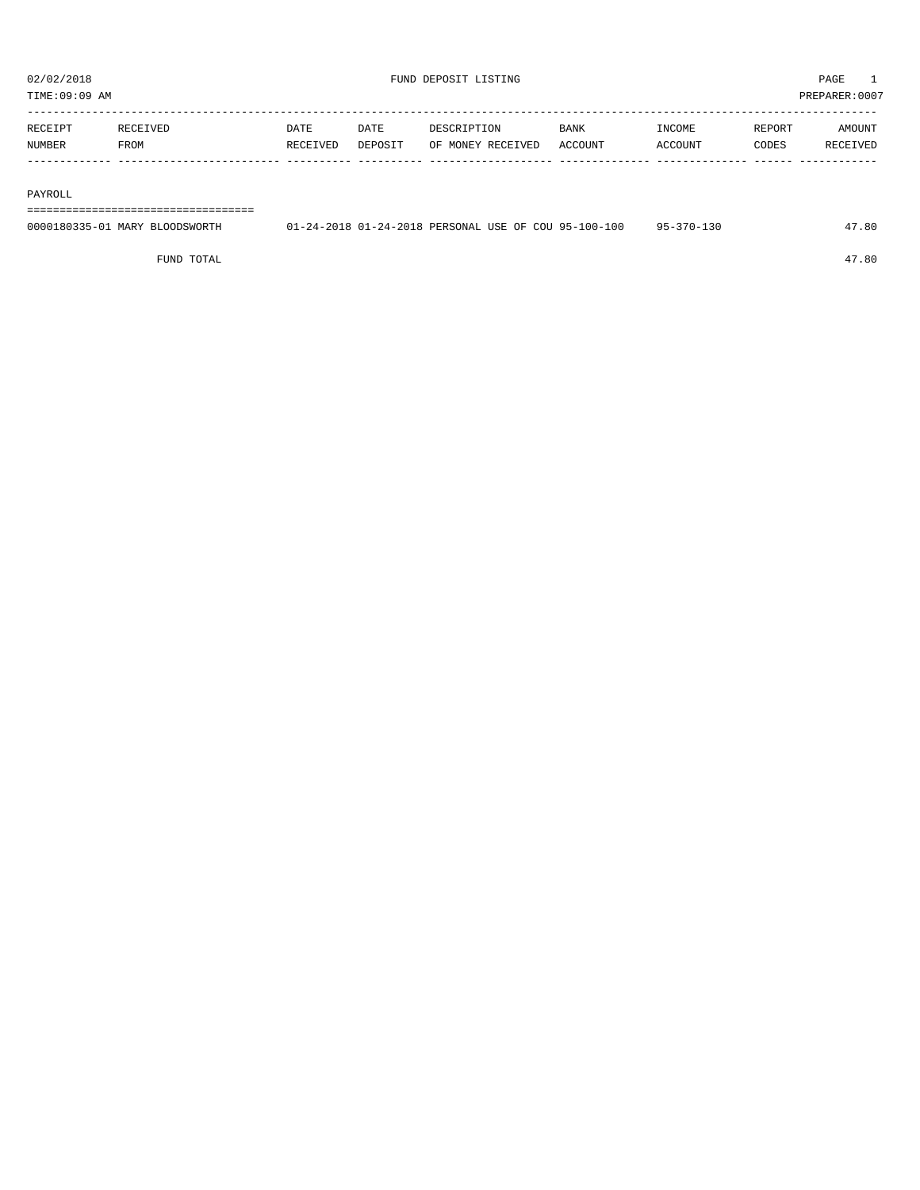02/02/2018 FUND DEPOSIT LISTING

TIME:09:09 AM PREPARER:0007

| RECEIPT NUMBER | RECEIVED FROM | DATE RECEIVED | DATE DEPOSIT | DESCRIPTION OF MONEY RECEIVED | BANK ACCOUNT | INCOME ACCOUNT | REPORT CODES | AMOUNT RECEIVED |
|---|---|---|---|---|---|---|---|---|
| PAYROLL | | | | | | | | |
| 0000180335-01 | MARY BLOODSWORTH | 01-24-2018 | 01-24-2018 | PERSONAL USE OF COU | 95-100-100 | 95-370-130 | | 47.80 |
| | FUND TOTAL | | | | | | | 47.80 |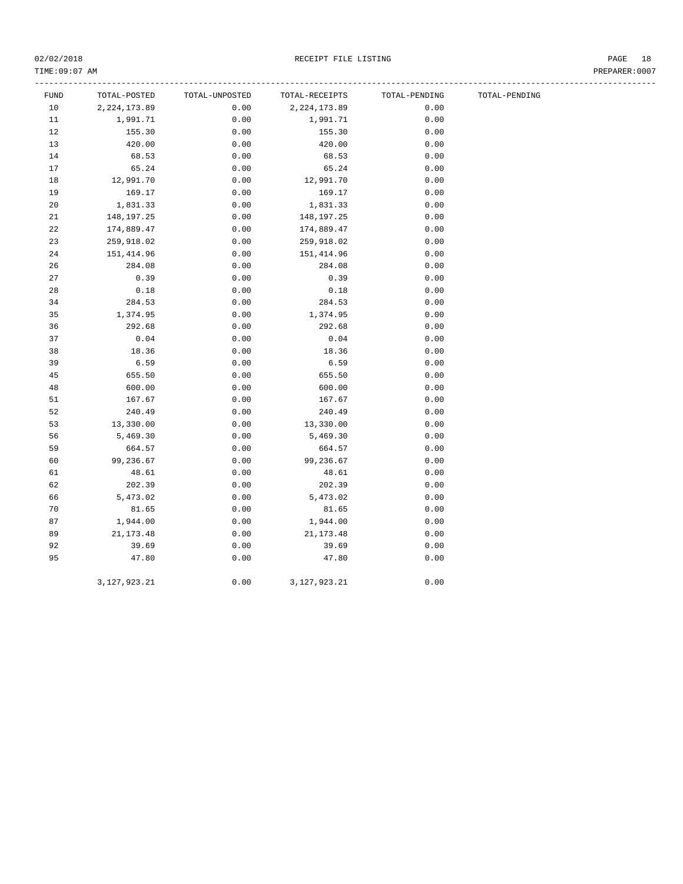RECEIPT FILE LISTING

02/02/2018

TIME:09:07 AM

PREPARER:0007

| FUND | TOTAL-POSTED | TOTAL-UNPOSTED | TOTAL-RECEIPTS | TOTAL-PENDING | TOTAL-PENDING |
|---|---|---|---|---|---|
| 10 | 2,224,173.89 | 0.00 | 2,224,173.89 | 0.00 | |
| 11 | 1,991.71 | 0.00 | 1,991.71 | 0.00 | |
| 12 | 155.30 | 0.00 | 155.30 | 0.00 | |
| 13 | 420.00 | 0.00 | 420.00 | 0.00 | |
| 14 | 68.53 | 0.00 | 68.53 | 0.00 | |
| 17 | 65.24 | 0.00 | 65.24 | 0.00 | |
| 18 | 12,991.70 | 0.00 | 12,991.70 | 0.00 | |
| 19 | 169.17 | 0.00 | 169.17 | 0.00 | |
| 20 | 1,831.33 | 0.00 | 1,831.33 | 0.00 | |
| 21 | 148,197.25 | 0.00 | 148,197.25 | 0.00 | |
| 22 | 174,889.47 | 0.00 | 174,889.47 | 0.00 | |
| 23 | 259,918.02 | 0.00 | 259,918.02 | 0.00 | |
| 24 | 151,414.96 | 0.00 | 151,414.96 | 0.00 | |
| 26 | 284.08 | 0.00 | 284.08 | 0.00 | |
| 27 | 0.39 | 0.00 | 0.39 | 0.00 | |
| 28 | 0.18 | 0.00 | 0.18 | 0.00 | |
| 34 | 284.53 | 0.00 | 284.53 | 0.00 | |
| 35 | 1,374.95 | 0.00 | 1,374.95 | 0.00 | |
| 36 | 292.68 | 0.00 | 292.68 | 0.00 | |
| 37 | 0.04 | 0.00 | 0.04 | 0.00 | |
| 38 | 18.36 | 0.00 | 18.36 | 0.00 | |
| 39 | 6.59 | 0.00 | 6.59 | 0.00 | |
| 45 | 655.50 | 0.00 | 655.50 | 0.00 | |
| 48 | 600.00 | 0.00 | 600.00 | 0.00 | |
| 51 | 167.67 | 0.00 | 167.67 | 0.00 | |
| 52 | 240.49 | 0.00 | 240.49 | 0.00 | |
| 53 | 13,330.00 | 0.00 | 13,330.00 | 0.00 | |
| 56 | 5,469.30 | 0.00 | 5,469.30 | 0.00 | |
| 59 | 664.57 | 0.00 | 664.57 | 0.00 | |
| 60 | 99,236.67 | 0.00 | 99,236.67 | 0.00 | |
| 61 | 48.61 | 0.00 | 48.61 | 0.00 | |
| 62 | 202.39 | 0.00 | 202.39 | 0.00 | |
| 66 | 5,473.02 | 0.00 | 5,473.02 | 0.00 | |
| 70 | 81.65 | 0.00 | 81.65 | 0.00 | |
| 87 | 1,944.00 | 0.00 | 1,944.00 | 0.00 | |
| 89 | 21,173.48 | 0.00 | 21,173.48 | 0.00 | |
| 92 | 39.69 | 0.00 | 39.69 | 0.00 | |
| 95 | 47.80 | 0.00 | 47.80 | 0.00 | |
| | 3,127,923.21 | 0.00 | 3,127,923.21 | 0.00 | |